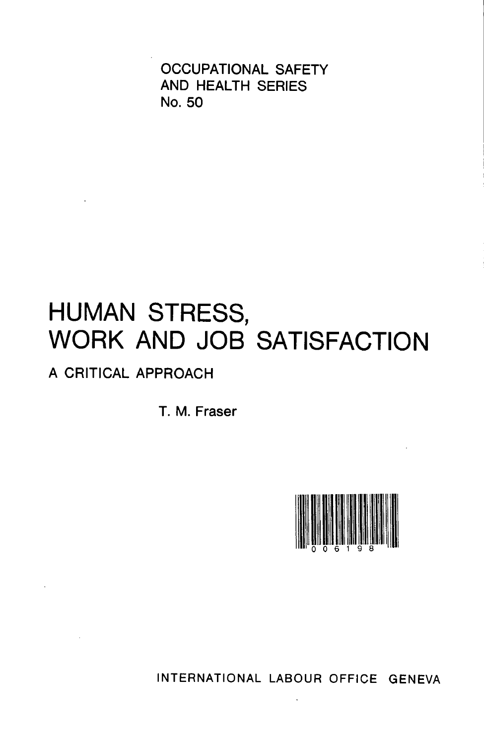OCCUPATIONAL SAFETY
AND HEALTH SERIES
No. 50

# HUMAN STRESS, WORK AND JOB SATISFACTION

## A CRITICAL APPROACH

T. M. Fraser

0 0 6 1 9 8

INTERNATIONAL LABOUR OFFICE GENEVA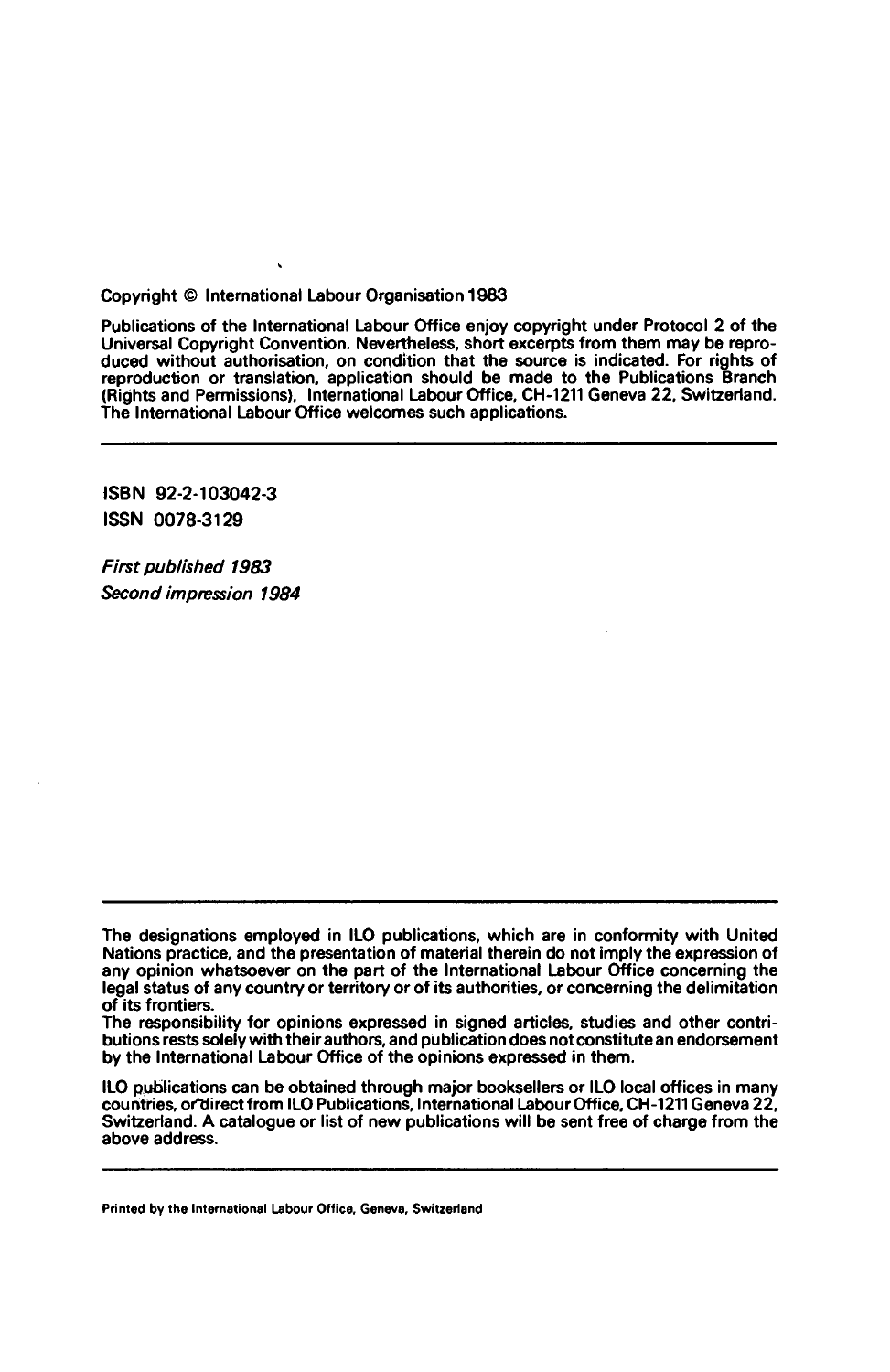Copyright © International Labour Organisation 1983

Publications of the International Labour Office enjoy copyright under Protocol 2 of the Universal Copyright Convention. Nevertheless, short excerpts from them may be reproduced without authorisation, on condition that the source is indicated. For rights of reproduction or translation, application should be made to the Publications Branch (Rights and Permissions), International Labour Office, CH-1211 Geneva 22, Switzerland. The International Labour Office welcomes such applications.

---

ISBN 92-2-103042-3
ISSN 0078-3129

*First published 1983*
*Second impression 1984*

---

The designations employed in ILO publications, which are in conformity with United Nations practice, and the presentation of material therein do not imply the expression of any opinion whatsoever on the part of the International Labour Office concerning the legal status of any country or territory or of its authorities, or concerning the delimitation of its frontiers.
The responsibility for opinions expressed in signed articles, studies and other contributions rests solely with their authors, and publication does not constitute an endorsement by the International Labour Office of the opinions expressed in them.

ILO publications can be obtained through major booksellers or ILO local offices in many countries, or direct from ILO Publications, International Labour Office, CH-1211 Geneva 22, Switzerland. A catalogue or list of new publications will be sent free of charge from the above address.

---

Printed by the International Labour Office, Geneva, Switzerland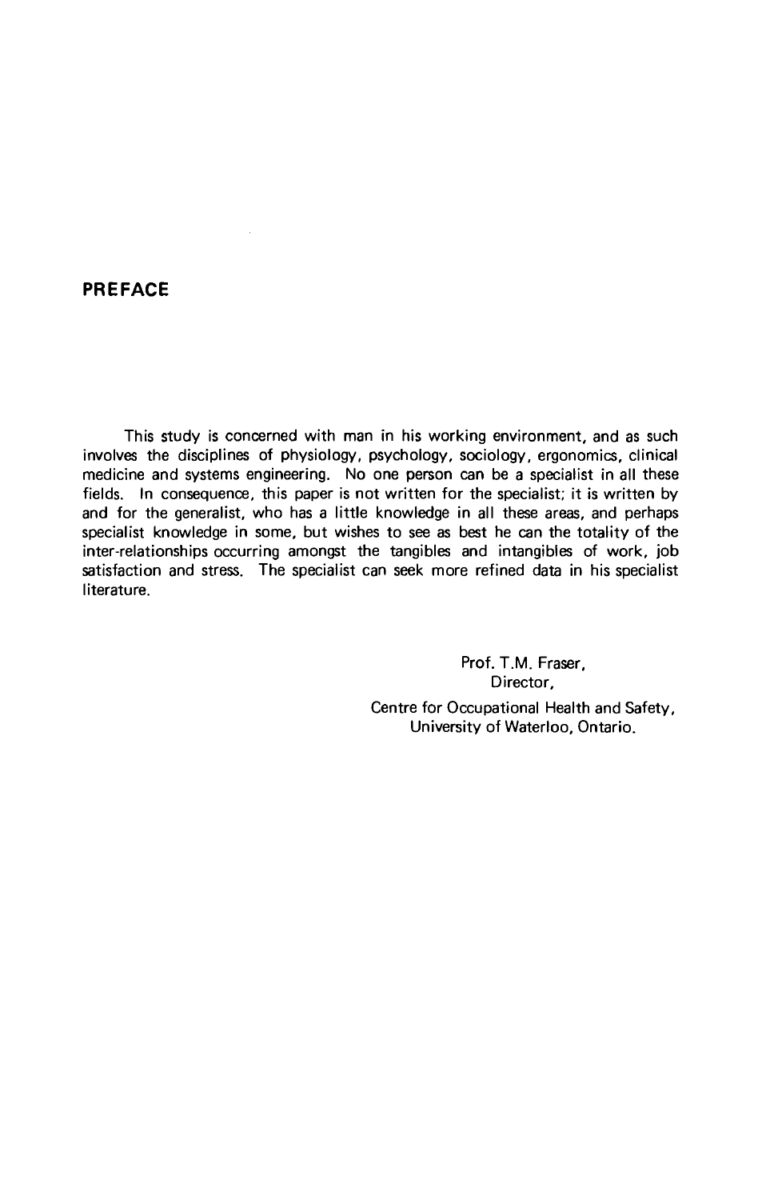## PREFACE

This study is concerned with man in his working environment, and as such involves the disciplines of physiology, psychology, sociology, ergonomics, clinical medicine and systems engineering. No one person can be a specialist in all these fields. In consequence, this paper is not written for the specialist; it is written by and for the generalist, who has a little knowledge in all these areas, and perhaps specialist knowledge in some, but wishes to see as best he can the totality of the inter-relationships occurring amongst the tangibles and intangibles of work, job satisfaction and stress. The specialist can seek more refined data in his specialist literature.

Prof. T.M. Fraser,
Director,
Centre for Occupational Health and Safety,
University of Waterloo, Ontario.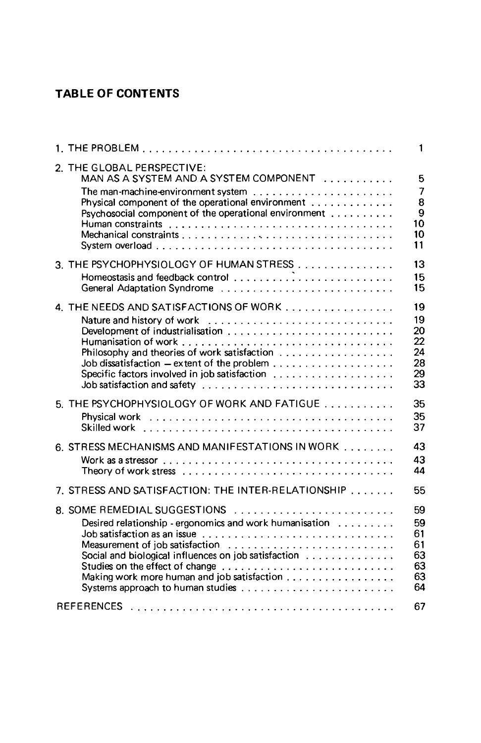## TABLE OF CONTENTS

| | |
|---|---|
| 1. THE PROBLEM | 1 |
| 2. THE GLOBAL PERSPECTIVE: MAN AS A SYSTEM AND A SYSTEM COMPONENT | 5 |
| The man-machine-environment system | 7 |
| Physical component of the operational environment | 8 |
| Psychosocial component of the operational environment | 9 |
| Human constraints | 10 |
| Mechanical constraints | 10 |
| System overload | 11 |
| 3. THE PSYCHOPHYSIOLOGY OF HUMAN STRESS | 13 |
| Homeostasis and feedback control | 15 |
| General Adaptation Syndrome | 15 |
| 4. THE NEEDS AND SATISFACTIONS OF WORK | 19 |
| Nature and history of work | 19 |
| Development of industrialisation | 20 |
| Humanisation of work | 22 |
| Philosophy and theories of work satisfaction | 24 |
| Job dissatisfaction — extent of the problem | 28 |
| Specific factors involved in job satisfaction | 29 |
| Job satisfaction and safety | 33 |
| 5. THE PSYCHOPHYSIOLOGY OF WORK AND FATIGUE | 35 |
| Physical work | 35 |
| Skilled work | 37 |
| 6. STRESS MECHANISMS AND MANIFESTATIONS IN WORK | 43 |
| Work as a stressor | 43 |
| Theory of work stress | 44 |
| 7. STRESS AND SATISFACTION: THE INTER-RELATIONSHIP | 55 |
| 8. SOME REMEDIAL SUGGESTIONS | 59 |
| Desired relationship - ergonomics and work humanisation | 59 |
| Job satisfaction as an issue | 61 |
| Measurement of job satisfaction | 61 |
| Social and biological influences on job satisfaction | 63 |
| Studies on the effect of change | 63 |
| Making work more human and job satisfaction | 63 |
| Systems approach to human studies | 64 |
| REFERENCES | 67 |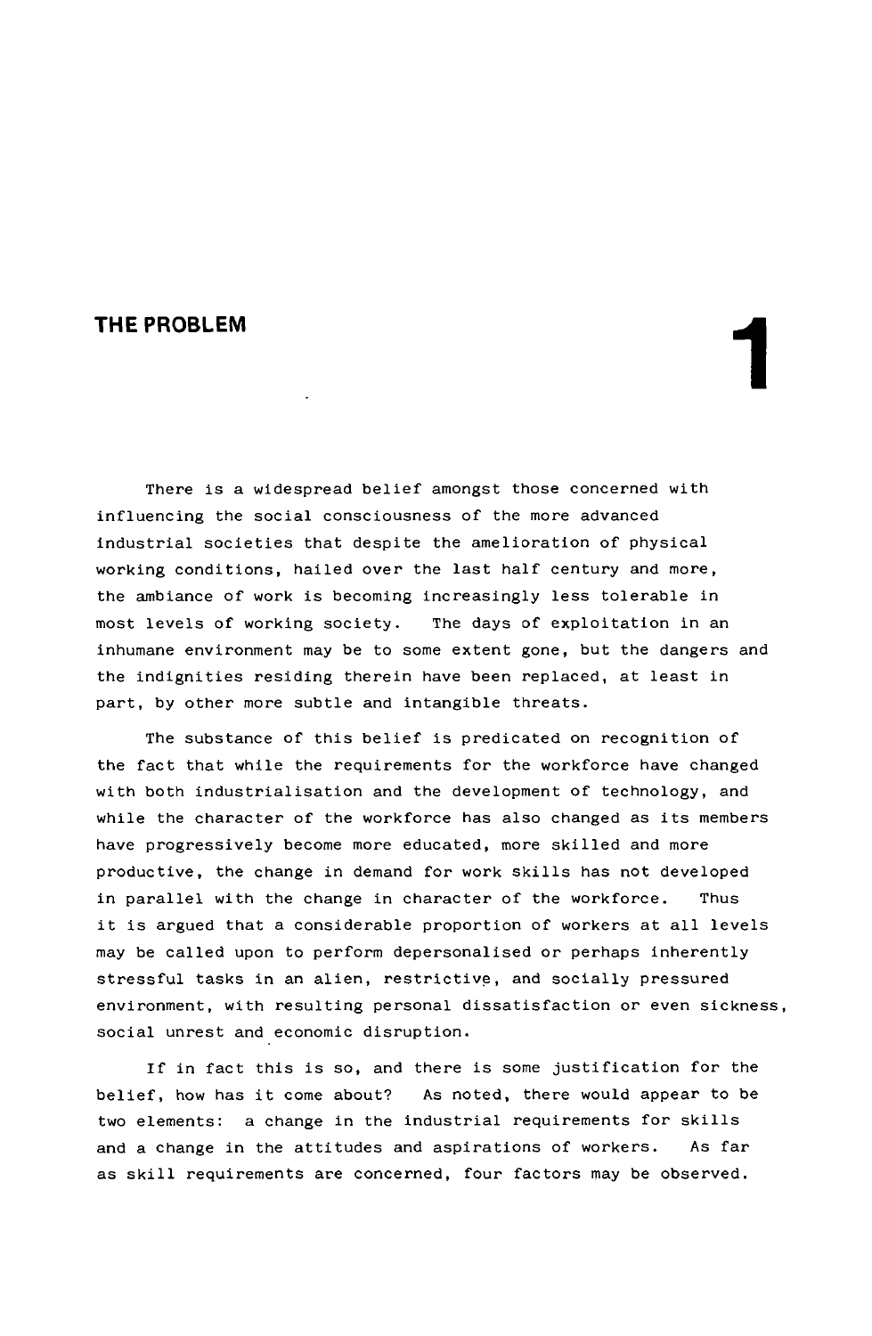# 1 THE PROBLEM

There is a widespread belief amongst those concerned with influencing the social consciousness of the more advanced industrial societies that despite the amelioration of physical working conditions, hailed over the last half century and more, the ambiance of work is becoming increasingly less tolerable in most levels of working society. The days of exploitation in an inhumane environment may be to some extent gone, but the dangers and the indignities residing therein have been replaced, at least in part, by other more subtle and intangible threats.

The substance of this belief is predicated on recognition of the fact that while the requirements for the workforce have changed with both industrialisation and the development of technology, and while the character of the workforce has also changed as its members have progressively become more educated, more skilled and more productive, the change in demand for work skills has not developed in parallel with the change in character of the workforce. Thus it is argued that a considerable proportion of workers at all levels may be called upon to perform depersonalised or perhaps inherently stressful tasks in an alien, restrictive, and socially pressured environment, with resulting personal dissatisfaction or even sickness, social unrest and economic disruption.

If in fact this is so, and there is some justification for the belief, how has it come about? As noted, there would appear to be two elements: a change in the industrial requirements for skills and a change in the attitudes and aspirations of workers. As far as skill requirements are concerned, four factors may be observed.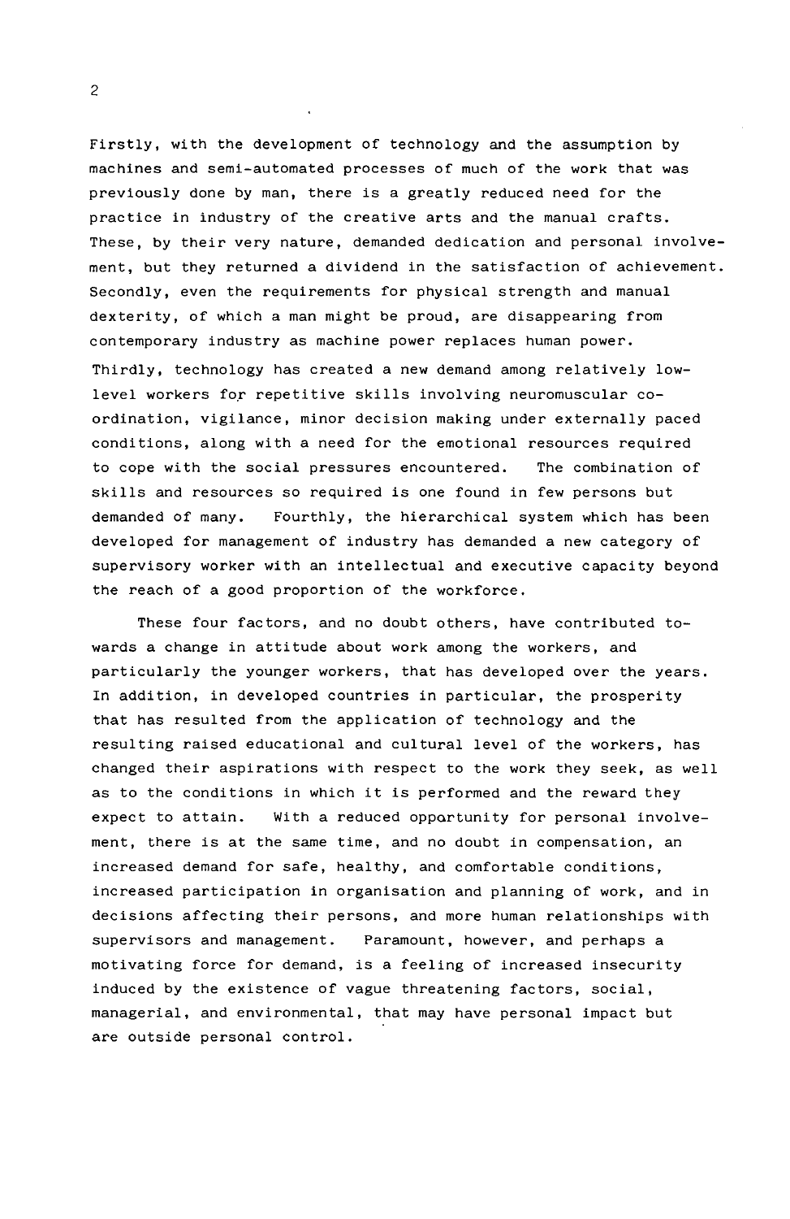Firstly, with the development of technology and the assumption by machines and semi-automated processes of much of the work that was previously done by man, there is a greatly reduced need for the practice in industry of the creative arts and the manual crafts. These, by their very nature, demanded dedication and personal involvement, but they returned a dividend in the satisfaction of achievement. Secondly, even the requirements for physical strength and manual dexterity, of which a man might be proud, are disappearing from contemporary industry as machine power replaces human power. Thirdly, technology has created a new demand among relatively low-level workers for repetitive skills involving neuromuscular co-ordination, vigilance, minor decision making under externally paced conditions, along with a need for the emotional resources required to cope with the social pressures encountered. The combination of skills and resources so required is one found in few persons but demanded of many. Fourthly, the hierarchical system which has been developed for management of industry has demanded a new category of supervisory worker with an intellectual and executive capacity beyond the reach of a good proportion of the workforce.

These four factors, and no doubt others, have contributed towards a change in attitude about work among the workers, and particularly the younger workers, that has developed over the years. In addition, in developed countries in particular, the prosperity that has resulted from the application of technology and the resulting raised educational and cultural level of the workers, has changed their aspirations with respect to the work they seek, as well as to the conditions in which it is performed and the reward they expect to attain. With a reduced opportunity for personal involvement, there is at the same time, and no doubt in compensation, an increased demand for safe, healthy, and comfortable conditions, increased participation in organisation and planning of work, and in decisions affecting their persons, and more human relationships with supervisors and management. Paramount, however, and perhaps a motivating force for demand, is a feeling of increased insecurity induced by the existence of vague threatening factors, social, managerial, and environmental, that may have personal impact but are outside personal control.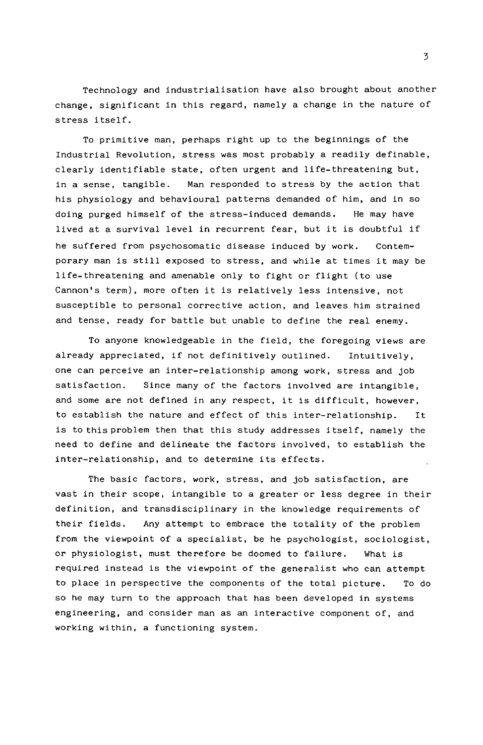Technology and industrialisation have also brought about another change, significant in this regard, namely a change in the nature of stress itself.

To primitive man, perhaps right up to the beginnings of the Industrial Revolution, stress was most probably a readily definable, clearly identifiable state, often urgent and life-threatening but, in a sense, tangible. Man responded to stress by the action that his physiology and behavioural patterns demanded of him, and in so doing purged himself of the stress-induced demands. He may have lived at a survival level in recurrent fear, but it is doubtful if he suffered from psychosomatic disease induced by work. Contemporary man is still exposed to stress, and while at times it may be life-threatening and amenable only to fight or flight (to use Cannon's term), more often it is relatively less intensive, not susceptible to personal corrective action, and leaves him strained and tense, ready for battle but unable to define the real enemy.

To anyone knowledgeable in the field, the foregoing views are already appreciated, if not definitively outlined. Intuitively, one can perceive an inter-relationship among work, stress and job satisfaction. Since many of the factors involved are intangible, and some are not defined in any respect, it is difficult, however, to establish the nature and effect of this inter-relationship. It is to this problem then that this study addresses itself, namely the need to define and delineate the factors involved, to establish the inter-relationship, and to determine its effects.

The basic factors, work, stress, and job satisfaction, are vast in their scope, intangible to a greater or less degree in their definition, and transdisciplinary in the knowledge requirements of their fields. Any attempt to embrace the totality of the problem from the viewpoint of a specialist, be he psychologist, sociologist, or physiologist, must therefore be doomed to failure. What is required instead is the viewpoint of the generalist who can attempt to place in perspective the components of the total picture. To do so he may turn to the approach that has been developed in systems engineering, and consider man as an interactive component of, and working within, a functioning system.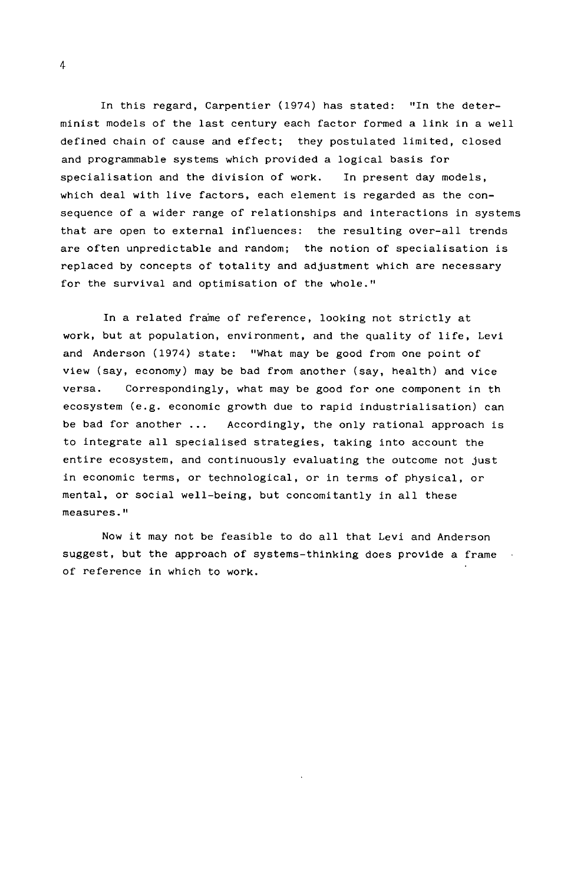In this regard, Carpentier (1974) has stated: "In the determinist models of the last century each factor formed a link in a well defined chain of cause and effect; they postulated limited, closed and programmable systems which provided a logical basis for specialisation and the division of work. In present day models, which deal with live factors, each element is regarded as the consequence of a wider range of relationships and interactions in systems that are open to external influences: the resulting over-all trends are often unpredictable and random; the notion of specialisation is replaced by concepts of totality and adjustment which are necessary for the survival and optimisation of the whole."

In a related frame of reference, looking not strictly at work, but at population, environment, and the quality of life, Levi and Anderson (1974) state: "What may be good from one point of view (say, economy) may be bad from another (say, health) and vice versa. Correspondingly, what may be good for one component in th ecosystem (e.g. economic growth due to rapid industrialisation) can be bad for another ... Accordingly, the only rational approach is to integrate all specialised strategies, taking into account the entire ecosystem, and continuously evaluating the outcome not just in economic terms, or technological, or in terms of physical, or mental, or social well-being, but concomitantly in all these measures."

Now it may not be feasible to do all that Levi and Anderson suggest, but the approach of systems-thinking does provide a frame of reference in which to work.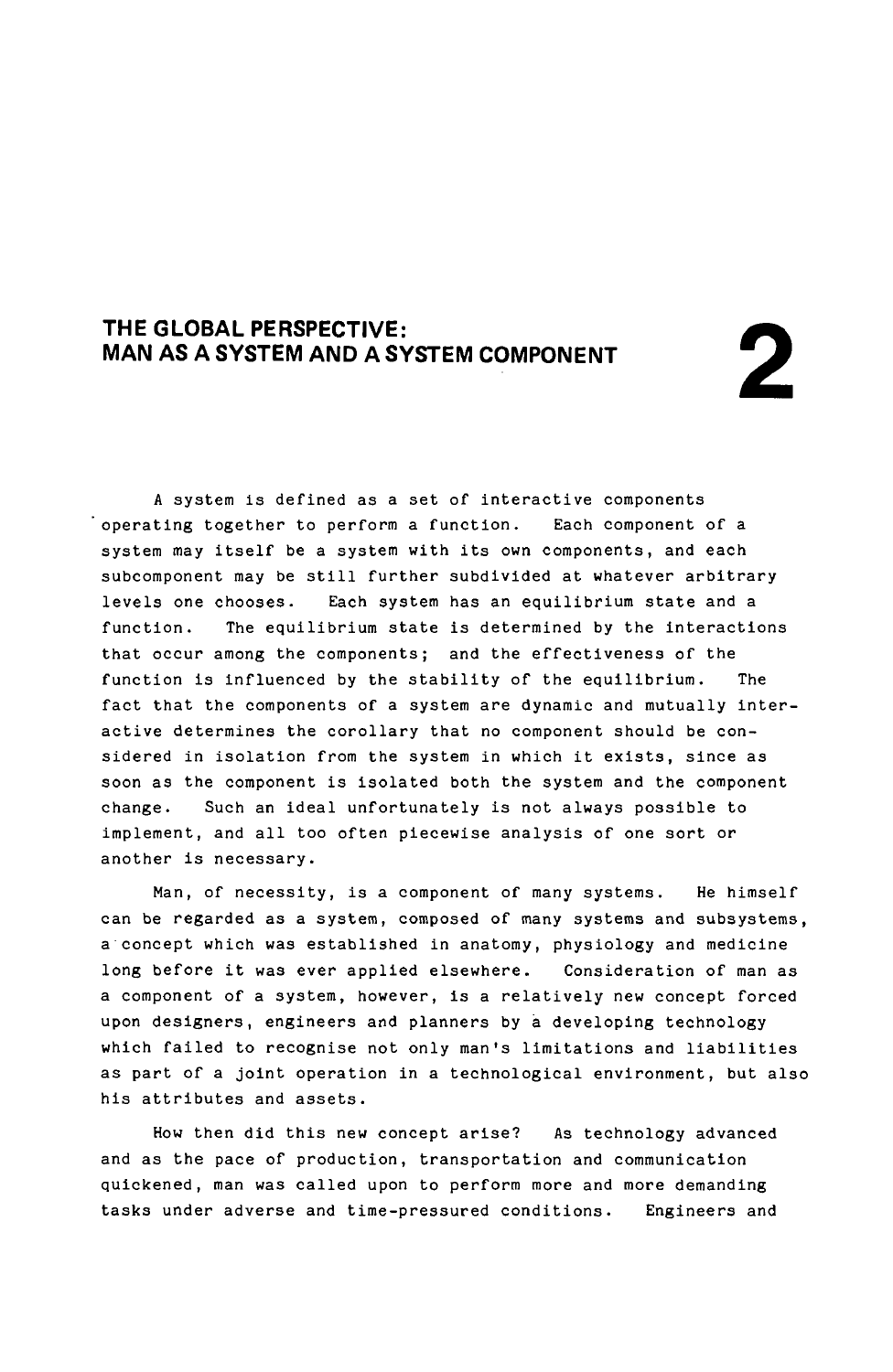# 2 THE GLOBAL PERSPECTIVE: MAN AS A SYSTEM AND A SYSTEM COMPONENT

A system is defined as a set of interactive components operating together to perform a function. Each component of a system may itself be a system with its own components, and each subcomponent may be still further subdivided at whatever arbitrary levels one chooses. Each system has an equilibrium state and a function. The equilibrium state is determined by the interactions that occur among the components; and the effectiveness of the function is influenced by the stability of the equilibrium. The fact that the components of a system are dynamic and mutually interactive determines the corollary that no component should be considered in isolation from the system in which it exists, since as soon as the component is isolated both the system and the component change. Such an ideal unfortunately is not always possible to implement, and all too often piecewise analysis of one sort or another is necessary.

Man, of necessity, is a component of many systems. He himself can be regarded as a system, composed of many systems and subsystems, a concept which was established in anatomy, physiology and medicine long before it was ever applied elsewhere. Consideration of man as a component of a system, however, is a relatively new concept forced upon designers, engineers and planners by a developing technology which failed to recognise not only man's limitations and liabilities as part of a joint operation in a technological environment, but also his attributes and assets.

How then did this new concept arise? As technology advanced and as the pace of production, transportation and communication quickened, man was called upon to perform more and more demanding tasks under adverse and time-pressured conditions. Engineers and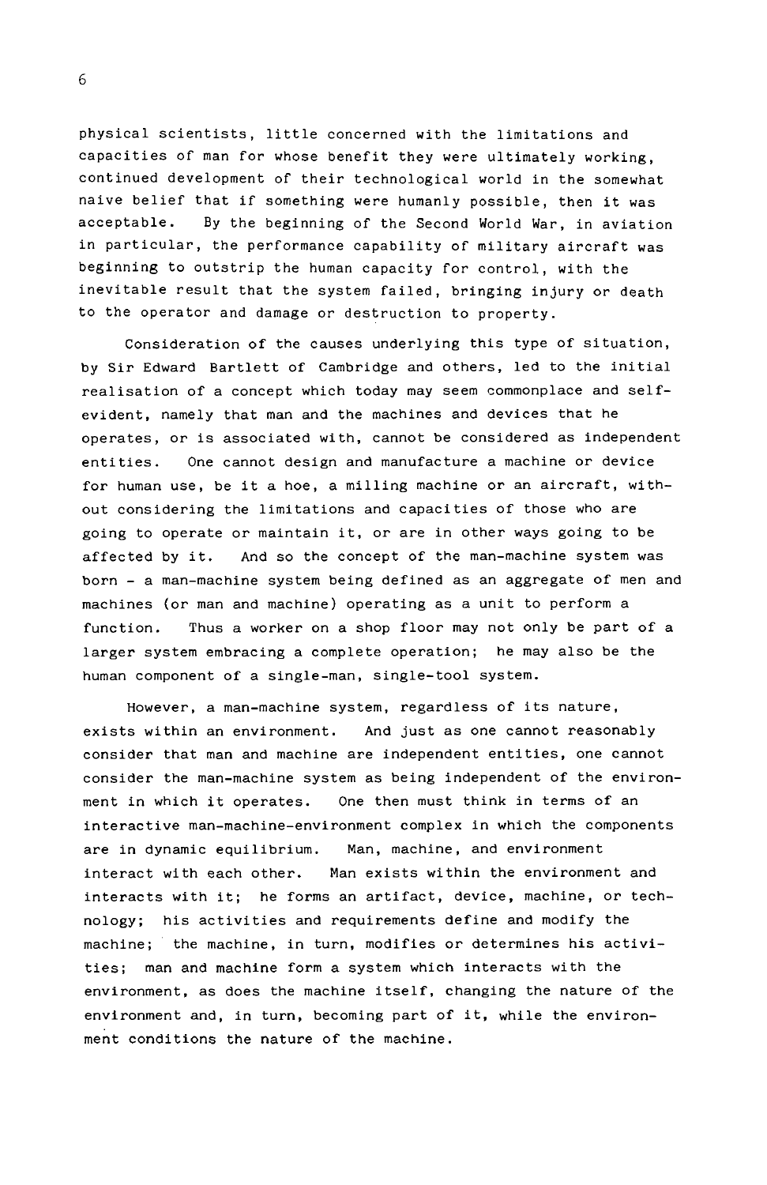physical scientists, little concerned with the limitations and capacities of man for whose benefit they were ultimately working, continued development of their technological world in the somewhat naive belief that if something were humanly possible, then it was acceptable. By the beginning of the Second World War, in aviation in particular, the performance capability of military aircraft was beginning to outstrip the human capacity for control, with the inevitable result that the system failed, bringing injury or death to the operator and damage or destruction to property.

Consideration of the causes underlying this type of situation, by Sir Edward Bartlett of Cambridge and others, led to the initial realisation of a concept which today may seem commonplace and self-evident, namely that man and the machines and devices that he operates, or is associated with, cannot be considered as independent entities. One cannot design and manufacture a machine or device for human use, be it a hoe, a milling machine or an aircraft, without considering the limitations and capacities of those who are going to operate or maintain it, or are in other ways going to be affected by it. And so the concept of the man-machine system was born - a man-machine system being defined as an aggregate of men and machines (or man and machine) operating as a unit to perform a function. Thus a worker on a shop floor may not only be part of a larger system embracing a complete operation; he may also be the human component of a single-man, single-tool system.

However, a man-machine system, regardless of its nature, exists within an environment. And just as one cannot reasonably consider that man and machine are independent entities, one cannot consider the man-machine system as being independent of the environment in which it operates. One then must think in terms of an interactive man-machine-environment complex in which the components are in dynamic equilibrium. Man, machine, and environment interact with each other. Man exists within the environment and interacts with it; he forms an artifact, device, machine, or technology; his activities and requirements define and modify the machine; the machine, in turn, modifies or determines his activities; man and machine form a system which interacts with the environment, as does the machine itself, changing the nature of the environment and, in turn, becoming part of it, while the environment conditions the nature of the machine.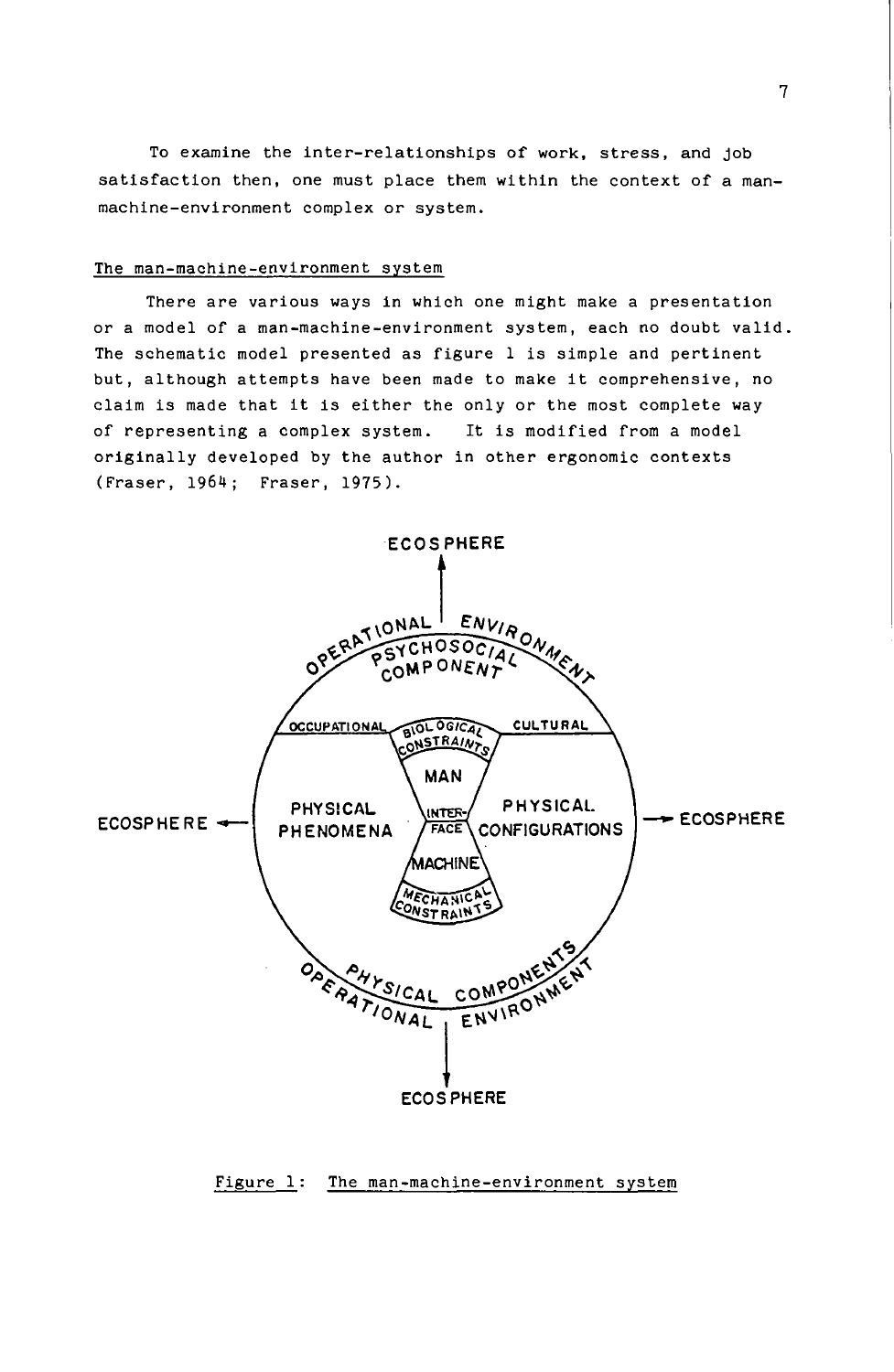To examine the inter-relationships of work, stress, and job satisfaction then, one must place them within the context of a man-machine-environment complex or system.

## The man-machine-environment system

There are various ways in which one might make a presentation or a model of a man-machine-environment system, each no doubt valid. The schematic model presented as figure 1 is simple and pertinent but, although attempts have been made to make it comprehensive, no claim is made that it is either the only or the most complete way of representing a complex system. It is modified from a model originally developed by the author in other ergonomic contexts (Fraser, 1964; Fraser, 1975).

Figure 1: The man-machine-environment system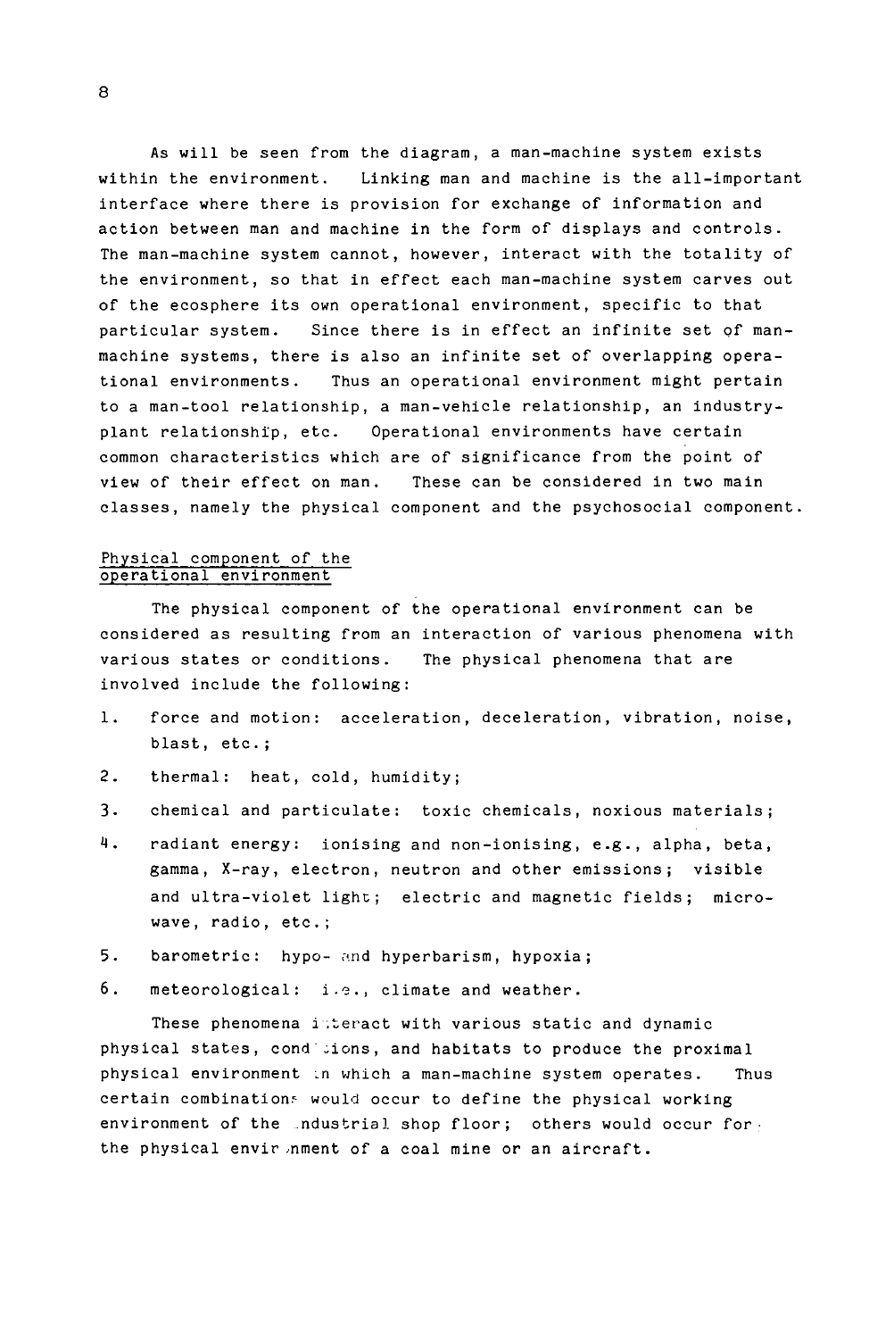As will be seen from the diagram, a man-machine system exists within the environment. Linking man and machine is the all-important interface where there is provision for exchange of information and action between man and machine in the form of displays and controls. The man-machine system cannot, however, interact with the totality of the environment, so that in effect each man-machine system carves out of the ecosphere its own operational environment, specific to that particular system. Since there is in effect an infinite set of man-machine systems, there is also an infinite set of overlapping operational environments. Thus an operational environment might pertain to a man-tool relationship, a man-vehicle relationship, an industry-plant relationship, etc. Operational environments have certain common characteristics which are of significance from the point of view of their effect on man. These can be considered in two main classes, namely the physical component and the psychosocial component.

## Physical component of the operational environment

The physical component of the operational environment can be considered as resulting from an interaction of various phenomena with various states or conditions. The physical phenomena that are involved include the following:

1. force and motion: acceleration, deceleration, vibration, noise, blast, etc.;
2. thermal: heat, cold, humidity;
3. chemical and particulate: toxic chemicals, noxious materials;
4. radiant energy: ionising and non-ionising, e.g., alpha, beta, gamma, X-ray, electron, neutron and other emissions; visible and ultra-violet light; electric and magnetic fields; microwave, radio, etc.;
5. barometric: hypo- and hyperbarism, hypoxia;
6. meteorological: i.e., climate and weather.

These phenomena interact with various static and dynamic physical states, conditions, and habitats to produce the proximal physical environment in which a man-machine system operates. Thus certain combinations would occur to define the physical working environment of the industrial shop floor; others would occur for the physical environment of a coal mine or an aircraft.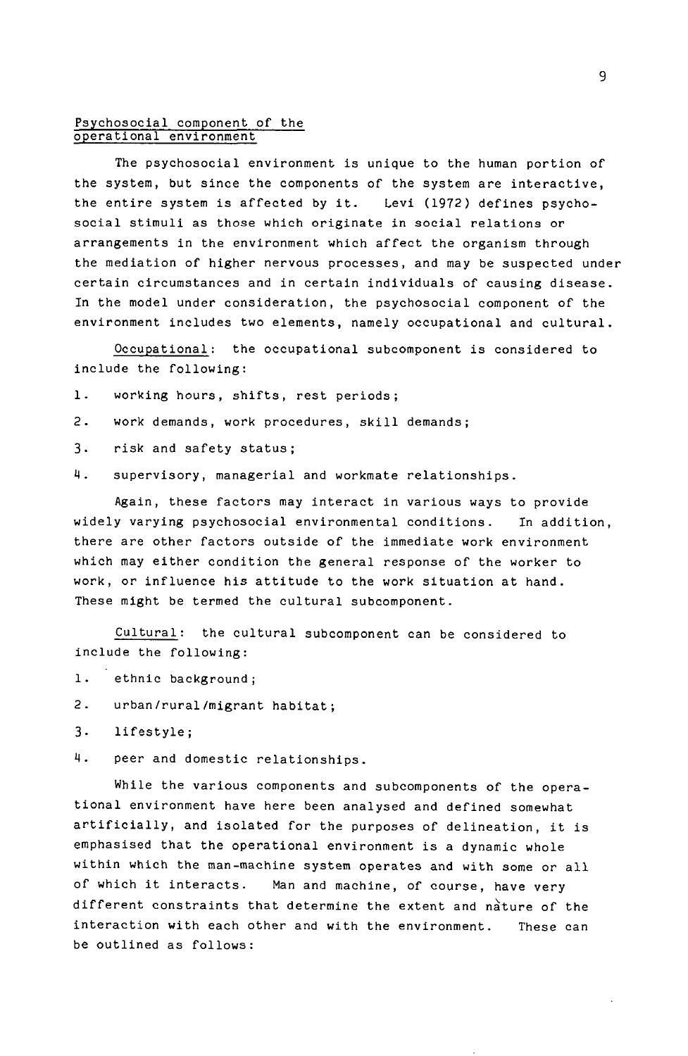## Psychosocial component of the operational environment

The psychosocial environment is unique to the human portion of the system, but since the components of the system are interactive, the entire system is affected by it. Levi (1972) defines psychosocial stimuli as those which originate in social relations or arrangements in the environment which affect the organism through the mediation of higher nervous processes, and may be suspected under certain circumstances and in certain individuals of causing disease. In the model under consideration, the psychosocial component of the environment includes two elements, namely occupational and cultural.

Occupational: the occupational subcomponent is considered to include the following:

1. working hours, shifts, rest periods;
2. work demands, work procedures, skill demands;
3. risk and safety status;
4. supervisory, managerial and workmate relationships.

Again, these factors may interact in various ways to provide widely varying psychosocial environmental conditions. In addition, there are other factors outside of the immediate work environment which may either condition the general response of the worker to work, or influence his attitude to the work situation at hand. These might be termed the cultural subcomponent.

Cultural: the cultural subcomponent can be considered to include the following:

1. ethnic background;
2. urban/rural/migrant habitat;
3. lifestyle;
4. peer and domestic relationships.

While the various components and subcomponents of the operational environment have here been analysed and defined somewhat artificially, and isolated for the purposes of delineation, it is emphasised that the operational environment is a dynamic whole within which the man-machine system operates and with some or all of which it interacts. Man and machine, of course, have very different constraints that determine the extent and nature of the interaction with each other and with the environment. These can be outlined as follows: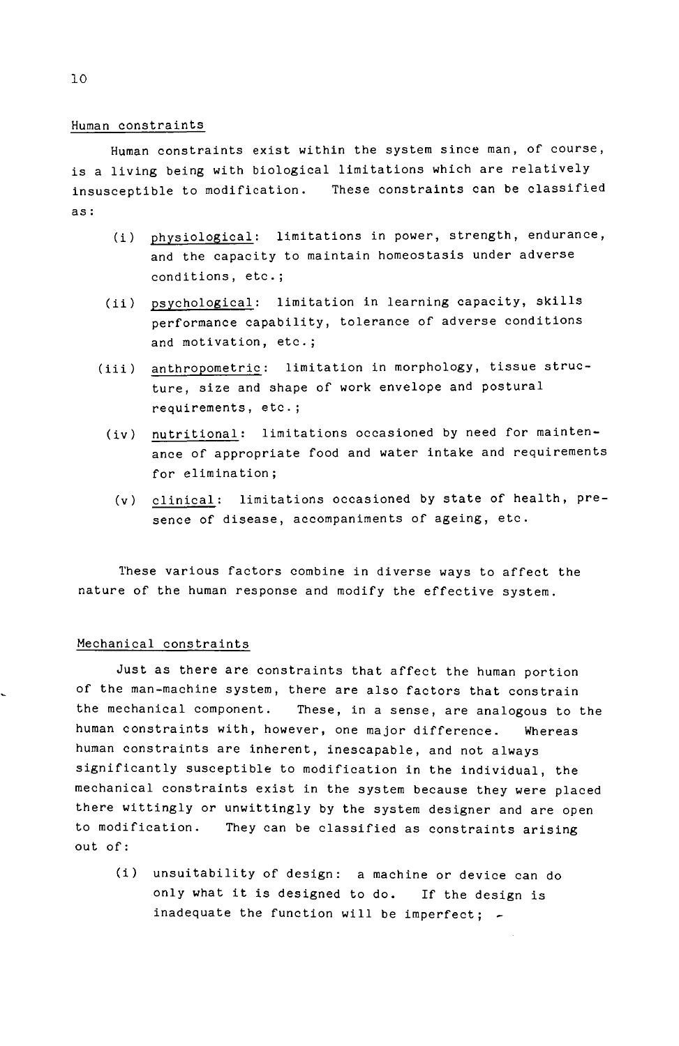## Human constraints

Human constraints exist within the system since man, of course, is a living being with biological limitations which are relatively insusceptible to modification. These constraints can be classified as:

(i) physiological: limitations in power, strength, endurance, and the capacity to maintain homeostasis under adverse conditions, etc.;

(ii) psychological: limitation in learning capacity, skills performance capability, tolerance of adverse conditions and motivation, etc.;

(iii) anthropometric: limitation in morphology, tissue structure, size and shape of work envelope and postural requirements, etc.;

(iv) nutritional: limitations occasioned by need for maintenance of appropriate food and water intake and requirements for elimination;

(v) clinical: limitations occasioned by state of health, presence of disease, accompaniments of ageing, etc.

These various factors combine in diverse ways to affect the nature of the human response and modify the effective system.

## Mechanical constraints

Just as there are constraints that affect the human portion of the man-machine system, there are also factors that constrain the mechanical component. These, in a sense, are analogous to the human constraints with, however, one major difference. Whereas human constraints are inherent, inescapable, and not always significantly susceptible to modification in the individual, the mechanical constraints exist in the system because they were placed there wittingly or unwittingly by the system designer and are open to modification. They can be classified as constraints arising out of:

(i) unsuitability of design: a machine or device can do only what it is designed to do. If the design is inadequate the function will be imperfect;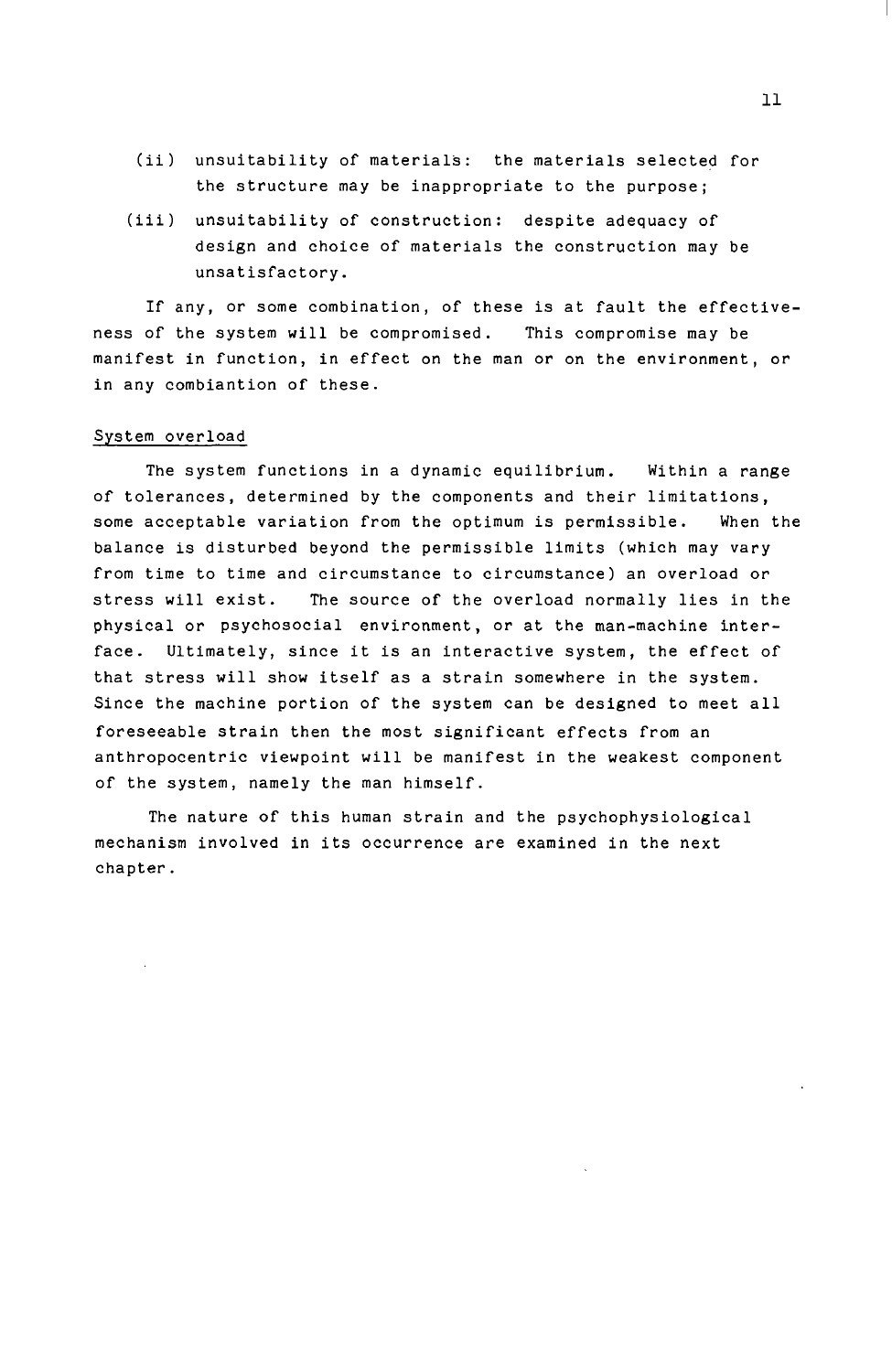(ii) unsuitability of materials: the materials selected for the structure may be inappropriate to the purpose;

(iii) unsuitability of construction: despite adequacy of design and choice of materials the construction may be unsatisfactory.

If any, or some combination, of these is at fault the effectiveness of the system will be compromised. This compromise may be manifest in function, in effect on the man or on the environment, or in any combiantion of these.

<u>System overload</u>

The system functions in a dynamic equilibrium. Within a range of tolerances, determined by the components and their limitations, some acceptable variation from the optimum is permissible. When the balance is disturbed beyond the permissible limits (which may vary from time to time and circumstance to circumstance) an overload or stress will exist. The source of the overload normally lies in the physical or psychosocial environment, or at the man-machine interface. Ultimately, since it is an interactive system, the effect of that stress will show itself as a strain somewhere in the system. Since the machine portion of the system can be designed to meet all foreseeable strain then the most significant effects from an anthropocentric viewpoint will be manifest in the weakest component of the system, namely the man himself.

The nature of this human strain and the psychophysiological mechanism involved in its occurrence are examined in the next chapter.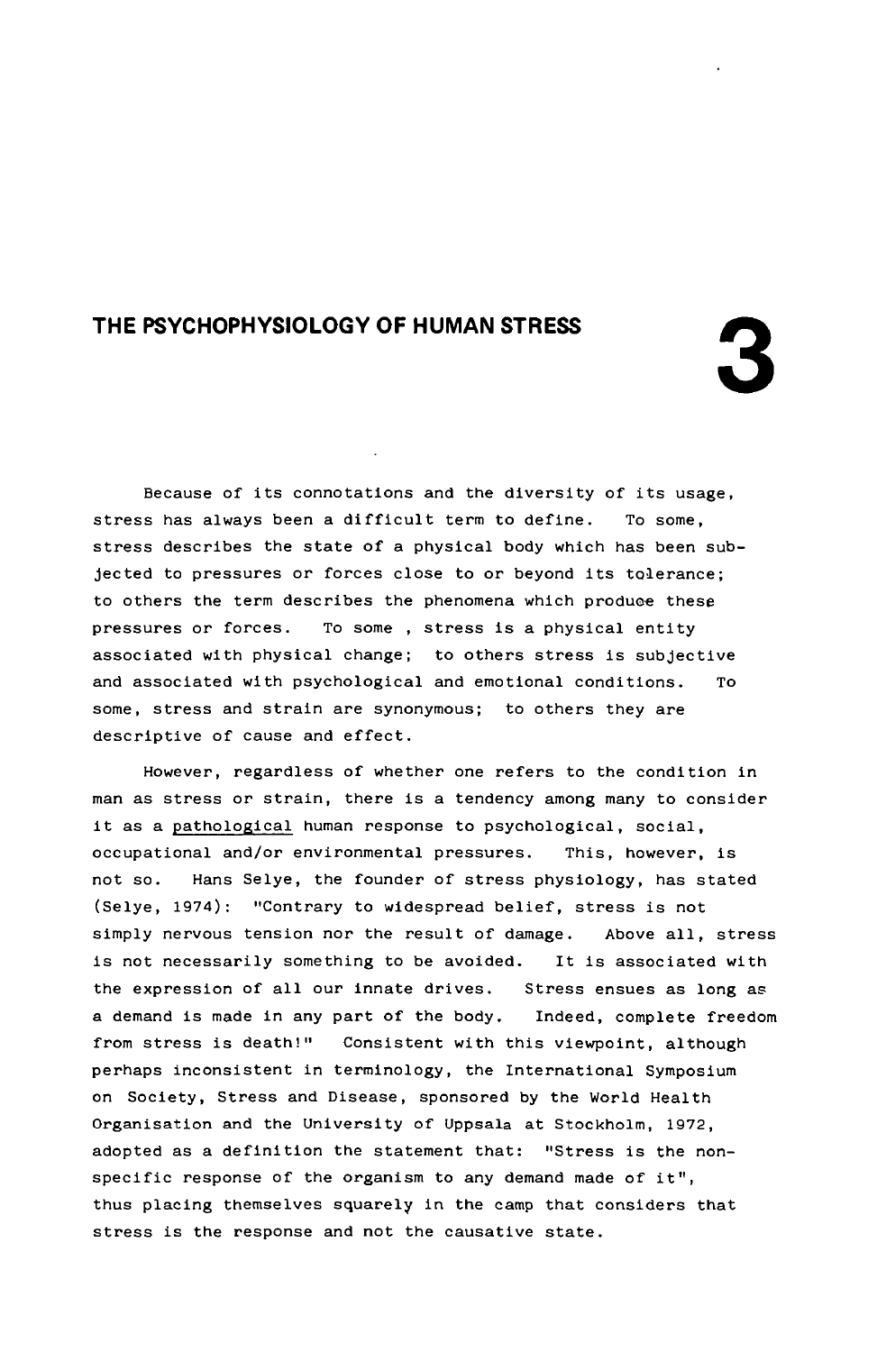# THE PSYCHOPHYSIOLOGY OF HUMAN STRESS

# 3

Because of its connotations and the diversity of its usage, stress has always been a difficult term to define. To some, stress describes the state of a physical body which has been subjected to pressures or forces close to or beyond its tolerance; to others the term describes the phenomena which produce these pressures or forces. To some, stress is a physical entity associated with physical change; to others stress is subjective and associated with psychological and emotional conditions. To some, stress and strain are synonymous; to others they are descriptive of cause and effect.

However, regardless of whether one refers to the condition in man as stress or strain, there is a tendency among many to consider it as a pathological human response to psychological, social, occupational and/or environmental pressures. This, however, is not so. Hans Selye, the founder of stress physiology, has stated (Selye, 1974): "Contrary to widespread belief, stress is not simply nervous tension nor the result of damage. Above all, stress is not necessarily something to be avoided. It is associated with the expression of all our innate drives. Stress ensues as long as a demand is made in any part of the body. Indeed, complete freedom from stress is death!" Consistent with this viewpoint, although perhaps inconsistent in terminology, the International Symposium on Society, Stress and Disease, sponsored by the World Health Organisation and the University of Uppsala at Stockholm, 1972, adopted as a definition the statement that: "Stress is the non-specific response of the organism to any demand made of it", thus placing themselves squarely in the camp that considers that stress is the response and not the causative state.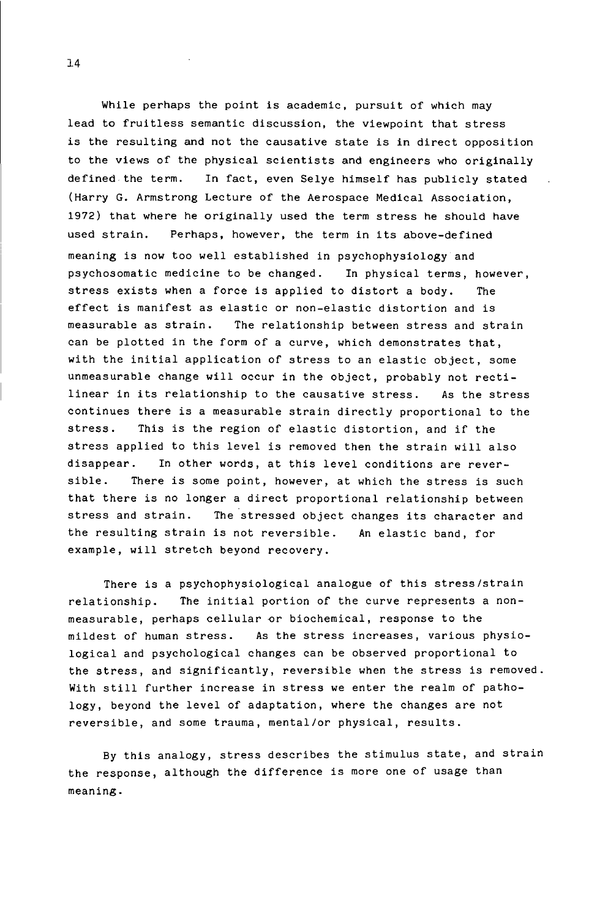While perhaps the point is academic, pursuit of which may lead to fruitless semantic discussion, the viewpoint that stress is the resulting and not the causative state is in direct opposition to the views of the physical scientists and engineers who originally defined the term. In fact, even Selye himself has publicly stated (Harry G. Armstrong Lecture of the Aerospace Medical Association, 1972) that where he originally used the term stress he should have used strain. Perhaps, however, the term in its above-defined meaning is now too well established in psychophysiology and psychosomatic medicine to be changed. In physical terms, however, stress exists when a force is applied to distort a body. The effect is manifest as elastic or non-elastic distortion and is measurable as strain. The relationship between stress and strain can be plotted in the form of a curve, which demonstrates that, with the initial application of stress to an elastic object, some unmeasurable change will occur in the object, probably not rectilinear in its relationship to the causative stress. As the stress continues there is a measurable strain directly proportional to the stress. This is the region of elastic distortion, and if the stress applied to this level is removed then the strain will also disappear. In other words, at this level conditions are reversible. There is some point, however, at which the stress is such that there is no longer a direct proportional relationship between stress and strain. The stressed object changes its character and the resulting strain is not reversible. An elastic band, for example, will stretch beyond recovery.

There is a psychophysiological analogue of this stress/strain relationship. The initial portion of the curve represents a non-measurable, perhaps cellular or biochemical, response to the mildest of human stress. As the stress increases, various physiological and psychological changes can be observed proportional to the stress, and significantly, reversible when the stress is removed. With still further increase in stress we enter the realm of pathology, beyond the level of adaptation, where the changes are not reversible, and some trauma, mental/or physical, results.

By this analogy, stress describes the stimulus state, and strain the response, although the difference is more one of usage than meaning.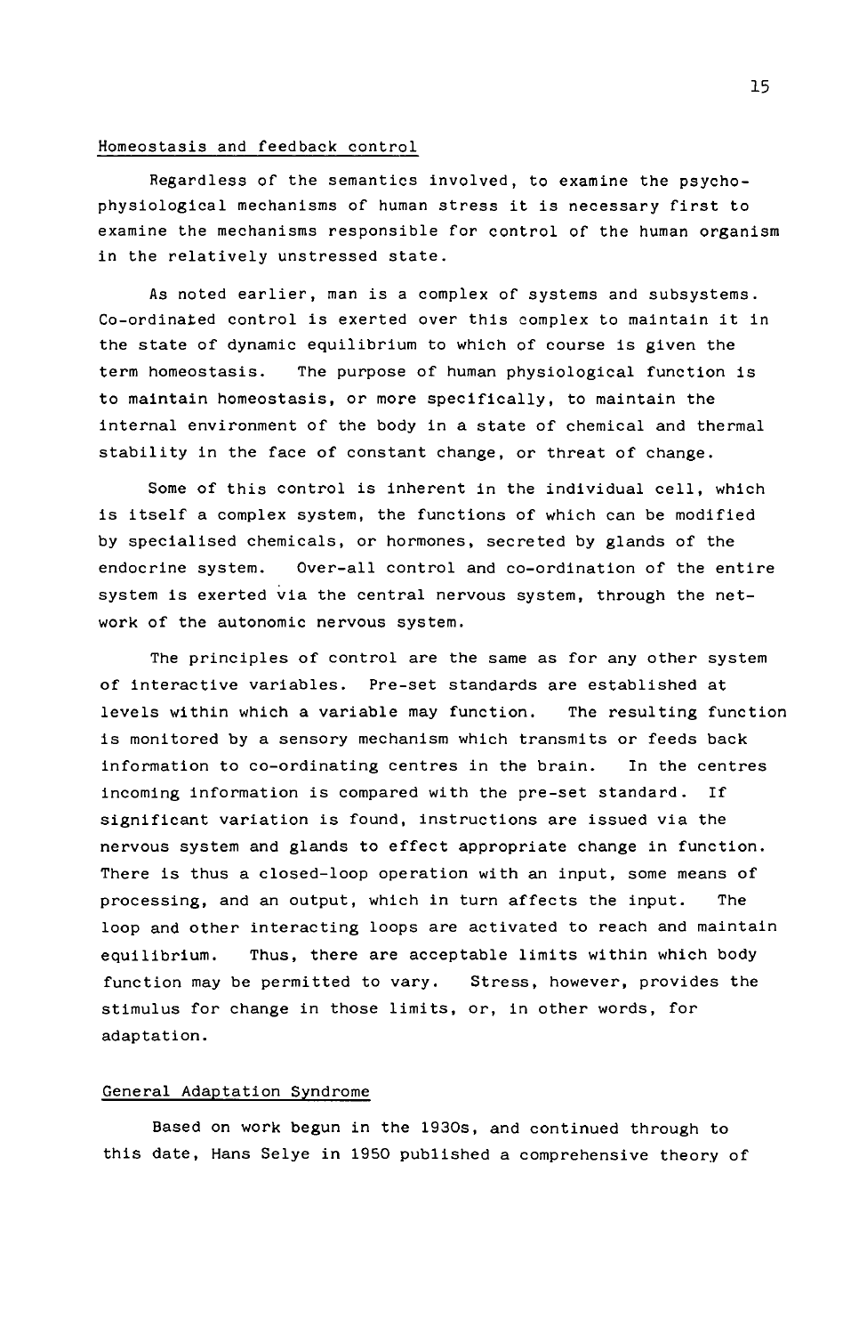## Homeostasis and feedback control

Regardless of the semantics involved, to examine the psycho-physiological mechanisms of human stress it is necessary first to examine the mechanisms responsible for control of the human organism in the relatively unstressed state.

As noted earlier, man is a complex of systems and subsystems. Co-ordinated control is exerted over this complex to maintain it in the state of dynamic equilibrium to which of course is given the term homeostasis. The purpose of human physiological function is to maintain homeostasis, or more specifically, to maintain the internal environment of the body in a state of chemical and thermal stability in the face of constant change, or threat of change.

Some of this control is inherent in the individual cell, which is itself a complex system, the functions of which can be modified by specialised chemicals, or hormones, secreted by glands of the endocrine system. Over-all control and co-ordination of the entire system is exerted via the central nervous system, through the network of the autonomic nervous system.

The principles of control are the same as for any other system of interactive variables. Pre-set standards are established at levels within which a variable may function. The resulting function is monitored by a sensory mechanism which transmits or feeds back information to co-ordinating centres in the brain. In the centres incoming information is compared with the pre-set standard. If significant variation is found, instructions are issued via the nervous system and glands to effect appropriate change in function. There is thus a closed-loop operation with an input, some means of processing, and an output, which in turn affects the input. The loop and other interacting loops are activated to reach and maintain equilibrium. Thus, there are acceptable limits within which body function may be permitted to vary. Stress, however, provides the stimulus for change in those limits, or, in other words, for adaptation.

## General Adaptation Syndrome

Based on work begun in the 1930s, and continued through to this date, Hans Selye in 1950 published a comprehensive theory of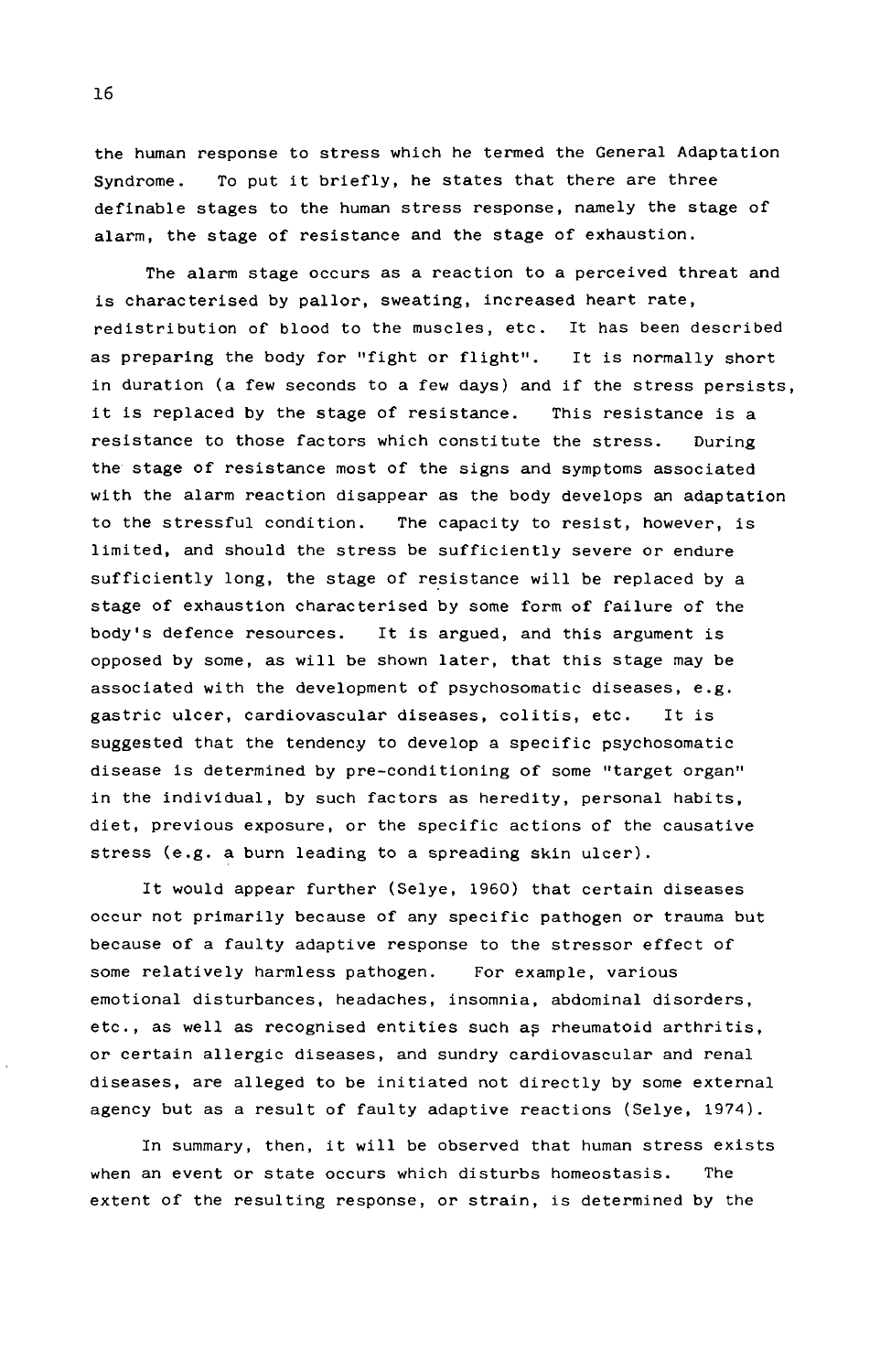the human response to stress which he termed the General Adaptation Syndrome. To put it briefly, he states that there are three definable stages to the human stress response, namely the stage of alarm, the stage of resistance and the stage of exhaustion.

The alarm stage occurs as a reaction to a perceived threat and is characterised by pallor, sweating, increased heart rate, redistribution of blood to the muscles, etc. It has been described as preparing the body for "fight or flight". It is normally short in duration (a few seconds to a few days) and if the stress persists, it is replaced by the stage of resistance. This resistance is a resistance to those factors which constitute the stress. During the stage of resistance most of the signs and symptoms associated with the alarm reaction disappear as the body develops an adaptation to the stressful condition. The capacity to resist, however, is limited, and should the stress be sufficiently severe or endure sufficiently long, the stage of resistance will be replaced by a stage of exhaustion characterised by some form of failure of the body's defence resources. It is argued, and this argument is opposed by some, as will be shown later, that this stage may be associated with the development of psychosomatic diseases, e.g. gastric ulcer, cardiovascular diseases, colitis, etc. It is suggested that the tendency to develop a specific psychosomatic disease is determined by pre-conditioning of some "target organ" in the individual, by such factors as heredity, personal habits, diet, previous exposure, or the specific actions of the causative stress (e.g. a burn leading to a spreading skin ulcer).

It would appear further (Selye, 1960) that certain diseases occur not primarily because of any specific pathogen or trauma but because of a faulty adaptive response to the stressor effect of some relatively harmless pathogen. For example, various emotional disturbances, headaches, insomnia, abdominal disorders, etc., as well as recognised entities such as rheumatoid arthritis, or certain allergic diseases, and sundry cardiovascular and renal diseases, are alleged to be initiated not directly by some external agency but as a result of faulty adaptive reactions (Selye, 1974).

In summary, then, it will be observed that human stress exists when an event or state occurs which disturbs homeostasis. The extent of the resulting response, or strain, is determined by the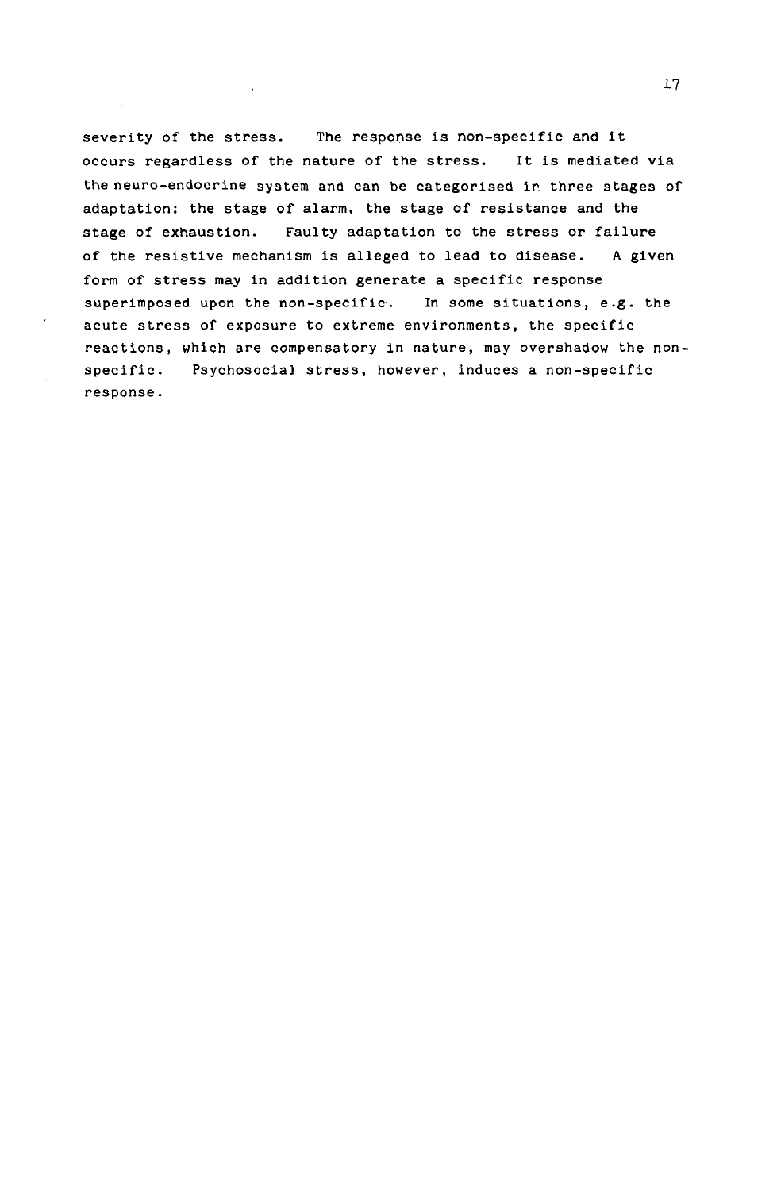severity of the stress. The response is non-specific and it occurs regardless of the nature of the stress. It is mediated via the neuro-endocrine system and can be categorised in three stages of adaptation; the stage of alarm, the stage of resistance and the stage of exhaustion. Faulty adaptation to the stress or failure of the resistive mechanism is alleged to lead to disease. A given form of stress may in addition generate a specific response superimposed upon the non-specific. In some situations, e.g. the acute stress of exposure to extreme environments, the specific reactions, which are compensatory in nature, may overshadow the non-specific. Psychosocial stress, however, induces a non-specific response.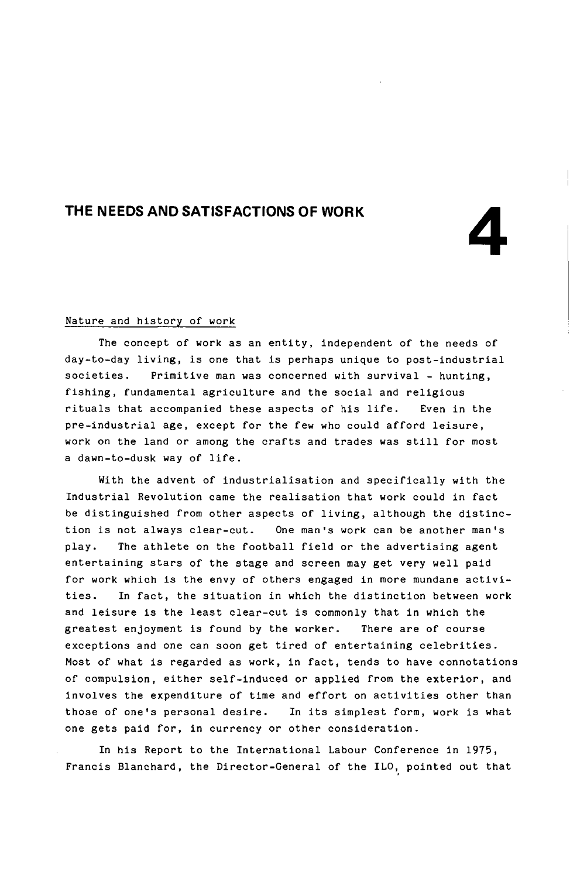# THE NEEDS AND SATISFACTIONS OF WORK

# 4

## Nature and history of work

The concept of work as an entity, independent of the needs of day-to-day living, is one that is perhaps unique to post-industrial societies. Primitive man was concerned with survival - hunting, fishing, fundamental agriculture and the social and religious rituals that accompanied these aspects of his life. Even in the pre-industrial age, except for the few who could afford leisure, work on the land or among the crafts and trades was still for most a dawn-to-dusk way of life.

With the advent of industrialisation and specifically with the Industrial Revolution came the realisation that work could in fact be distinguished from other aspects of living, although the distinction is not always clear-cut. One man's work can be another man's play. The athlete on the football field or the advertising agent entertaining stars of the stage and screen may get very well paid for work which is the envy of others engaged in more mundane activities. In fact, the situation in which the distinction between work and leisure is the least clear-cut is commonly that in which the greatest enjoyment is found by the worker. There are of course exceptions and one can soon get tired of entertaining celebrities. Most of what is regarded as work, in fact, tends to have connotations of compulsion, either self-induced or applied from the exterior, and involves the expenditure of time and effort on activities other than those of one's personal desire. In its simplest form, work is what one gets paid for, in currency or other consideration.

In his Report to the International Labour Conference in 1975, Francis Blanchard, the Director-General of the ILO, pointed out that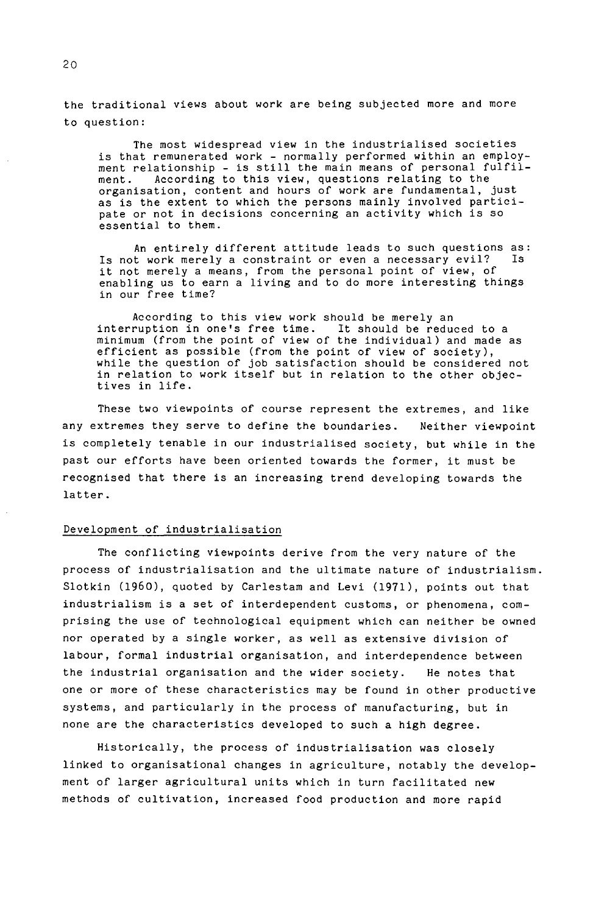the traditional views about work are being subjected more and more to question:

> The most widespread view in the industrialised societies is that remunerated work - normally performed within an employment relationship - is still the main means of personal fulfilment. According to this view, questions relating to the organisation, content and hours of work are fundamental, just as is the extent to which the persons mainly involved participate or not in decisions concerning an activity which is so essential to them.
>
> An entirely different attitude leads to such questions as: Is not work merely a constraint or even a necessary evil? Is it not merely a means, from the personal point of view, of enabling us to earn a living and to do more interesting things in our free time?
>
> According to this view work should be merely an interruption in one's free time. It should be reduced to a minimum (from the point of view of the individual) and made as efficient as possible (from the point of view of society), while the question of job satisfaction should be considered not in relation to work itself but in relation to the other objectives in life.

These two viewpoints of course represent the extremes, and like any extremes they serve to define the boundaries. Neither viewpoint is completely tenable in our industrialised society, but while in the past our efforts have been oriented towards the former, it must be recognised that there is an increasing trend developing towards the latter.

## Development of industrialisation

The conflicting viewpoints derive from the very nature of the process of industrialisation and the ultimate nature of industrialism. Slotkin (1960), quoted by Carlestam and Levi (1971), points out that industrialism is a set of interdependent customs, or phenomena, comprising the use of technological equipment which can neither be owned nor operated by a single worker, as well as extensive division of labour, formal industrial organisation, and interdependence between the industrial organisation and the wider society. He notes that one or more of these characteristics may be found in other productive systems, and particularly in the process of manufacturing, but in none are the characteristics developed to such a high degree.

Historically, the process of industrialisation was closely linked to organisational changes in agriculture, notably the development of larger agricultural units which in turn facilitated new methods of cultivation, increased food production and more rapid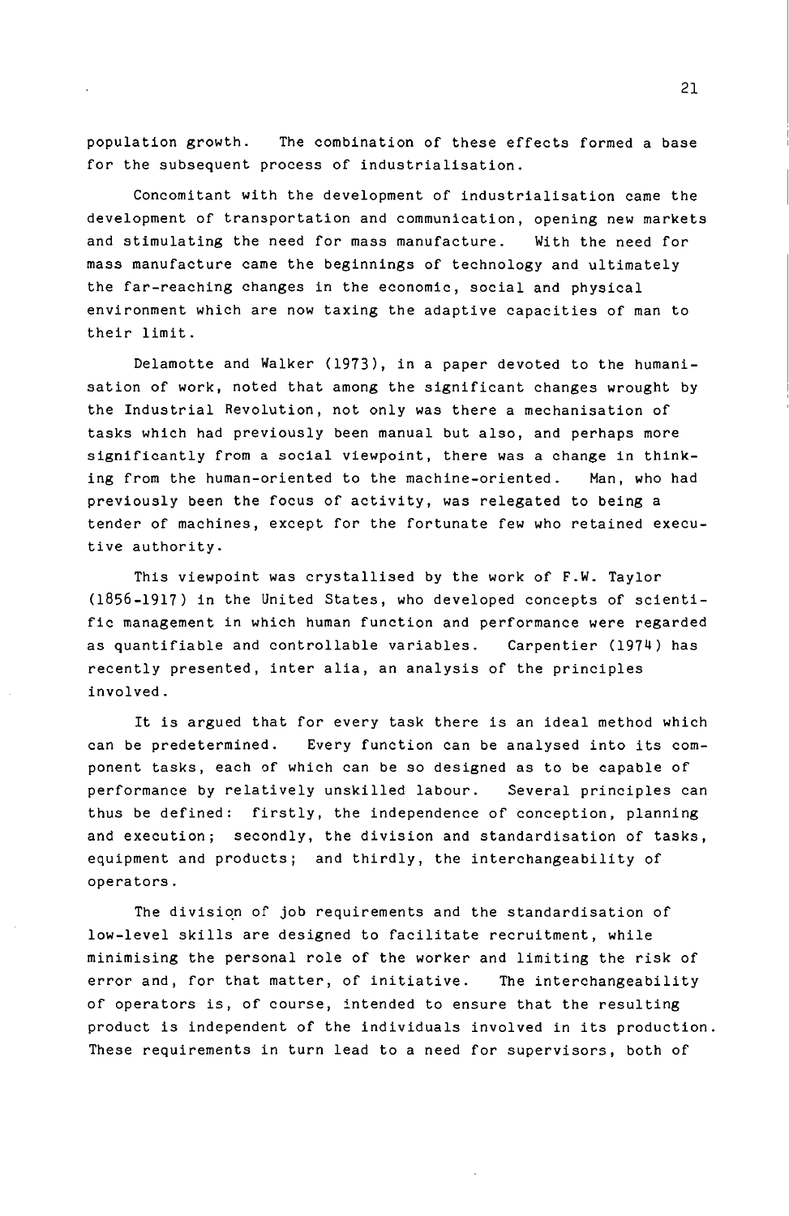population growth. The combination of these effects formed a base for the subsequent process of industrialisation.

Concomitant with the development of industrialisation came the development of transportation and communication, opening new markets and stimulating the need for mass manufacture. With the need for mass manufacture came the beginnings of technology and ultimately the far-reaching changes in the economic, social and physical environment which are now taxing the adaptive capacities of man to their limit.

Delamotte and Walker (1973), in a paper devoted to the humanisation of work, noted that among the significant changes wrought by the Industrial Revolution, not only was there a mechanisation of tasks which had previously been manual but also, and perhaps more significantly from a social viewpoint, there was a change in thinking from the human-oriented to the machine-oriented. Man, who had previously been the focus of activity, was relegated to being a tender of machines, except for the fortunate few who retained executive authority.

This viewpoint was crystallised by the work of F.W. Taylor (1856-1917) in the United States, who developed concepts of scientific management in which human function and performance were regarded as quantifiable and controllable variables. Carpentier (1974) has recently presented, inter alia, an analysis of the principles involved.

It is argued that for every task there is an ideal method which can be predetermined. Every function can be analysed into its component tasks, each of which can be so designed as to be capable of performance by relatively unskilled labour. Several principles can thus be defined: firstly, the independence of conception, planning and execution; secondly, the division and standardisation of tasks, equipment and products; and thirdly, the interchangeability of operators.

The division of job requirements and the standardisation of low-level skills are designed to facilitate recruitment, while minimising the personal role of the worker and limiting the risk of error and, for that matter, of initiative. The interchangeability of operators is, of course, intended to ensure that the resulting product is independent of the individuals involved in its production. These requirements in turn lead to a need for supervisors, both of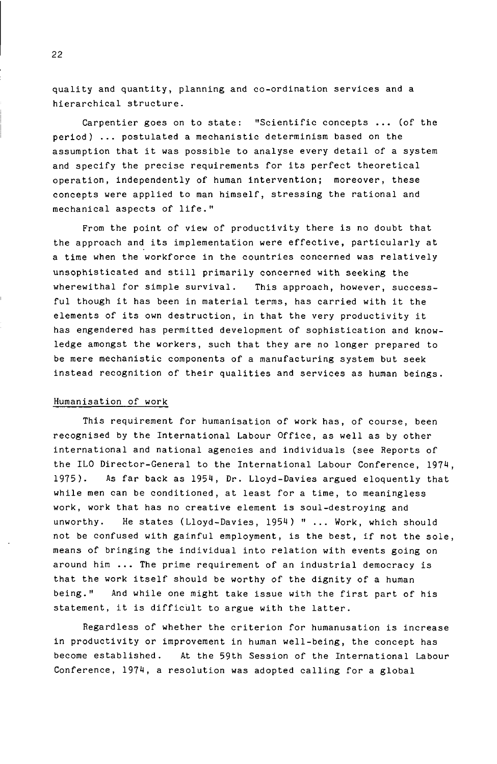quality and quantity, planning and co-ordination services and a hierarchical structure.

Carpentier goes on to state: "Scientific concepts ... (of the period) ... postulated a mechanistic determinism based on the assumption that it was possible to analyse every detail of a system and specify the precise requirements for its perfect theoretical operation, independently of human intervention; moreover, these concepts were applied to man himself, stressing the rational and mechanical aspects of life."

From the point of view of productivity there is no doubt that the approach and its implementation were effective, particularly at a time when the workforce in the countries concerned was relatively unsophisticated and still primarily concerned with seeking the wherewithal for simple survival. This approach, however, successful though it has been in material terms, has carried with it the elements of its own destruction, in that the very productivity it has engendered has permitted development of sophistication and knowledge amongst the workers, such that they are no longer prepared to be mere mechanistic components of a manufacturing system but seek instead recognition of their qualities and services as human beings.

## Humanisation of work

This requirement for humanisation of work has, of course, been recognised by the International Labour Office, as well as by other international and national agencies and individuals (see Reports of the ILO Director-General to the International Labour Conference, 1974, 1975). As far back as 1954, Dr. Lloyd-Davies argued eloquently that while men can be conditioned, at least for a time, to meaningless work, work that has no creative element is soul-destroying and unworthy. He states (Lloyd-Davies, 1954) " ... Work, which should not be confused with gainful employment, is the best, if not the sole, means of bringing the individual into relation with events going on around him ... The prime requirement of an industrial democracy is that the work itself should be worthy of the dignity of a human being." And while one might take issue with the first part of his statement, it is difficult to argue with the latter.

Regardless of whether the criterion for humanusation is increase in productivity or improvement in human well-being, the concept has become established. At the 59th Session of the International Labour Conference, 1974, a resolution was adopted calling for a global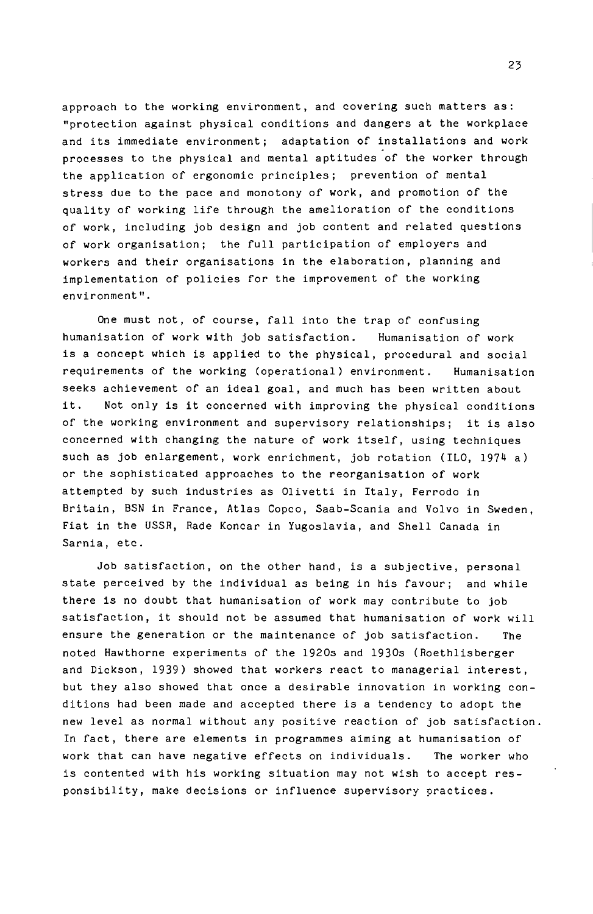approach to the working environment, and covering such matters as: "protection against physical conditions and dangers at the workplace and its immediate environment; adaptation of installations and work processes to the physical and mental aptitudes of the worker through the application of ergonomic principles; prevention of mental stress due to the pace and monotony of work, and promotion of the quality of working life through the amelioration of the conditions of work, including job design and job content and related questions of work organisation; the full participation of employers and workers and their organisations in the elaboration, planning and implementation of policies for the improvement of the working environment".

One must not, of course, fall into the trap of confusing humanisation of work with job satisfaction. Humanisation of work is a concept which is applied to the physical, procedural and social requirements of the working (operational) environment. Humanisation seeks achievement of an ideal goal, and much has been written about it. Not only is it concerned with improving the physical conditions of the working environment and supervisory relationships; it is also concerned with changing the nature of work itself, using techniques such as job enlargement, work enrichment, job rotation (ILO, 1974 a) or the sophisticated approaches to the reorganisation of work attempted by such industries as Olivetti in Italy, Ferrodo in Britain, BSN in France, Atlas Copco, Saab-Scania and Volvo in Sweden, Fiat in the USSR, Rade Koncar in Yugoslavia, and Shell Canada in Sarnia, etc.

Job satisfaction, on the other hand, is a subjective, personal state perceived by the individual as being in his favour; and while there is no doubt that humanisation of work may contribute to job satisfaction, it should not be assumed that humanisation of work will ensure the generation or the maintenance of job satisfaction. The noted Hawthorne experiments of the 1920s and 1930s (Roethlisberger and Dickson, 1939) showed that workers react to managerial interest, but they also showed that once a desirable innovation in working conditions had been made and accepted there is a tendency to adopt the new level as normal without any positive reaction of job satisfaction. In fact, there are elements in programmes aiming at humanisation of work that can have negative effects on individuals. The worker who is contented with his working situation may not wish to accept responsibility, make decisions or influence supervisory practices.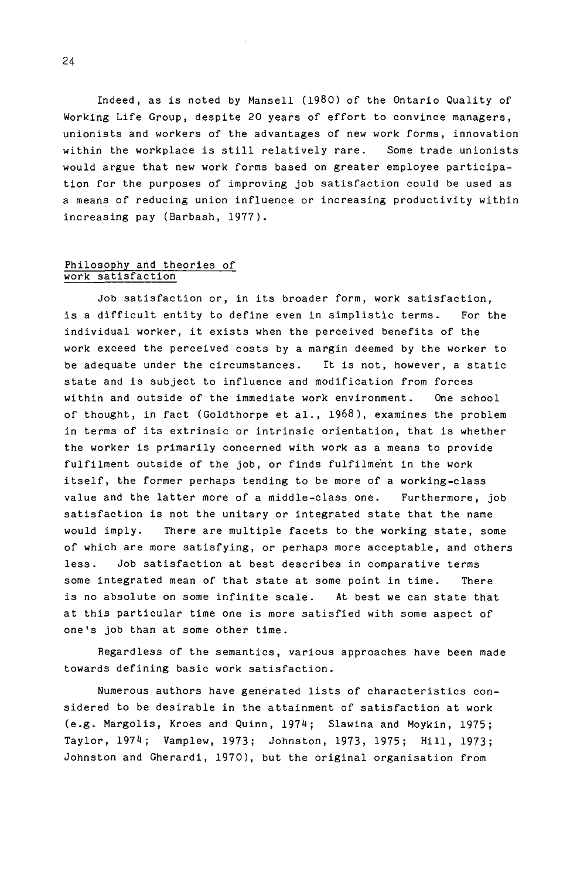Indeed, as is noted by Mansell (1980) of the Ontario Quality of Working Life Group, despite 20 years of effort to convince managers, unionists and workers of the advantages of new work forms, innovation within the workplace is still relatively rare. Some trade unionists would argue that new work forms based on greater employee participation for the purposes of improving job satisfaction could be used as a means of reducing union influence or increasing productivity within increasing pay (Barbash, 1977).

## Philosophy and theories of work satisfaction

Job satisfaction or, in its broader form, work satisfaction, is a difficult entity to define even in simplistic terms. For the individual worker, it exists when the perceived benefits of the work exceed the perceived costs by a margin deemed by the worker to be adequate under the circumstances. It is not, however, a static state and is subject to influence and modification from forces within and outside of the immediate work environment. One school of thought, in fact (Goldthorpe et al., 1968), examines the problem in terms of its extrinsic or intrinsic orientation, that is whether the worker is primarily concerned with work as a means to provide fulfilment outside of the job, or finds fulfilment in the work itself, the former perhaps tending to be more of a working-class value and the latter more of a middle-class one. Furthermore, job satisfaction is not the unitary or integrated state that the name would imply. There are multiple facets to the working state, some of which are more satisfying, or perhaps more acceptable, and others less. Job satisfaction at best describes in comparative terms some integrated mean of that state at some point in time. There is no absolute on some infinite scale. At best we can state that at this particular time one is more satisfied with some aspect of one's job than at some other time.

Regardless of the semantics, various approaches have been made towards defining basic work satisfaction.

Numerous authors have generated lists of characteristics considered to be desirable in the attainment of satisfaction at work (e.g. Margolis, Kroes and Quinn, 1974; Slawina and Moykin, 1975; Taylor, 1974; Vamplew, 1973; Johnston, 1973, 1975; Hill, 1973; Johnston and Gherardi, 1970), but the original organisation from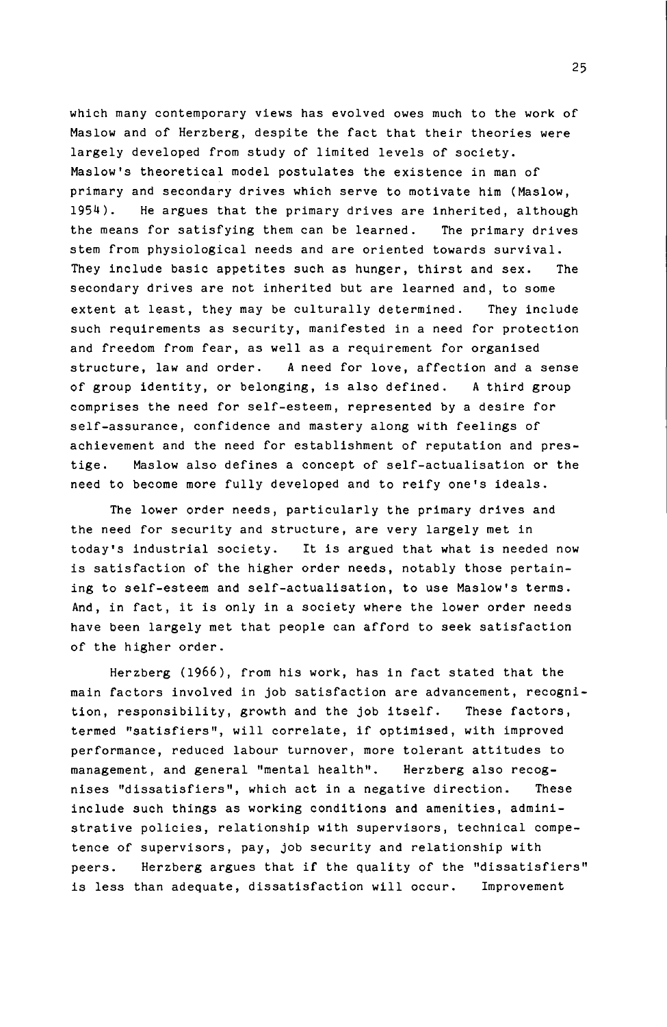which many contemporary views has evolved owes much to the work of Maslow and of Herzberg, despite the fact that their theories were largely developed from study of limited levels of society. Maslow's theoretical model postulates the existence in man of primary and secondary drives which serve to motivate him (Maslow, 1954). He argues that the primary drives are inherited, although the means for satisfying them can be learned. The primary drives stem from physiological needs and are oriented towards survival. They include basic appetites such as hunger, thirst and sex. The secondary drives are not inherited but are learned and, to some extent at least, they may be culturally determined. They include such requirements as security, manifested in a need for protection and freedom from fear, as well as a requirement for organised structure, law and order. A need for love, affection and a sense of group identity, or belonging, is also defined. A third group comprises the need for self-esteem, represented by a desire for self-assurance, confidence and mastery along with feelings of achievement and the need for establishment of reputation and prestige. Maslow also defines a concept of self-actualisation or the need to become more fully developed and to reify one's ideals.

The lower order needs, particularly the primary drives and the need for security and structure, are very largely met in today's industrial society. It is argued that what is needed now is satisfaction of the higher order needs, notably those pertaining to self-esteem and self-actualisation, to use Maslow's terms. And, in fact, it is only in a society where the lower order needs have been largely met that people can afford to seek satisfaction of the higher order.

Herzberg (1966), from his work, has in fact stated that the main factors involved in job satisfaction are advancement, recognition, responsibility, growth and the job itself. These factors, termed "satisfiers", will correlate, if optimised, with improved performance, reduced labour turnover, more tolerant attitudes to management, and general "mental health". Herzberg also recognises "dissatisfiers", which act in a negative direction. These include such things as working conditions and amenities, administrative policies, relationship with supervisors, technical competence of supervisors, pay, job security and relationship with peers. Herzberg argues that if the quality of the "dissatisfiers" is less than adequate, dissatisfaction will occur. Improvement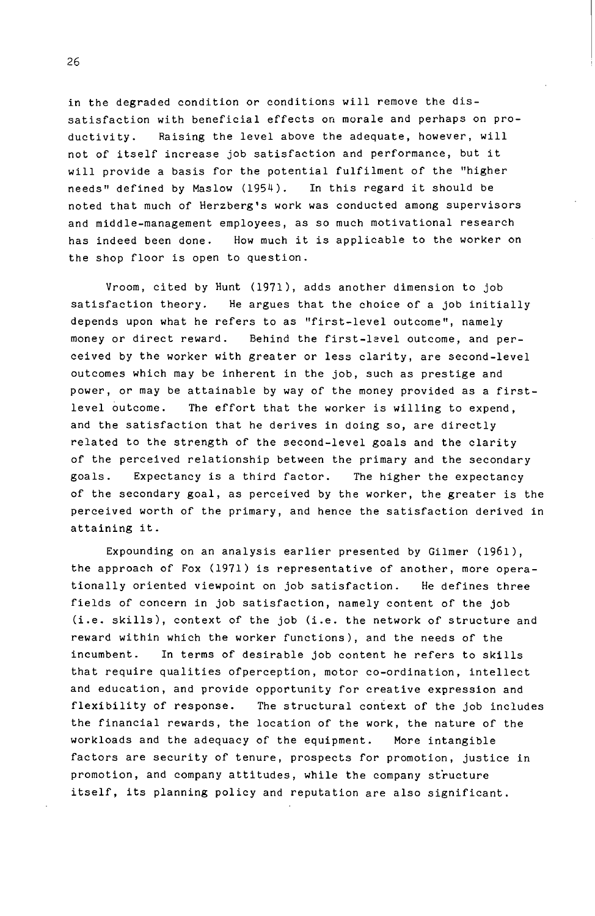in the degraded condition or conditions will remove the dissatisfaction with beneficial effects on morale and perhaps on productivity. Raising the level above the adequate, however, will not of itself increase job satisfaction and performance, but it will provide a basis for the potential fulfilment of the "higher needs" defined by Maslow (1954). In this regard it should be noted that much of Herzberg's work was conducted among supervisors and middle-management employees, as so much motivational research has indeed been done. How much it is applicable to the worker on the shop floor is open to question.

Vroom, cited by Hunt (1971), adds another dimension to job satisfaction theory. He argues that the choice of a job initially depends upon what he refers to as "first-level outcome", namely money or direct reward. Behind the first-level outcome, and perceived by the worker with greater or less clarity, are second-level outcomes which may be inherent in the job, such as prestige and power, or may be attainable by way of the money provided as a first-level outcome. The effort that the worker is willing to expend, and the satisfaction that he derives in doing so, are directly related to the strength of the second-level goals and the clarity of the perceived relationship between the primary and the secondary goals. Expectancy is a third factor. The higher the expectancy of the secondary goal, as perceived by the worker, the greater is the perceived worth of the primary, and hence the satisfaction derived in attaining it.

Expounding on an analysis earlier presented by Gilmer (1961), the approach of Fox (1971) is representative of another, more operationally oriented viewpoint on job satisfaction. He defines three fields of concern in job satisfaction, namely content of the job (i.e. skills), context of the job (i.e. the network of structure and reward within which the worker functions), and the needs of the incumbent. In terms of desirable job content he refers to skills that require qualities ofperception, motor co-ordination, intellect and education, and provide opportunity for creative expression and flexibility of response. The structural context of the job includes the financial rewards, the location of the work, the nature of the workloads and the adequacy of the equipment. More intangible factors are security of tenure, prospects for promotion, justice in promotion, and company attitudes, while the company structure itself, its planning policy and reputation are also significant.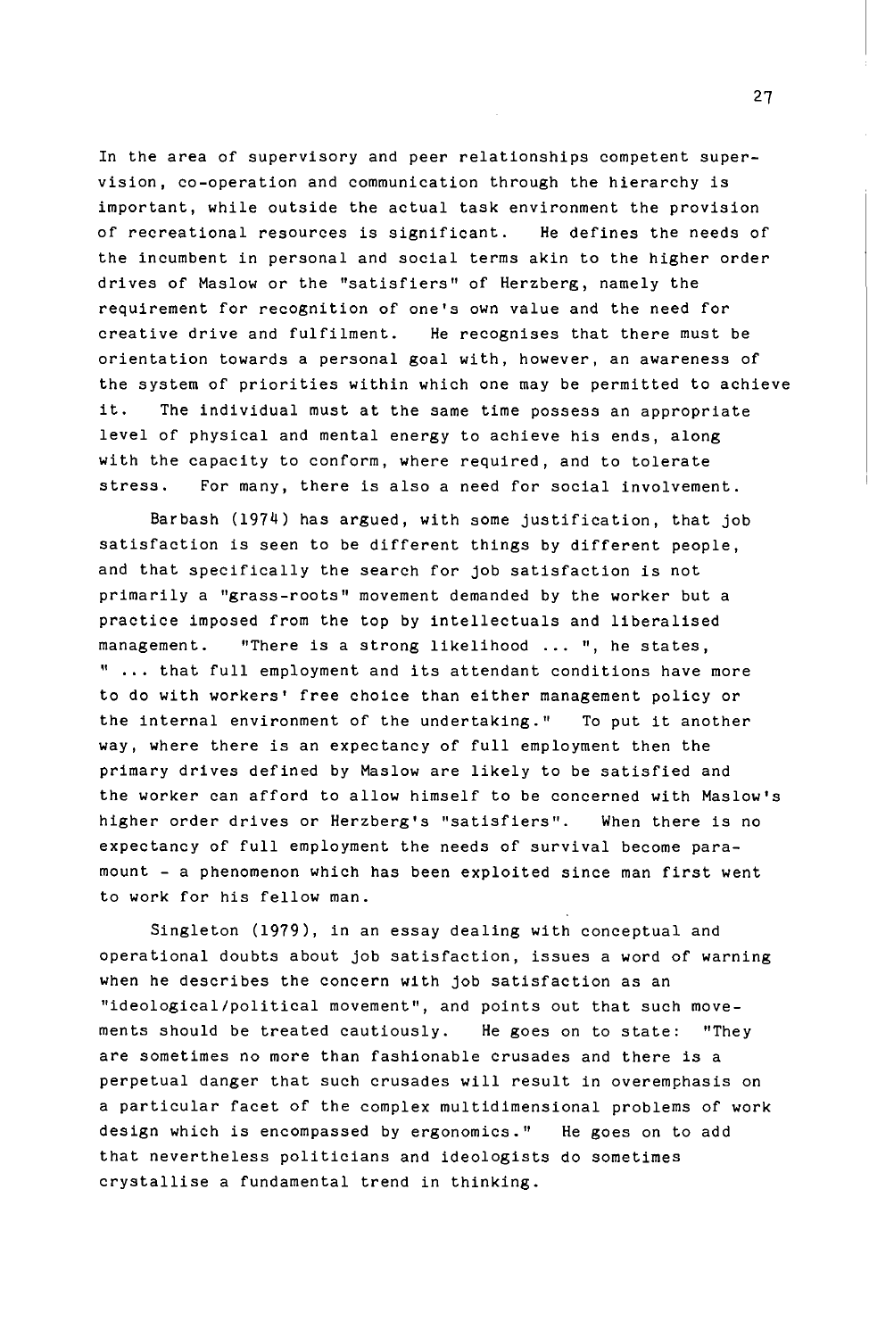In the area of supervisory and peer relationships competent supervision, co-operation and communication through the hierarchy is important, while outside the actual task environment the provision of recreational resources is significant. He defines the needs of the incumbent in personal and social terms akin to the higher order drives of Maslow or the "satisfiers" of Herzberg, namely the requirement for recognition of one's own value and the need for creative drive and fulfilment. He recognises that there must be orientation towards a personal goal with, however, an awareness of the system of priorities within which one may be permitted to achieve it. The individual must at the same time possess an appropriate level of physical and mental energy to achieve his ends, along with the capacity to conform, where required, and to tolerate stress. For many, there is also a need for social involvement.

Barbash (1974) has argued, with some justification, that job satisfaction is seen to be different things by different people, and that specifically the search for job satisfaction is not primarily a "grass-roots" movement demanded by the worker but a practice imposed from the top by intellectuals and liberalised management. "There is a strong likelihood ... ", he states, " ... that full employment and its attendant conditions have more to do with workers' free choice than either management policy or the internal environment of the undertaking." To put it another way, where there is an expectancy of full employment then the primary drives defined by Maslow are likely to be satisfied and the worker can afford to allow himself to be concerned with Maslow's higher order drives or Herzberg's "satisfiers". When there is no expectancy of full employment the needs of survival become paramount - a phenomenon which has been exploited since man first went to work for his fellow man.

Singleton (1979), in an essay dealing with conceptual and operational doubts about job satisfaction, issues a word of warning when he describes the concern with job satisfaction as an "ideological/political movement", and points out that such movements should be treated cautiously. He goes on to state: "They are sometimes no more than fashionable crusades and there is a perpetual danger that such crusades will result in overemphasis on a particular facet of the complex multidimensional problems of work design which is encompassed by ergonomics." He goes on to add that nevertheless politicians and ideologists do sometimes crystallise a fundamental trend in thinking.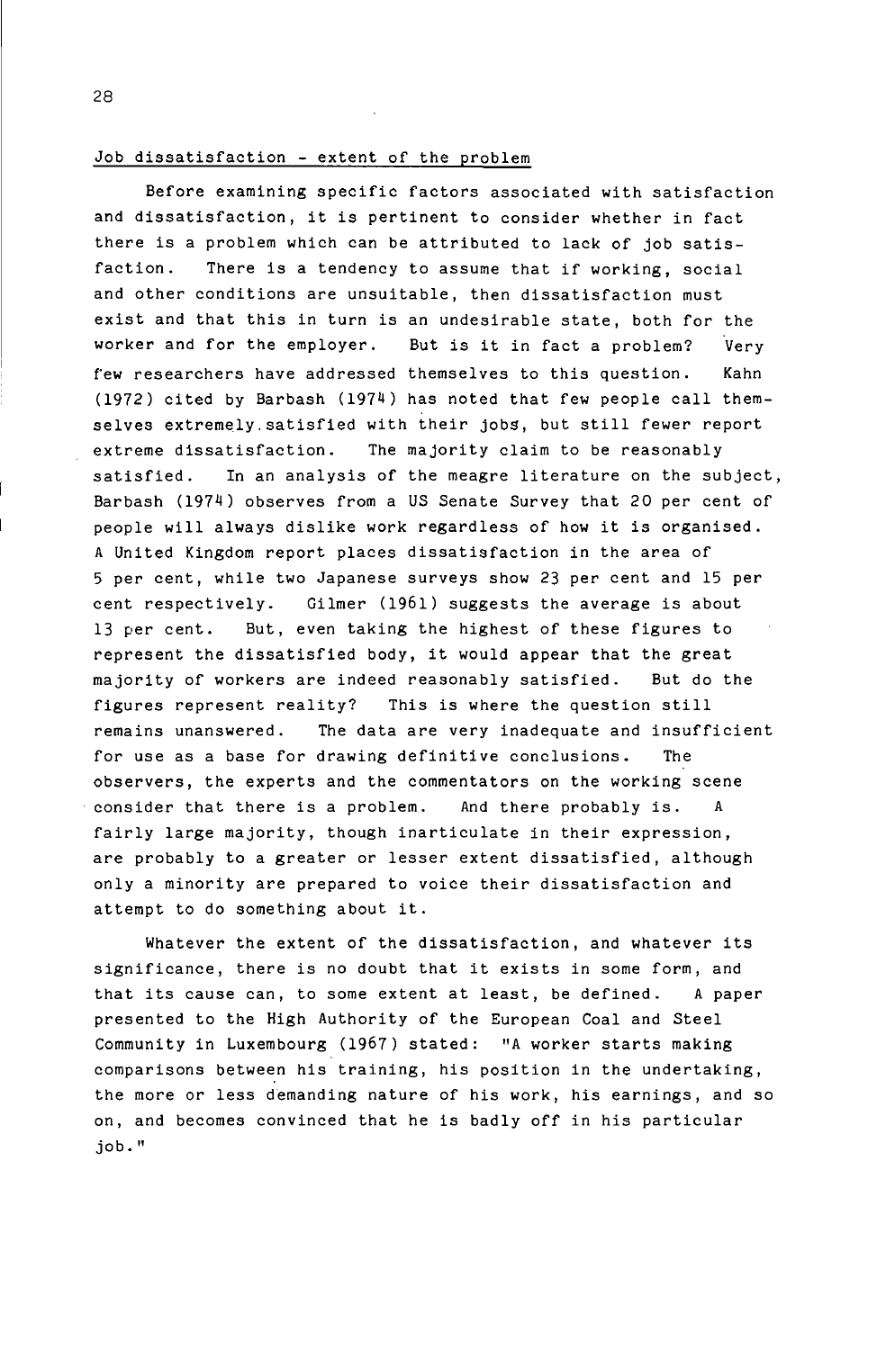## Job dissatisfaction - extent of the problem

Before examining specific factors associated with satisfaction and dissatisfaction, it is pertinent to consider whether in fact there is a problem which can be attributed to lack of job satisfaction. There is a tendency to assume that if working, social and other conditions are unsuitable, then dissatisfaction must exist and that this in turn is an undesirable state, both for the worker and for the employer. But is it in fact a problem? Very few researchers have addressed themselves to this question. Kahn (1972) cited by Barbash (1974) has noted that few people call themselves extremely satisfied with their jobs, but still fewer report extreme dissatisfaction. The majority claim to be reasonably satisfied. In an analysis of the meagre literature on the subject, Barbash (1974) observes from a US Senate Survey that 20 per cent of people will always dislike work regardless of how it is organised. A United Kingdom report places dissatisfaction in the area of 5 per cent, while two Japanese surveys show 23 per cent and 15 per cent respectively. Gilmer (1961) suggests the average is about 13 per cent. But, even taking the highest of these figures to represent the dissatisfied body, it would appear that the great majority of workers are indeed reasonably satisfied. But do the figures represent reality? This is where the question still remains unanswered. The data are very inadequate and insufficient for use as a base for drawing definitive conclusions. The observers, the experts and the commentators on the working scene consider that there is a problem. And there probably is. A fairly large majority, though inarticulate in their expression, are probably to a greater or lesser extent dissatisfied, although only a minority are prepared to voice their dissatisfaction and attempt to do something about it.

Whatever the extent of the dissatisfaction, and whatever its significance, there is no doubt that it exists in some form, and that its cause can, to some extent at least, be defined. A paper presented to the High Authority of the European Coal and Steel Community in Luxembourg (1967) stated: "A worker starts making comparisons between his training, his position in the undertaking, the more or less demanding nature of his work, his earnings, and so on, and becomes convinced that he is badly off in his particular job."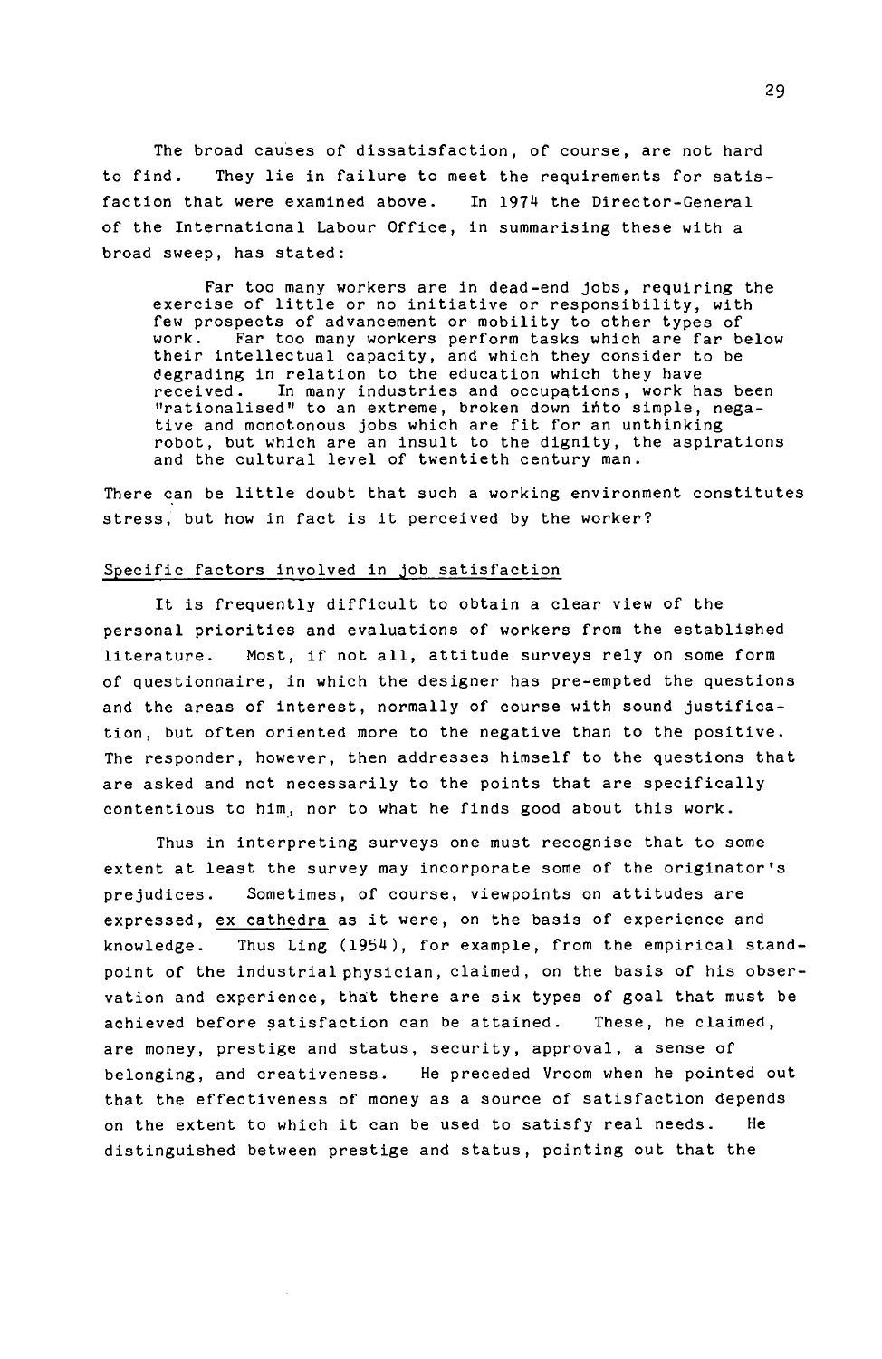The broad causes of dissatisfaction, of course, are not hard to find. They lie in failure to meet the requirements for satisfaction that were examined above. In 1974 the Director-General of the International Labour Office, in summarising these with a broad sweep, has stated:

> Far too many workers are in dead-end jobs, requiring the exercise of little or no initiative or responsibility, with few prospects of advancement or mobility to other types of work. Far too many workers perform tasks which are far below their intellectual capacity, and which they consider to be degrading in relation to the education which they have received. In many industries and occupations, work has been "rationalised" to an extreme, broken down into simple, negative and monotonous jobs which are fit for an unthinking robot, but which are an insult to the dignity, the aspirations and the cultural level of twentieth century man.

There can be little doubt that such a working environment constitutes stress, but how in fact is it perceived by the worker?

## Specific factors involved in job satisfaction

It is frequently difficult to obtain a clear view of the personal priorities and evaluations of workers from the established literature. Most, if not all, attitude surveys rely on some form of questionnaire, in which the designer has pre-empted the questions and the areas of interest, normally of course with sound justification, but often oriented more to the negative than to the positive. The responder, however, then addresses himself to the questions that are asked and not necessarily to the points that are specifically contentious to him, nor to what he finds good about this work.

Thus in interpreting surveys one must recognise that to some extent at least the survey may incorporate some of the originator's prejudices. Sometimes, of course, viewpoints on attitudes are expressed, ex cathedra as it were, on the basis of experience and knowledge. Thus Ling (1954), for example, from the empirical standpoint of the industrial physician, claimed, on the basis of his observation and experience, that there are six types of goal that must be achieved before satisfaction can be attained. These, he claimed, are money, prestige and status, security, approval, a sense of belonging, and creativeness. He preceded Vroom when he pointed out that the effectiveness of money as a source of satisfaction depends on the extent to which it can be used to satisfy real needs. He distinguished between prestige and status, pointing out that the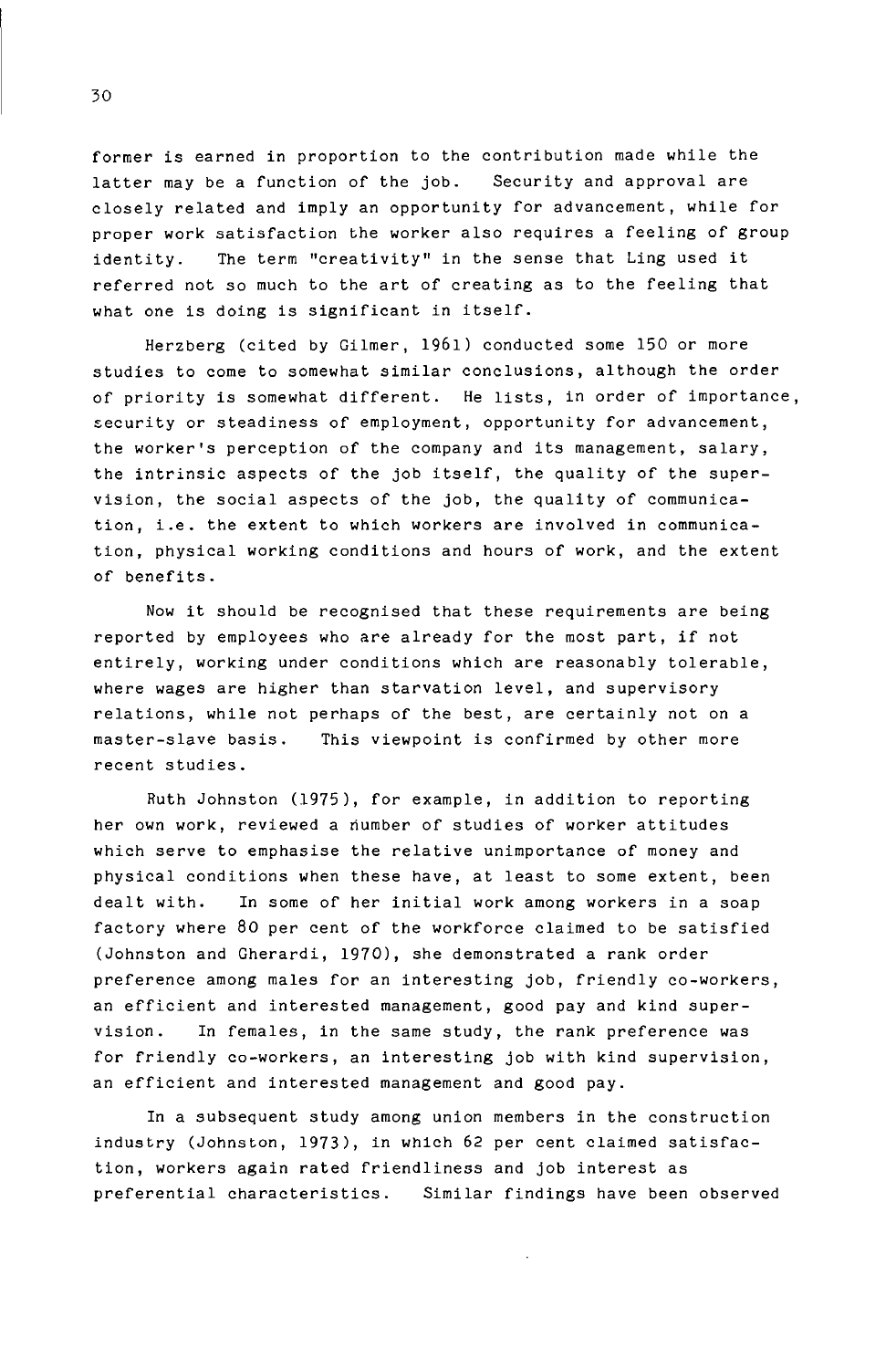former is earned in proportion to the contribution made while the latter may be a function of the job. Security and approval are closely related and imply an opportunity for advancement, while for proper work satisfaction the worker also requires a feeling of group identity. The term "creativity" in the sense that Ling used it referred not so much to the art of creating as to the feeling that what one is doing is significant in itself.

Herzberg (cited by Gilmer, 1961) conducted some 150 or more studies to come to somewhat similar conclusions, although the order of priority is somewhat different. He lists, in order of importance, security or steadiness of employment, opportunity for advancement, the worker's perception of the company and its management, salary, the intrinsic aspects of the job itself, the quality of the supervision, the social aspects of the job, the quality of communication, i.e. the extent to which workers are involved in communication, physical working conditions and hours of work, and the extent of benefits.

Now it should be recognised that these requirements are being reported by employees who are already for the most part, if not entirely, working under conditions which are reasonably tolerable, where wages are higher than starvation level, and supervisory relations, while not perhaps of the best, are certainly not on a master-slave basis. This viewpoint is confirmed by other more recent studies.

Ruth Johnston (1975), for example, in addition to reporting her own work, reviewed a number of studies of worker attitudes which serve to emphasise the relative unimportance of money and physical conditions when these have, at least to some extent, been dealt with. In some of her initial work among workers in a soap factory where 80 per cent of the workforce claimed to be satisfied (Johnston and Gherardi, 1970), she demonstrated a rank order preference among males for an interesting job, friendly co-workers, an efficient and interested management, good pay and kind supervision. In females, in the same study, the rank preference was for friendly co-workers, an interesting job with kind supervision, an efficient and interested management and good pay.

In a subsequent study among union members in the construction industry (Johnston, 1973), in which 62 per cent claimed satisfaction, workers again rated friendliness and job interest as preferential characteristics. Similar findings have been observed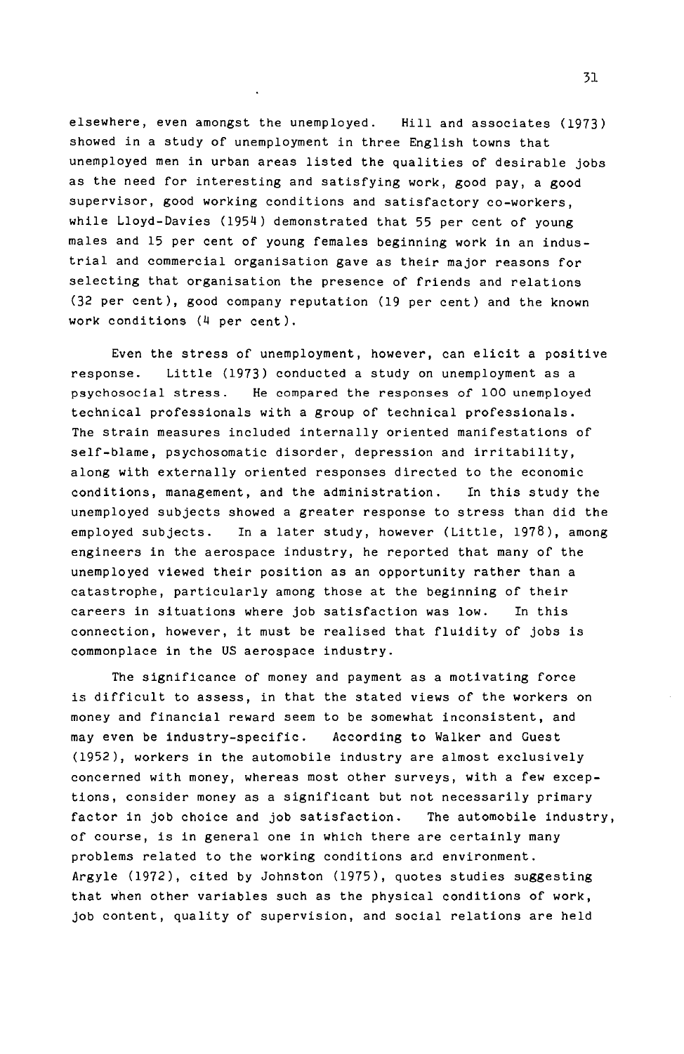elsewhere, even amongst the unemployed. Hill and associates (1973) showed in a study of unemployment in three English towns that unemployed men in urban areas listed the qualities of desirable jobs as the need for interesting and satisfying work, good pay, a good supervisor, good working conditions and satisfactory co-workers, while Lloyd-Davies (1954) demonstrated that 55 per cent of young males and 15 per cent of young females beginning work in an industrial and commercial organisation gave as their major reasons for selecting that organisation the presence of friends and relations (32 per cent), good company reputation (19 per cent) and the known work conditions (4 per cent).

Even the stress of unemployment, however, can elicit a positive response. Little (1973) conducted a study on unemployment as a psychosocial stress. He compared the responses of 100 unemployed technical professionals with a group of technical professionals. The strain measures included internally oriented manifestations of self-blame, psychosomatic disorder, depression and irritability, along with externally oriented responses directed to the economic conditions, management, and the administration. In this study the unemployed subjects showed a greater response to stress than did the employed subjects. In a later study, however (Little, 1978), among engineers in the aerospace industry, he reported that many of the unemployed viewed their position as an opportunity rather than a catastrophe, particularly among those at the beginning of their careers in situations where job satisfaction was low. In this connection, however, it must be realised that fluidity of jobs is commonplace in the US aerospace industry.

The significance of money and payment as a motivating force is difficult to assess, in that the stated views of the workers on money and financial reward seem to be somewhat inconsistent, and may even be industry-specific. According to Walker and Guest (1952), workers in the automobile industry are almost exclusively concerned with money, whereas most other surveys, with a few exceptions, consider money as a significant but not necessarily primary factor in job choice and job satisfaction. The automobile industry, of course, is in general one in which there are certainly many problems related to the working conditions and environment. Argyle (1972), cited by Johnston (1975), quotes studies suggesting that when other variables such as the physical conditions of work, job content, quality of supervision, and social relations are held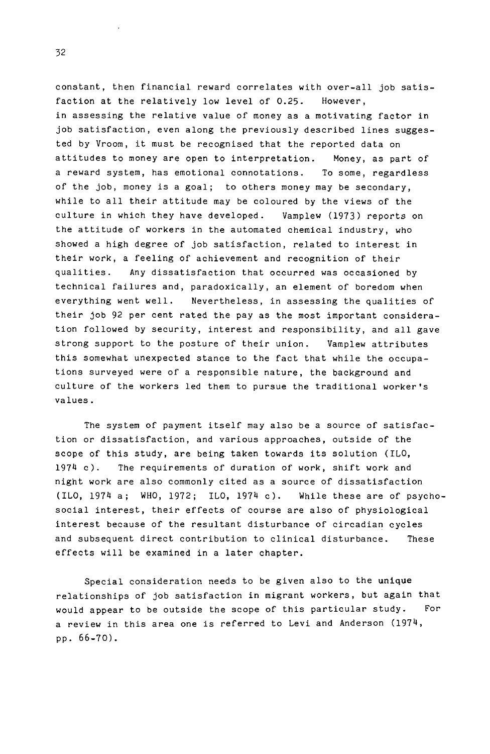constant, then financial reward correlates with over-all job satisfaction at the relatively low level of 0.25. However, in assessing the relative value of money as a motivating factor in job satisfaction, even along the previously described lines suggested by Vroom, it must be recognised that the reported data on attitudes to money are open to interpretation. Money, as part of a reward system, has emotional connotations. To some, regardless of the job, money is a goal; to others money may be secondary, while to all their attitude may be coloured by the views of the culture in which they have developed. Vamplew (1973) reports on the attitude of workers in the automated chemical industry, who showed a high degree of job satisfaction, related to interest in their work, a feeling of achievement and recognition of their qualities. Any dissatisfaction that occurred was occasioned by technical failures and, paradoxically, an element of boredom when everything went well. Nevertheless, in assessing the qualities of their job 92 per cent rated the pay as the most important consideration followed by security, interest and responsibility, and all gave strong support to the posture of their union. Vamplew attributes this somewhat unexpected stance to the fact that while the occupations surveyed were of a responsible nature, the background and culture of the workers led them to pursue the traditional worker's values.

The system of payment itself may also be a source of satisfaction or dissatisfaction, and various approaches, outside of the scope of this study, are being taken towards its solution (ILO, 1974 c). The requirements of duration of work, shift work and night work are also commonly cited as a source of dissatisfaction (ILO, 1974 a; WHO, 1972; ILO, 1974 c). While these are of psychosocial interest, their effects of course are also of physiological interest because of the resultant disturbance of circadian cycles and subsequent direct contribution to clinical disturbance. These effects will be examined in a later chapter.

Special consideration needs to be given also to the unique relationships of job satisfaction in migrant workers, but again that would appear to be outside the scope of this particular study. For a review in this area one is referred to Levi and Anderson (1974, pp. 66-70).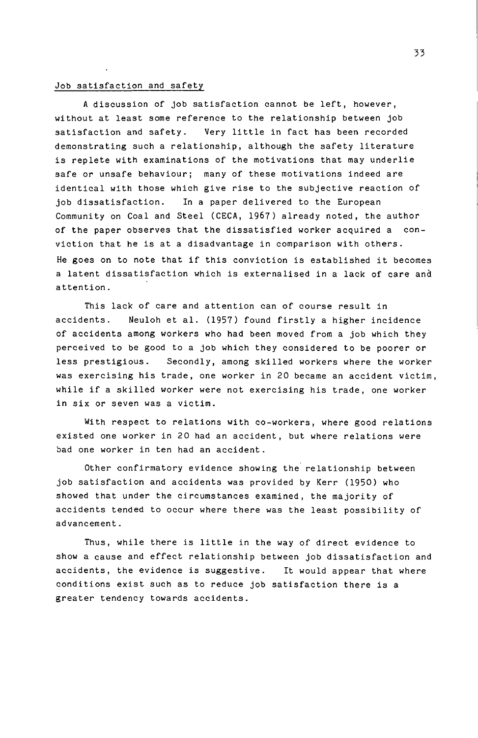## Job satisfaction and safety

A discussion of job satisfaction cannot be left, however, without at least some reference to the relationship between job satisfaction and safety. Very little in fact has been recorded demonstrating such a relationship, although the safety literature is replete with examinations of the motivations that may underlie safe or unsafe behaviour; many of these motivations indeed are identical with those which give rise to the subjective reaction of job dissatisfaction. In a paper delivered to the European Community on Coal and Steel (CECA, 1967) already noted, the author of the paper observes that the dissatisfied worker acquired a conviction that he is at a disadvantage in comparison with others. He goes on to note that if this conviction is established it becomes a latent dissatisfaction which is externalised in a lack of care and attention.

This lack of care and attention can of course result in accidents. Neuloh et al. (1957) found firstly a higher incidence of accidents among workers who had been moved from a job which they perceived to be good to a job which they considered to be poorer or less prestigious. Secondly, among skilled workers where the worker was exercising his trade, one worker in 20 became an accident victim, while if a skilled worker were not exercising his trade, one worker in six or seven was a victim.

With respect to relations with co-workers, where good relations existed one worker in 20 had an accident, but where relations were bad one worker in ten had an accident.

Other confirmatory evidence showing the relationship between job satisfaction and accidents was provided by Kerr (1950) who showed that under the circumstances examined, the majority of accidents tended to occur where there was the least possibility of advancement.

Thus, while there is little in the way of direct evidence to show a cause and effect relationship between job dissatisfaction and accidents, the evidence is suggestive. It would appear that where conditions exist such as to reduce job satisfaction there is a greater tendency towards accidents.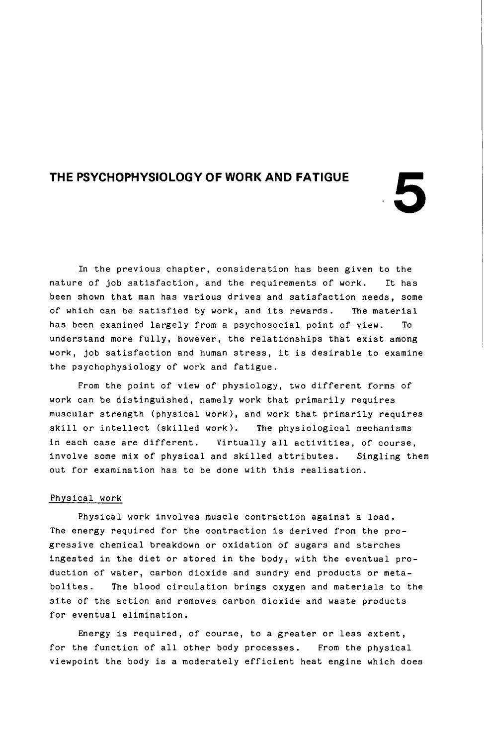# 5 THE PSYCHOPHYSIOLOGY OF WORK AND FATIGUE

In the previous chapter, consideration has been given to the nature of job satisfaction, and the requirements of work. It has been shown that man has various drives and satisfaction needs, some of which can be satisfied by work, and its rewards. The material has been examined largely from a psychosocial point of view. To understand more fully, however, the relationships that exist among work, job satisfaction and human stress, it is desirable to examine the psychophysiology of work and fatigue.

From the point of view of physiology, two different forms of work can be distinguished, namely work that primarily requires muscular strength (physical work), and work that primarily requires skill or intellect (skilled work). The physiological mechanisms in each case are different. Virtually all activities, of course, involve some mix of physical and skilled attributes. Singling them out for examination has to be done with this realisation.

## Physical work

Physical work involves muscle contraction against a load. The energy required for the contraction is derived from the progressive chemical breakdown or oxidation of sugars and starches ingested in the diet or stored in the body, with the eventual production of water, carbon dioxide and sundry end products or metabolites. The blood circulation brings oxygen and materials to the site of the action and removes carbon dioxide and waste products for eventual elimination.

Energy is required, of course, to a greater or less extent, for the function of all other body processes. From the physical viewpoint the body is a moderately efficient heat engine which does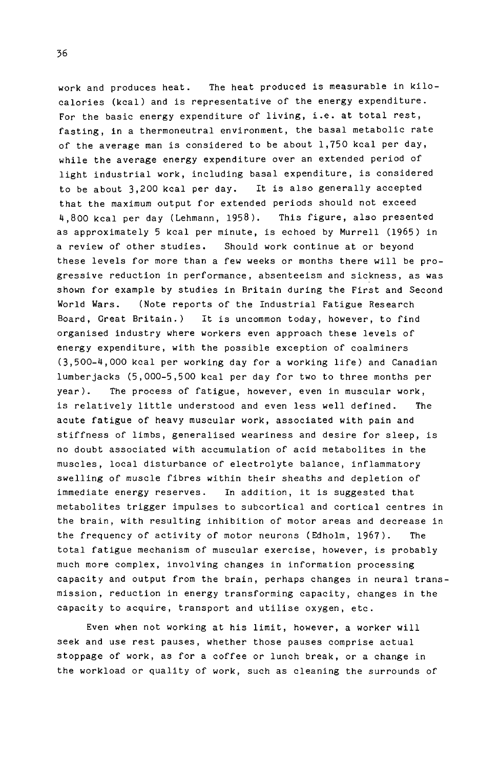work and produces heat. The heat produced is measurable in kilocalories (kcal) and is representative of the energy expenditure. For the basic energy expenditure of living, i.e. at total rest, fasting, in a thermoneutral environment, the basal metabolic rate of the average man is considered to be about 1,750 kcal per day, while the average energy expenditure over an extended period of light industrial work, including basal expenditure, is considered to be about 3,200 kcal per day. It is also generally accepted that the maximum output for extended periods should not exceed 4,800 kcal per day (Lehmann, 1958). This figure, also presented as approximately 5 kcal per minute, is echoed by Murrell (1965) in a review of other studies. Should work continue at or beyond these levels for more than a few weeks or months there will be progressive reduction in performance, absenteeism and sickness, as was shown for example by studies in Britain during the First and Second World Wars. (Note reports of the Industrial Fatigue Research Board, Great Britain.) It is uncommon today, however, to find organised industry where workers even approach these levels of energy expenditure, with the possible exception of coalminers (3,500-4,000 kcal per working day for a working life) and Canadian lumberjacks (5,000-5,500 kcal per day for two to three months per year). The process of fatigue, however, even in muscular work, is relatively little understood and even less well defined. The acute fatigue of heavy muscular work, associated with pain and stiffness of limbs, generalised weariness and desire for sleep, is no doubt associated with accumulation of acid metabolites in the muscles, local disturbance of electrolyte balance, inflammatory swelling of muscle fibres within their sheaths and depletion of immediate energy reserves. In addition, it is suggested that metabolites trigger impulses to subcortical and cortical centres in the brain, with resulting inhibition of motor areas and decrease in the frequency of activity of motor neurons (Edholm, 1967). The total fatigue mechanism of muscular exercise, however, is probably much more complex, involving changes in information processing capacity and output from the brain, perhaps changes in neural transmission, reduction in energy transforming capacity, changes in the capacity to acquire, transport and utilise oxygen, etc.

Even when not working at his limit, however, a worker will seek and use rest pauses, whether those pauses comprise actual stoppage of work, as for a coffee or lunch break, or a change in the workload or quality of work, such as cleaning the surrounds of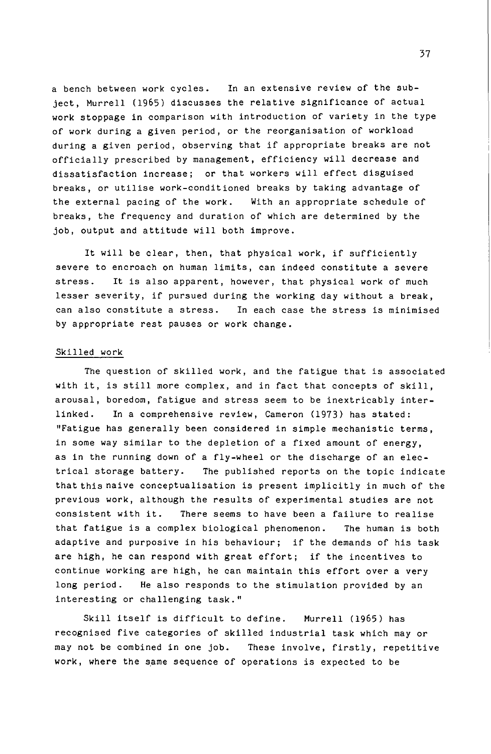a bench between work cycles. In an extensive review of the subject, Murrell (1965) discusses the relative significance of actual work stoppage in comparison with introduction of variety in the type of work during a given period, or the reorganisation of workload during a given period, observing that if appropriate breaks are not officially prescribed by management, efficiency will decrease and dissatisfaction increase; or that workers will effect disguised breaks, or utilise work-conditioned breaks by taking advantage of the external pacing of the work. With an appropriate schedule of breaks, the frequency and duration of which are determined by the job, output and attitude will both improve.

It will be clear, then, that physical work, if sufficiently severe to encroach on human limits, can indeed constitute a severe stress. It is also apparent, however, that physical work of much lesser severity, if pursued during the working day without a break, can also constitute a stress. In each case the stress is minimised by appropriate rest pauses or work change.

## Skilled work

The question of skilled work, and the fatigue that is associated with it, is still more complex, and in fact that concepts of skill, arousal, boredom, fatigue and stress seem to be inextricably interlinked. In a comprehensive review, Cameron (1973) has stated: "Fatigue has generally been considered in simple mechanistic terms, in some way similar to the depletion of a fixed amount of energy, as in the running down of a fly-wheel or the discharge of an electrical storage battery. The published reports on the topic indicate that this naive conceptualisation is present implicitly in much of the previous work, although the results of experimental studies are not consistent with it. There seems to have been a failure to realise that fatigue is a complex biological phenomenon. The human is both adaptive and purposive in his behaviour; if the demands of his task are high, he can respond with great effort; if the incentives to continue working are high, he can maintain this effort over a very long period. He also responds to the stimulation provided by an interesting or challenging task."

Skill itself is difficult to define. Murrell (1965) has recognised five categories of skilled industrial task which may or may not be combined in one job. These involve, firstly, repetitive work, where the same sequence of operations is expected to be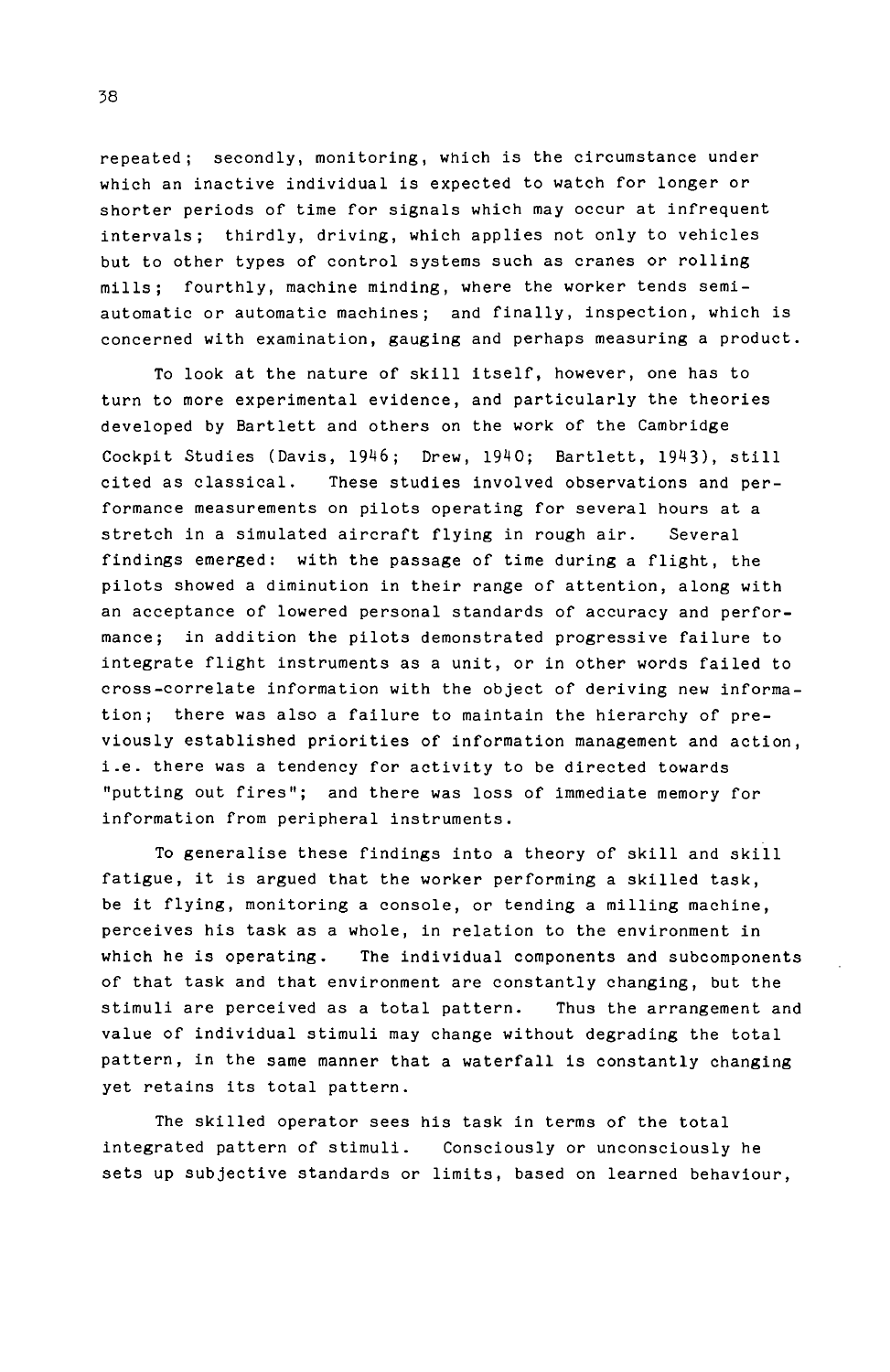repeated; secondly, monitoring, which is the circumstance under which an inactive individual is expected to watch for longer or shorter periods of time for signals which may occur at infrequent intervals; thirdly, driving, which applies not only to vehicles but to other types of control systems such as cranes or rolling mills; fourthly, machine minding, where the worker tends semi-automatic or automatic machines; and finally, inspection, which is concerned with examination, gauging and perhaps measuring a product.

To look at the nature of skill itself, however, one has to turn to more experimental evidence, and particularly the theories developed by Bartlett and others on the work of the Cambridge Cockpit Studies (Davis, 1946; Drew, 1940; Bartlett, 1943), still cited as classical. These studies involved observations and performance measurements on pilots operating for several hours at a stretch in a simulated aircraft flying in rough air. Several findings emerged: with the passage of time during a flight, the pilots showed a diminution in their range of attention, along with an acceptance of lowered personal standards of accuracy and performance; in addition the pilots demonstrated progressive failure to integrate flight instruments as a unit, or in other words failed to cross-correlate information with the object of deriving new information; there was also a failure to maintain the hierarchy of previously established priorities of information management and action, i.e. there was a tendency for activity to be directed towards "putting out fires"; and there was loss of immediate memory for information from peripheral instruments.

To generalise these findings into a theory of skill and skill fatigue, it is argued that the worker performing a skilled task, be it flying, monitoring a console, or tending a milling machine, perceives his task as a whole, in relation to the environment in which he is operating. The individual components and subcomponents of that task and that environment are constantly changing, but the stimuli are perceived as a total pattern. Thus the arrangement and value of individual stimuli may change without degrading the total pattern, in the same manner that a waterfall is constantly changing yet retains its total pattern.

The skilled operator sees his task in terms of the total integrated pattern of stimuli. Consciously or unconsciously he sets up subjective standards or limits, based on learned behaviour,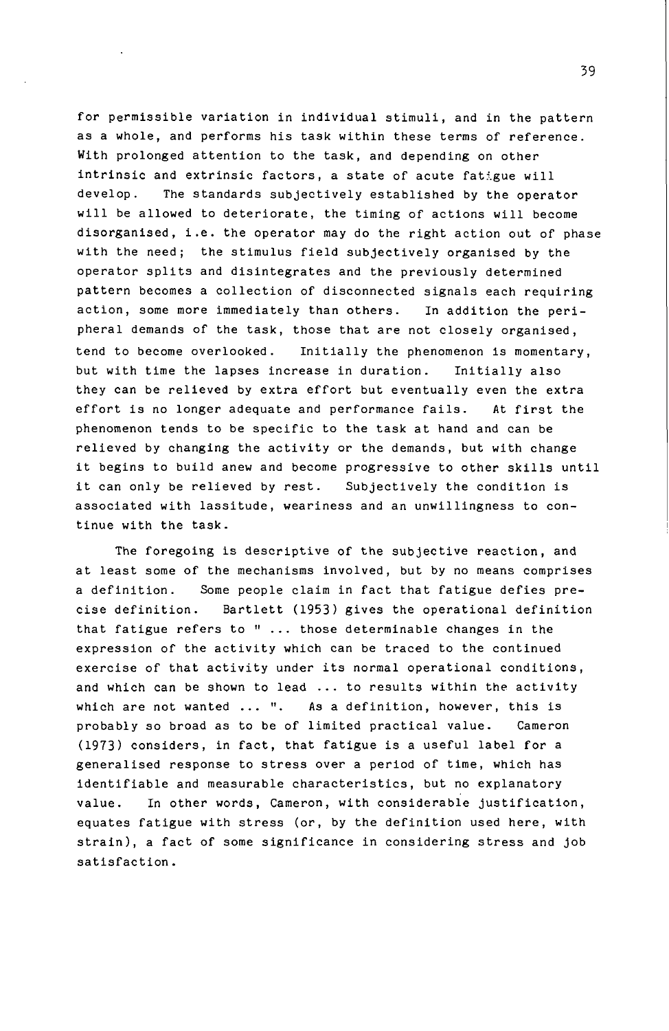for permissible variation in individual stimuli, and in the pattern as a whole, and performs his task within these terms of reference. With prolonged attention to the task, and depending on other intrinsic and extrinsic factors, a state of acute fatigue will develop. The standards subjectively established by the operator will be allowed to deteriorate, the timing of actions will become disorganised, i.e. the operator may do the right action out of phase with the need; the stimulus field subjectively organised by the operator splits and disintegrates and the previously determined pattern becomes a collection of disconnected signals each requiring action, some more immediately than others. In addition the peripheral demands of the task, those that are not closely organised, tend to become overlooked. Initially the phenomenon is momentary, but with time the lapses increase in duration. Initially also they can be relieved by extra effort but eventually even the extra effort is no longer adequate and performance fails. At first the phenomenon tends to be specific to the task at hand and can be relieved by changing the activity or the demands, but with change it begins to build anew and become progressive to other skills until it can only be relieved by rest. Subjectively the condition is associated with lassitude, weariness and an unwillingness to continue with the task.

The foregoing is descriptive of the subjective reaction, and at least some of the mechanisms involved, but by no means comprises a definition. Some people claim in fact that fatigue defies precise definition. Bartlett (1953) gives the operational definition that fatigue refers to " ... those determinable changes in the expression of the activity which can be traced to the continued exercise of that activity under its normal operational conditions, and which can be shown to lead ... to results within the activity which are not wanted ... ". As a definition, however, this is probably so broad as to be of limited practical value. Cameron (1973) considers, in fact, that fatigue is a useful label for a generalised response to stress over a period of time, which has identifiable and measurable characteristics, but no explanatory value. In other words, Cameron, with considerable justification, equates fatigue with stress (or, by the definition used here, with strain), a fact of some significance in considering stress and job satisfaction.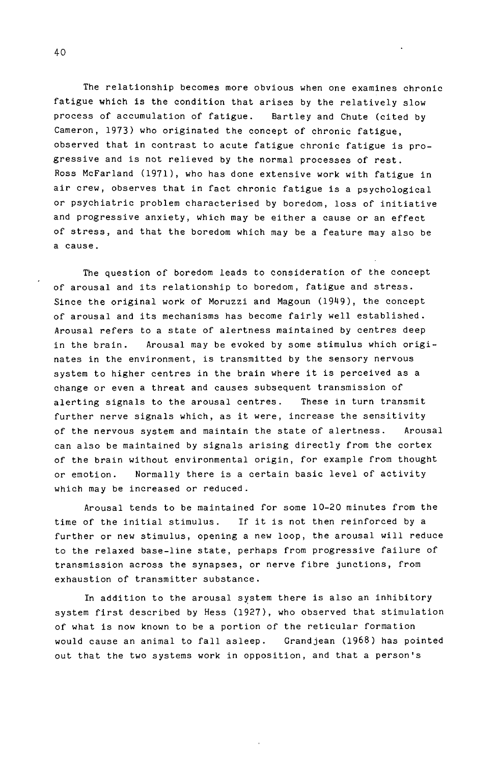The relationship becomes more obvious when one examines chronic fatigue which is the condition that arises by the relatively slow process of accumulation of fatigue. Bartley and Chute (cited by Cameron, 1973) who originated the concept of chronic fatigue, observed that in contrast to acute fatigue chronic fatigue is progressive and is not relieved by the normal processes of rest. Ross McFarland (1971), who has done extensive work with fatigue in air crew, observes that in fact chronic fatigue is a psychological or psychiatric problem characterised by boredom, loss of initiative and progressive anxiety, which may be either a cause or an effect of stress, and that the boredom which may be a feature may also be a cause.

The question of boredom leads to consideration of the concept of arousal and its relationship to boredom, fatigue and stress. Since the original work of Moruzzi and Magoun (1949), the concept of arousal and its mechanisms has become fairly well established. Arousal refers to a state of alertness maintained by centres deep in the brain. Arousal may be evoked by some stimulus which originates in the environment, is transmitted by the sensory nervous system to higher centres in the brain where it is perceived as a change or even a threat and causes subsequent transmission of alerting signals to the arousal centres. These in turn transmit further nerve signals which, as it were, increase the sensitivity of the nervous system and maintain the state of alertness. Arousal can also be maintained by signals arising directly from the cortex of the brain without environmental origin, for example from thought or emotion. Normally there is a certain basic level of activity which may be increased or reduced.

Arousal tends to be maintained for some 10-20 minutes from the time of the initial stimulus. If it is not then reinforced by a further or new stimulus, opening a new loop, the arousal will reduce to the relaxed base-line state, perhaps from progressive failure of transmission across the synapses, or nerve fibre junctions, from exhaustion of transmitter substance.

In addition to the arousal system there is also an inhibitory system first described by Hess (1927), who observed that stimulation of what is now known to be a portion of the reticular formation would cause an animal to fall asleep. Grandjean (1968) has pointed out that the two systems work in opposition, and that a person's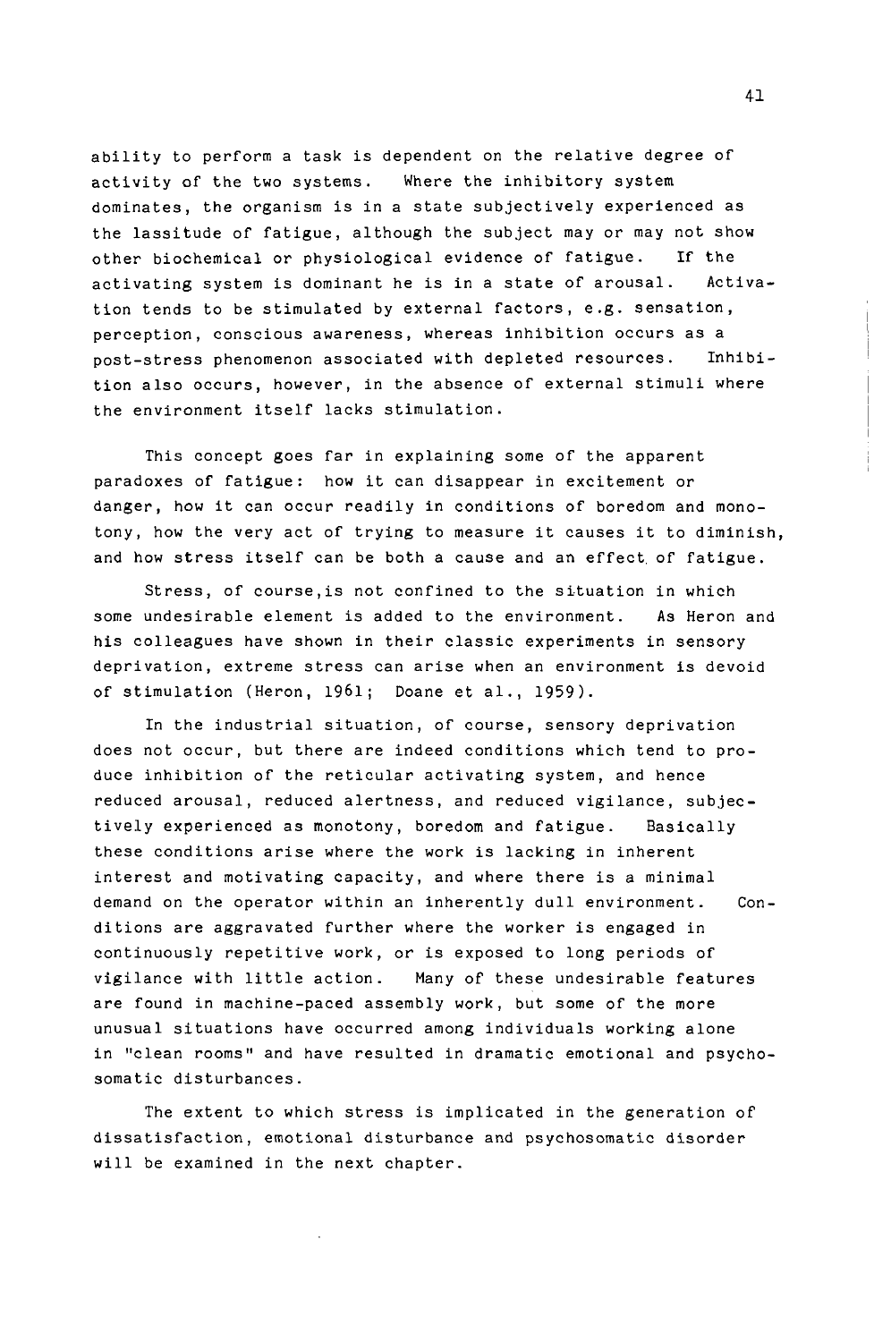ability to perform a task is dependent on the relative degree of activity of the two systems. Where the inhibitory system dominates, the organism is in a state subjectively experienced as the lassitude of fatigue, although the subject may or may not show other biochemical or physiological evidence of fatigue. If the activating system is dominant he is in a state of arousal. Activation tends to be stimulated by external factors, e.g. sensation, perception, conscious awareness, whereas inhibition occurs as a post-stress phenomenon associated with depleted resources. Inhibition also occurs, however, in the absence of external stimuli where the environment itself lacks stimulation.

This concept goes far in explaining some of the apparent paradoxes of fatigue: how it can disappear in excitement or danger, how it can occur readily in conditions of boredom and monotony, how the very act of trying to measure it causes it to diminish, and how stress itself can be both a cause and an effect of fatigue.

Stress, of course, is not confined to the situation in which some undesirable element is added to the environment. As Heron and his colleagues have shown in their classic experiments in sensory deprivation, extreme stress can arise when an environment is devoid of stimulation (Heron, 1961; Doane et al., 1959).

In the industrial situation, of course, sensory deprivation does not occur, but there are indeed conditions which tend to produce inhibition of the reticular activating system, and hence reduced arousal, reduced alertness, and reduced vigilance, subjectively experienced as monotony, boredom and fatigue. Basically these conditions arise where the work is lacking in inherent interest and motivating capacity, and where there is a minimal demand on the operator within an inherently dull environment. Conditions are aggravated further where the worker is engaged in continuously repetitive work, or is exposed to long periods of vigilance with little action. Many of these undesirable features are found in machine-paced assembly work, but some of the more unusual situations have occurred among individuals working alone in "clean rooms" and have resulted in dramatic emotional and psychosomatic disturbances.

The extent to which stress is implicated in the generation of dissatisfaction, emotional disturbance and psychosomatic disorder will be examined in the next chapter.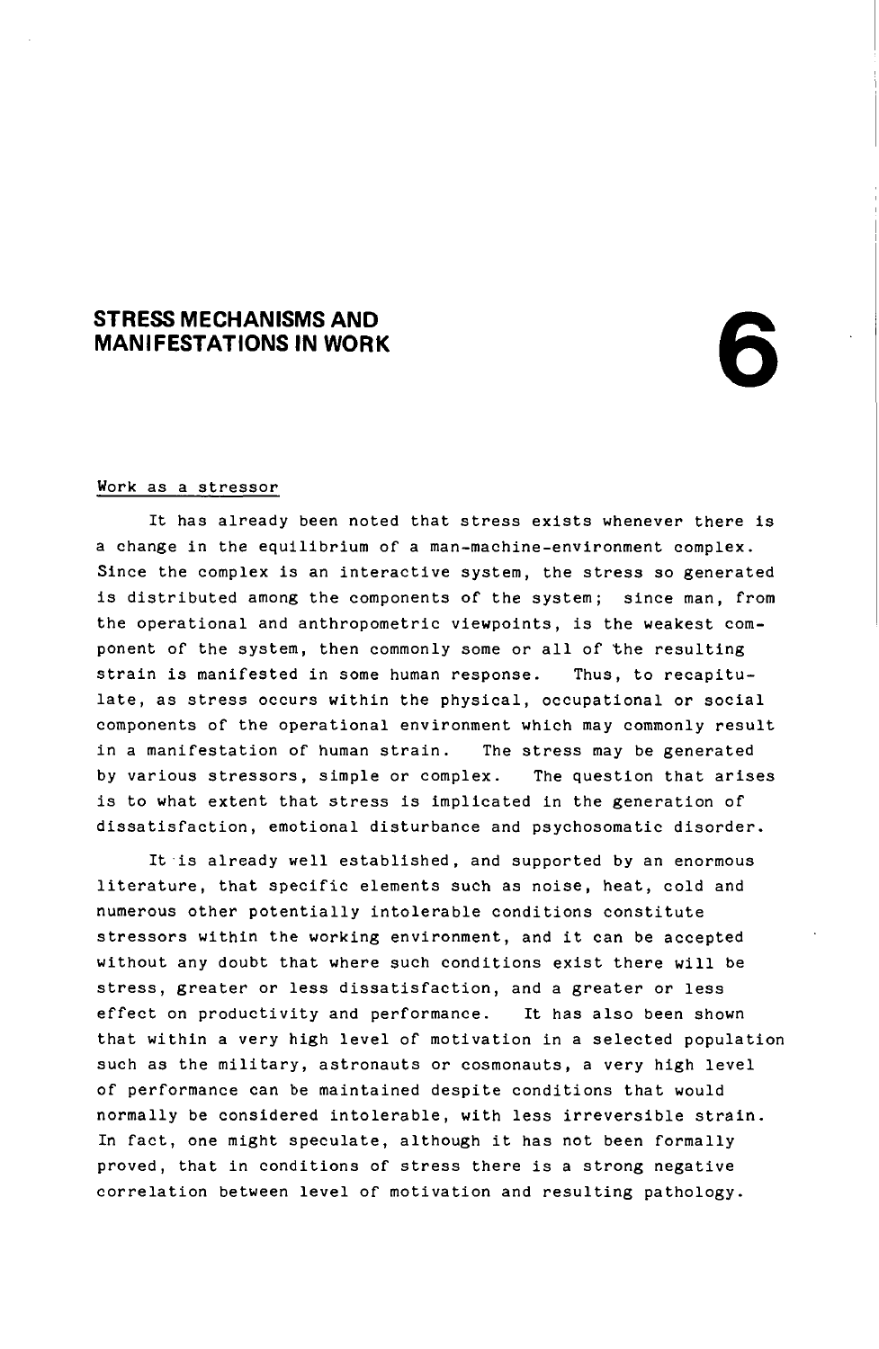# STRESS MECHANISMS AND MANIFESTATIONS IN WORK

# 6

## Work as a stressor

It has already been noted that stress exists whenever there is a change in the equilibrium of a man-machine-environment complex. Since the complex is an interactive system, the stress so generated is distributed among the components of the system; since man, from the operational and anthropometric viewpoints, is the weakest component of the system, then commonly some or all of the resulting strain is manifested in some human response. Thus, to recapitulate, as stress occurs within the physical, occupational or social components of the operational environment which may commonly result in a manifestation of human strain. The stress may be generated by various stressors, simple or complex. The question that arises is to what extent that stress is implicated in the generation of dissatisfaction, emotional disturbance and psychosomatic disorder.

It is already well established, and supported by an enormous literature, that specific elements such as noise, heat, cold and numerous other potentially intolerable conditions constitute stressors within the working environment, and it can be accepted without any doubt that where such conditions exist there will be stress, greater or less dissatisfaction, and a greater or less effect on productivity and performance. It has also been shown that within a very high level of motivation in a selected population such as the military, astronauts or cosmonauts, a very high level of performance can be maintained despite conditions that would normally be considered intolerable, with less irreversible strain. In fact, one might speculate, although it has not been formally proved, that in conditions of stress there is a strong negative correlation between level of motivation and resulting pathology.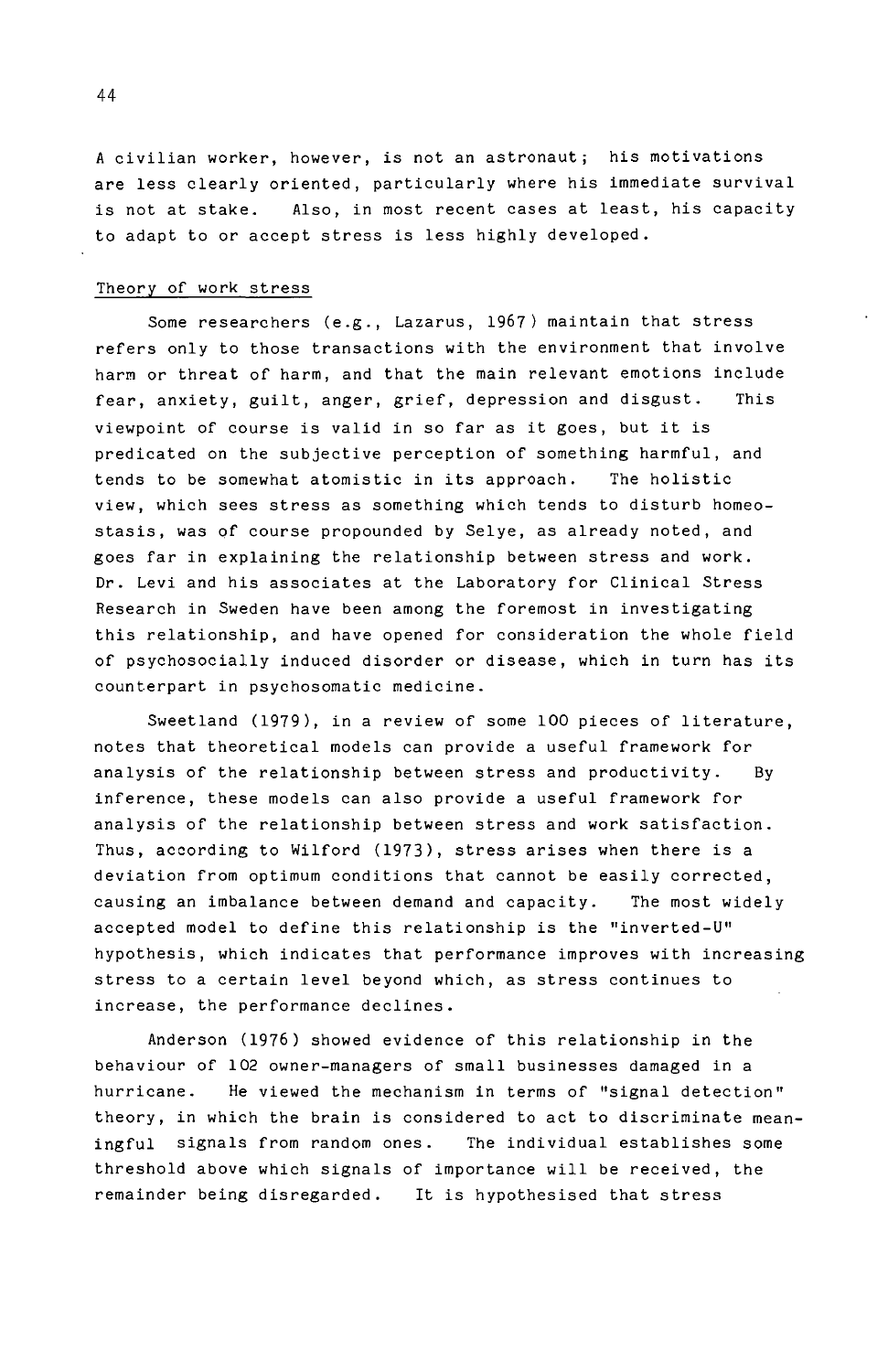A civilian worker, however, is not an astronaut; his motivations are less clearly oriented, particularly where his immediate survival is not at stake. Also, in most recent cases at least, his capacity to adapt to or accept stress is less highly developed.

## Theory of work stress

Some researchers (e.g., Lazarus, 1967) maintain that stress refers only to those transactions with the environment that involve harm or threat of harm, and that the main relevant emotions include fear, anxiety, guilt, anger, grief, depression and disgust. This viewpoint of course is valid in so far as it goes, but it is predicated on the subjective perception of something harmful, and tends to be somewhat atomistic in its approach. The holistic view, which sees stress as something which tends to disturb homeostasis, was of course propounded by Selye, as already noted, and goes far in explaining the relationship between stress and work. Dr. Levi and his associates at the Laboratory for Clinical Stress Research in Sweden have been among the foremost in investigating this relationship, and have opened for consideration the whole field of psychosocially induced disorder or disease, which in turn has its counterpart in psychosomatic medicine.

Sweetland (1979), in a review of some 100 pieces of literature, notes that theoretical models can provide a useful framework for analysis of the relationship between stress and productivity. By inference, these models can also provide a useful framework for analysis of the relationship between stress and work satisfaction. Thus, according to Wilford (1973), stress arises when there is a deviation from optimum conditions that cannot be easily corrected, causing an imbalance between demand and capacity. The most widely accepted model to define this relationship is the "inverted-U" hypothesis, which indicates that performance improves with increasing stress to a certain level beyond which, as stress continues to increase, the performance declines.

Anderson (1976) showed evidence of this relationship in the behaviour of 102 owner-managers of small businesses damaged in a hurricane. He viewed the mechanism in terms of "signal detection" theory, in which the brain is considered to act to discriminate meaningful signals from random ones. The individual establishes some threshold above which signals of importance will be received, the remainder being disregarded. It is hypothesised that stress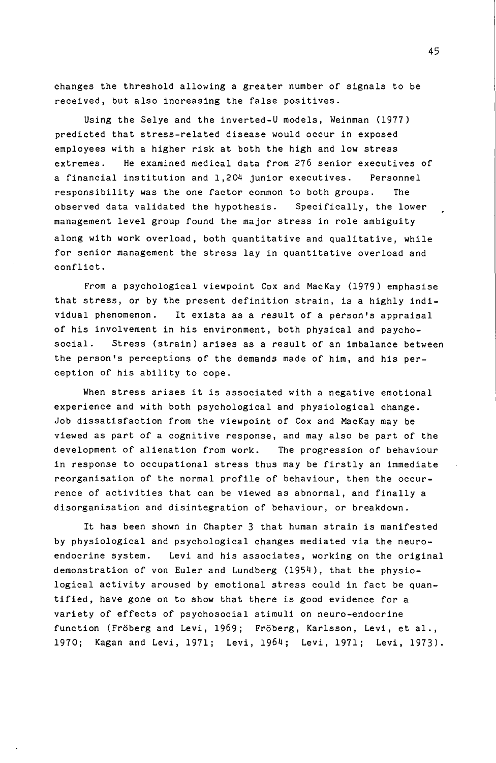changes the threshold allowing a greater number of signals to be received, but also increasing the false positives.

Using the Selye and the inverted-U models, Weinman (1977) predicted that stress-related disease would occur in exposed employees with a higher risk at both the high and low stress extremes. He examined medical data from 276 senior executives of a financial institution and 1,204 junior executives. Personnel responsibility was the one factor common to both groups. The observed data validated the hypothesis. Specifically, the lower management level group found the major stress in role ambiguity along with work overload, both quantitative and qualitative, while for senior management the stress lay in quantitative overload and conflict.

From a psychological viewpoint Cox and MacKay (1979) emphasise that stress, or by the present definition strain, is a highly individual phenomenon. It exists as a result of a person's appraisal of his involvement in his environment, both physical and psychosocial. Stress (strain) arises as a result of an imbalance between the person's perceptions of the demands made of him, and his perception of his ability to cope.

When stress arises it is associated with a negative emotional experience and with both psychological and physiological change. Job dissatisfaction from the viewpoint of Cox and MacKay may be viewed as part of a cognitive response, and may also be part of the development of alienation from work. The progression of behaviour in response to occupational stress thus may be firstly an immediate reorganisation of the normal profile of behaviour, then the occurrence of activities that can be viewed as abnormal, and finally a disorganisation and disintegration of behaviour, or breakdown.

It has been shown in Chapter 3 that human strain is manifested by physiological and psychological changes mediated via the neuro-endocrine system. Levi and his associates, working on the original demonstration of von Euler and Lundberg (1954), that the physiological activity aroused by emotional stress could in fact be quantified, have gone on to show that there is good evidence for a variety of effects of psychosocial stimuli on neuro-endocrine function (Fröberg and Levi, 1969; Fröberg, Karlsson, Levi, et al., 1970; Kagan and Levi, 1971; Levi, 1964; Levi, 1971; Levi, 1973).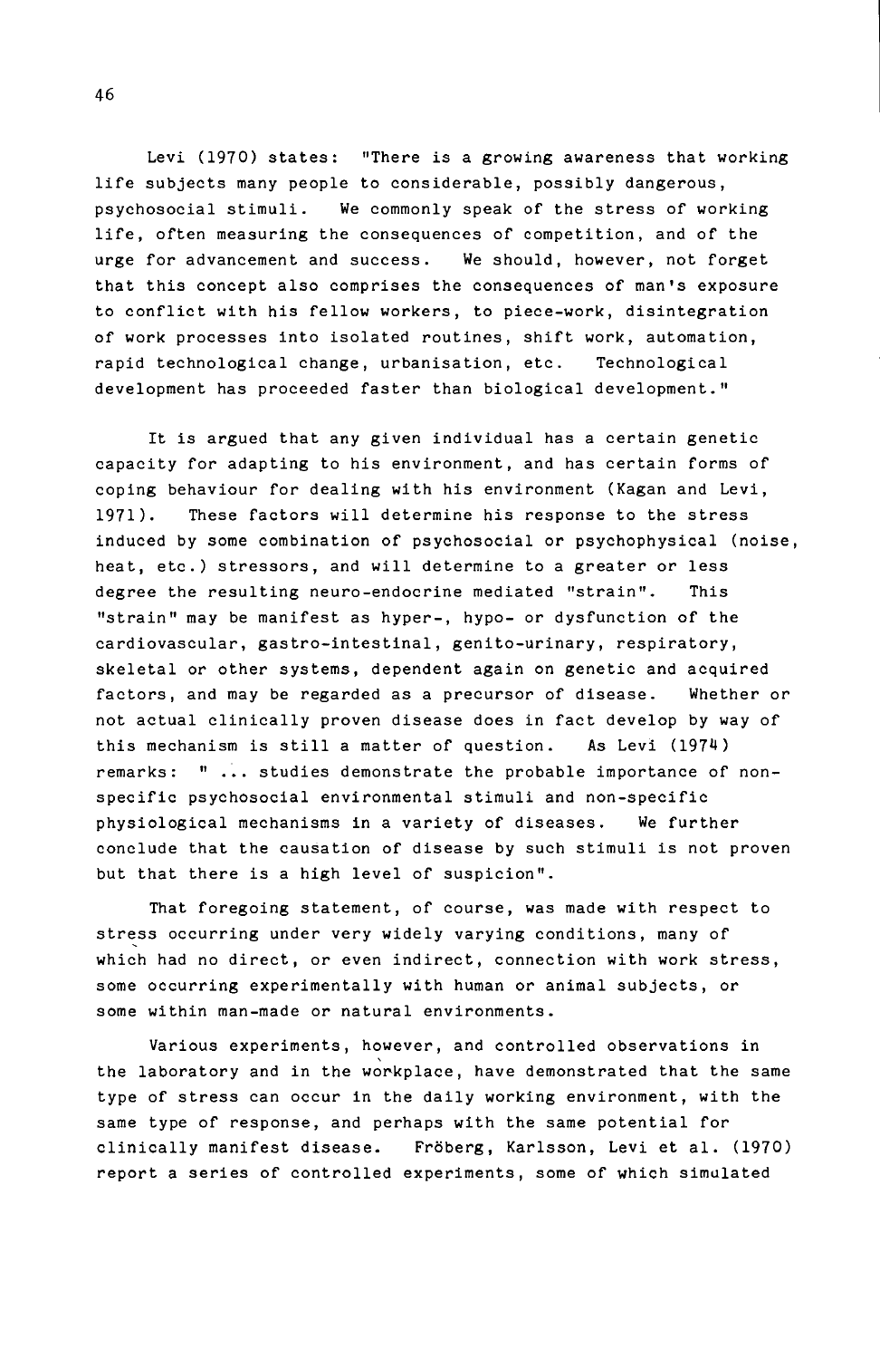Levi (1970) states: "There is a growing awareness that working life subjects many people to considerable, possibly dangerous, psychosocial stimuli. We commonly speak of the stress of working life, often measuring the consequences of competition, and of the urge for advancement and success. We should, however, not forget that this concept also comprises the consequences of man's exposure to conflict with his fellow workers, to piece-work, disintegration of work processes into isolated routines, shift work, automation, rapid technological change, urbanisation, etc. Technological development has proceeded faster than biological development."

It is argued that any given individual has a certain genetic capacity for adapting to his environment, and has certain forms of coping behaviour for dealing with his environment (Kagan and Levi, 1971). These factors will determine his response to the stress induced by some combination of psychosocial or psychophysical (noise, heat, etc.) stressors, and will determine to a greater or less degree the resulting neuro-endocrine mediated "strain". This "strain" may be manifest as hyper-, hypo- or dysfunction of the cardiovascular, gastro-intestinal, genito-urinary, respiratory, skeletal or other systems, dependent again on genetic and acquired factors, and may be regarded as a precursor of disease. Whether or not actual clinically proven disease does in fact develop by way of this mechanism is still a matter of question. As Levi (1974) remarks: " ... studies demonstrate the probable importance of non-specific psychosocial environmental stimuli and non-specific physiological mechanisms in a variety of diseases. We further conclude that the causation of disease by such stimuli is not proven but that there is a high level of suspicion".

That foregoing statement, of course, was made with respect to stress occurring under very widely varying conditions, many of which had no direct, or even indirect, connection with work stress, some occurring experimentally with human or animal subjects, or some within man-made or natural environments.

Various experiments, however, and controlled observations in the laboratory and in the workplace, have demonstrated that the same type of stress can occur in the daily working environment, with the same type of response, and perhaps with the same potential for clinically manifest disease. Fröberg, Karlsson, Levi et al. (1970) report a series of controlled experiments, some of which simulated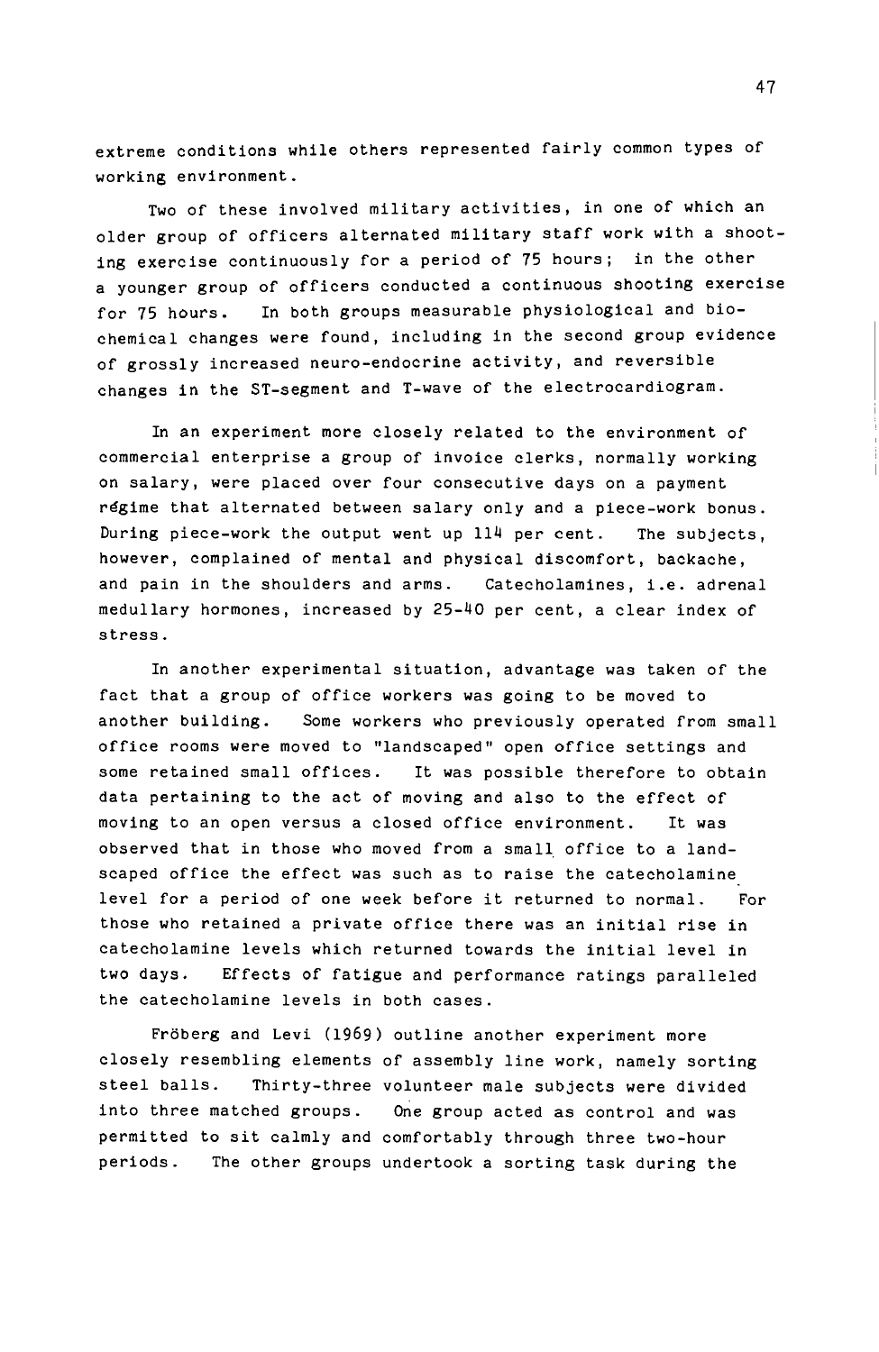extreme conditions while others represented fairly common types of working environment.

Two of these involved military activities, in one of which an older group of officers alternated military staff work with a shooting exercise continuously for a period of 75 hours; in the other a younger group of officers conducted a continuous shooting exercise for 75 hours. In both groups measurable physiological and biochemical changes were found, including in the second group evidence of grossly increased neuro-endocrine activity, and reversible changes in the ST-segment and T-wave of the electrocardiogram.

In an experiment more closely related to the environment of commercial enterprise a group of invoice clerks, normally working on salary, were placed over four consecutive days on a payment régime that alternated between salary only and a piece-work bonus. During piece-work the output went up 114 per cent. The subjects, however, complained of mental and physical discomfort, backache, and pain in the shoulders and arms. Catecholamines, i.e. adrenal medullary hormones, increased by 25-40 per cent, a clear index of stress.

In another experimental situation, advantage was taken of the fact that a group of office workers was going to be moved to another building. Some workers who previously operated from small office rooms were moved to "landscaped" open office settings and some retained small offices. It was possible therefore to obtain data pertaining to the act of moving and also to the effect of moving to an open versus a closed office environment. It was observed that in those who moved from a small office to a landscaped office the effect was such as to raise the catecholamine level for a period of one week before it returned to normal. For those who retained a private office there was an initial rise in catecholamine levels which returned towards the initial level in two days. Effects of fatigue and performance ratings paralleled the catecholamine levels in both cases.

Fröberg and Levi (1969) outline another experiment more closely resembling elements of assembly line work, namely sorting steel balls. Thirty-three volunteer male subjects were divided into three matched groups. One group acted as control and was permitted to sit calmly and comfortably through three two-hour periods. The other groups undertook a sorting task during the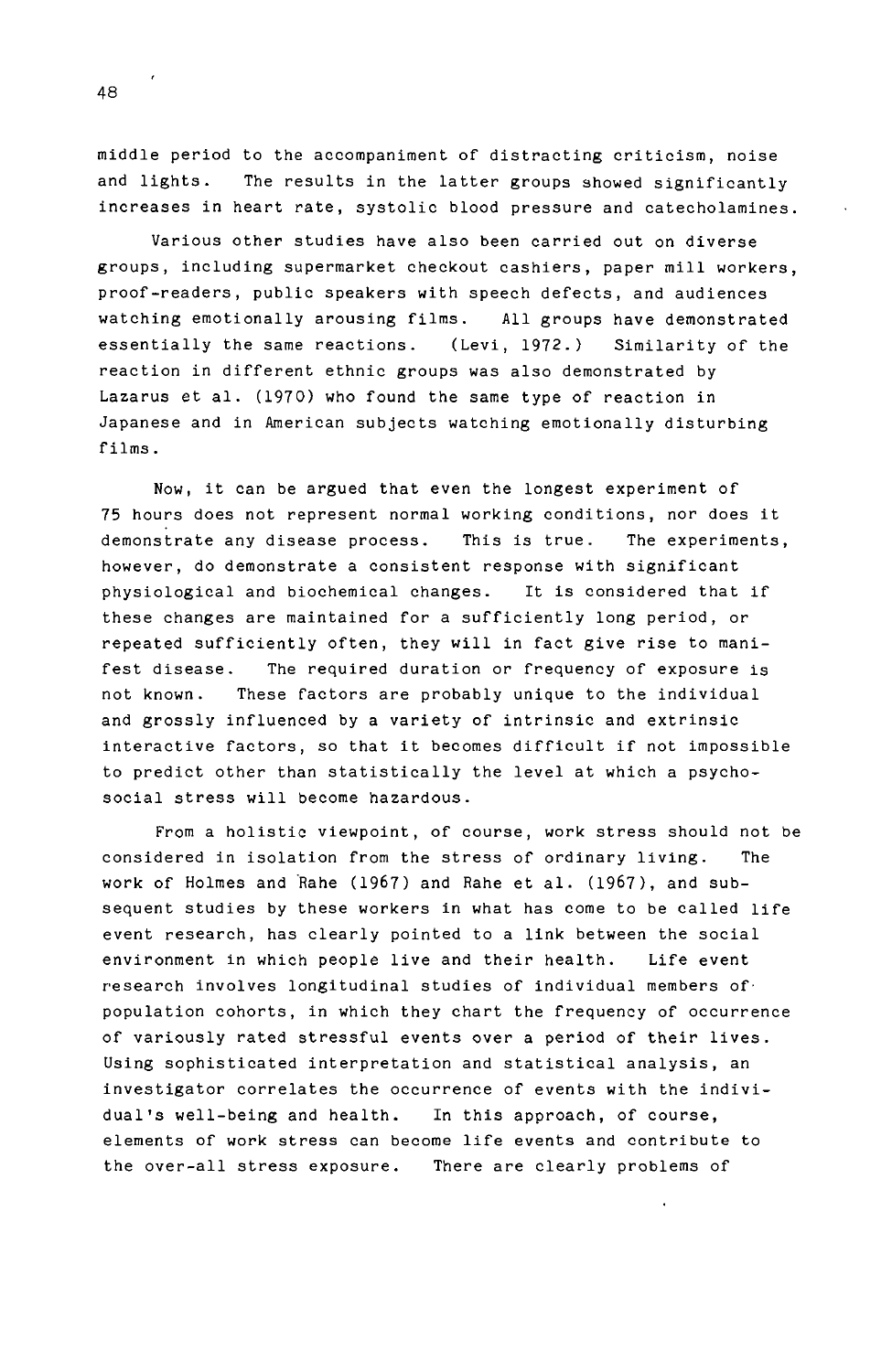middle period to the accompaniment of distracting criticism, noise and lights. The results in the latter groups showed significantly increases in heart rate, systolic blood pressure and catecholamines.

Various other studies have also been carried out on diverse groups, including supermarket checkout cashiers, paper mill workers, proof-readers, public speakers with speech defects, and audiences watching emotionally arousing films. All groups have demonstrated essentially the same reactions. (Levi, 1972.) Similarity of the reaction in different ethnic groups was also demonstrated by Lazarus et al. (1970) who found the same type of reaction in Japanese and in American subjects watching emotionally disturbing films.

Now, it can be argued that even the longest experiment of 75 hours does not represent normal working conditions, nor does it demonstrate any disease process. This is true. The experiments, however, do demonstrate a consistent response with significant physiological and biochemical changes. It is considered that if these changes are maintained for a sufficiently long period, or repeated sufficiently often, they will in fact give rise to manifest disease. The required duration or frequency of exposure is not known. These factors are probably unique to the individual and grossly influenced by a variety of intrinsic and extrinsic interactive factors, so that it becomes difficult if not impossible to predict other than statistically the level at which a psychosocial stress will become hazardous.

From a holistic viewpoint, of course, work stress should not be considered in isolation from the stress of ordinary living. The work of Holmes and Rahe (1967) and Rahe et al. (1967), and subsequent studies by these workers in what has come to be called life event research, has clearly pointed to a link between the social environment in which people live and their health. Life event research involves longitudinal studies of individual members of population cohorts, in which they chart the frequency of occurrence of variously rated stressful events over a period of their lives. Using sophisticated interpretation and statistical analysis, an investigator correlates the occurrence of events with the individual's well-being and health. In this approach, of course, elements of work stress can become life events and contribute to the over-all stress exposure. There are clearly problems of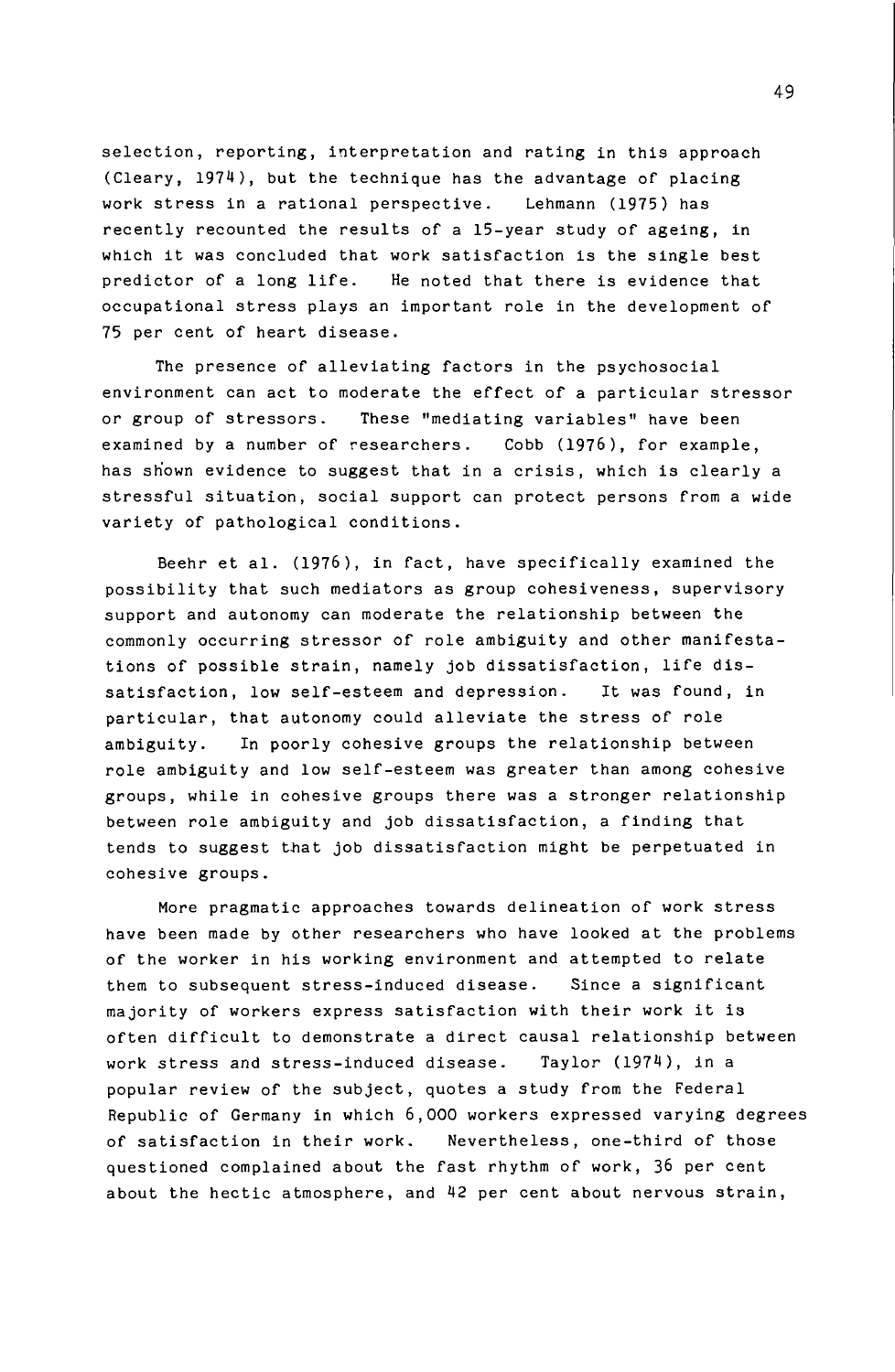selection, reporting, interpretation and rating in this approach (Cleary, 1974), but the technique has the advantage of placing work stress in a rational perspective. Lehmann (1975) has recently recounted the results of a 15-year study of ageing, in which it was concluded that work satisfaction is the single best predictor of a long life. He noted that there is evidence that occupational stress plays an important role in the development of 75 per cent of heart disease.

The presence of alleviating factors in the psychosocial environment can act to moderate the effect of a particular stressor or group of stressors. These "mediating variables" have been examined by a number of researchers. Cobb (1976), for example, has shown evidence to suggest that in a crisis, which is clearly a stressful situation, social support can protect persons from a wide variety of pathological conditions.

Beehr et al. (1976), in fact, have specifically examined the possibility that such mediators as group cohesiveness, supervisory support and autonomy can moderate the relationship between the commonly occurring stressor of role ambiguity and other manifestations of possible strain, namely job dissatisfaction, life dissatisfaction, low self-esteem and depression. It was found, in particular, that autonomy could alleviate the stress of role ambiguity. In poorly cohesive groups the relationship between role ambiguity and low self-esteem was greater than among cohesive groups, while in cohesive groups there was a stronger relationship between role ambiguity and job dissatisfaction, a finding that tends to suggest that job dissatisfaction might be perpetuated in cohesive groups.

More pragmatic approaches towards delineation of work stress have been made by other researchers who have looked at the problems of the worker in his working environment and attempted to relate them to subsequent stress-induced disease. Since a significant majority of workers express satisfaction with their work it is often difficult to demonstrate a direct causal relationship between work stress and stress-induced disease. Taylor (1974), in a popular review of the subject, quotes a study from the Federal Republic of Germany in which 6,000 workers expressed varying degrees of satisfaction in their work. Nevertheless, one-third of those questioned complained about the fast rhythm of work, 36 per cent about the hectic atmosphere, and 42 per cent about nervous strain,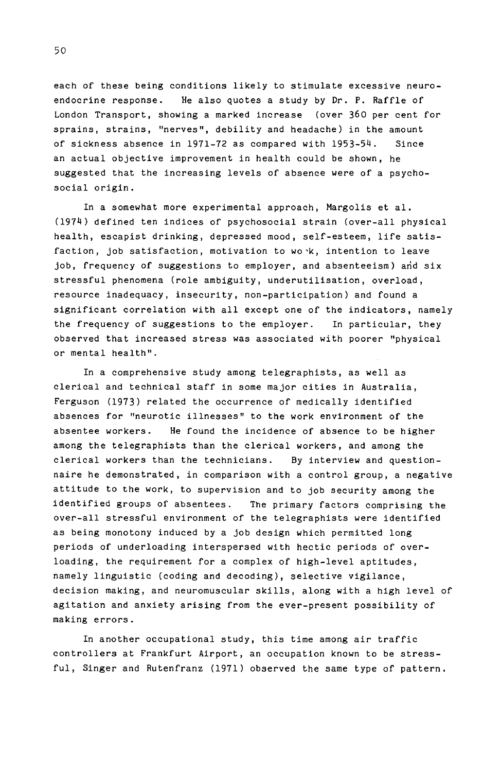each of these being conditions likely to stimulate excessive neuro-endocrine response. He also quotes a study by Dr. P. Raffle of London Transport, showing a marked increase (over 360 per cent for sprains, strains, "nerves", debility and headache) in the amount of sickness absence in 1971-72 as compared with 1953-54. Since an actual objective improvement in health could be shown, he suggested that the increasing levels of absence were of a psycho-social origin.

In a somewhat more experimental approach, Margolis et al. (1974) defined ten indices of psychosocial strain (over-all physical health, escapist drinking, depressed mood, self-esteem, life satisfaction, job satisfaction, motivation to work, intention to leave job, frequency of suggestions to employer, and absenteeism) and six stressful phenomena (role ambiguity, underutilisation, overload, resource inadequacy, insecurity, non-participation) and found a significant correlation with all except one of the indicators, namely the frequency of suggestions to the employer. In particular, they observed that increased stress was associated with poorer "physical or mental health".

In a comprehensive study among telegraphists, as well as clerical and technical staff in some major cities in Australia, Ferguson (1973) related the occurrence of medically identified absences for "neurotic illnesses" to the work environment of the absentee workers. He found the incidence of absence to be higher among the telegraphists than the clerical workers, and among the clerical workers than the technicians. By interview and questionnaire he demonstrated, in comparison with a control group, a negative attitude to the work, to supervision and to job security among the identified groups of absentees. The primary factors comprising the over-all stressful environment of the telegraphists were identified as being monotony induced by a job design which permitted long periods of underloading interspersed with hectic periods of overloading, the requirement for a complex of high-level aptitudes, namely linguistic (coding and decoding), selective vigilance, decision making, and neuromuscular skills, along with a high level of agitation and anxiety arising from the ever-present possibility of making errors.

In another occupational study, this time among air traffic controllers at Frankfurt Airport, an occupation known to be stressful, Singer and Rutenfranz (1971) observed the same type of pattern.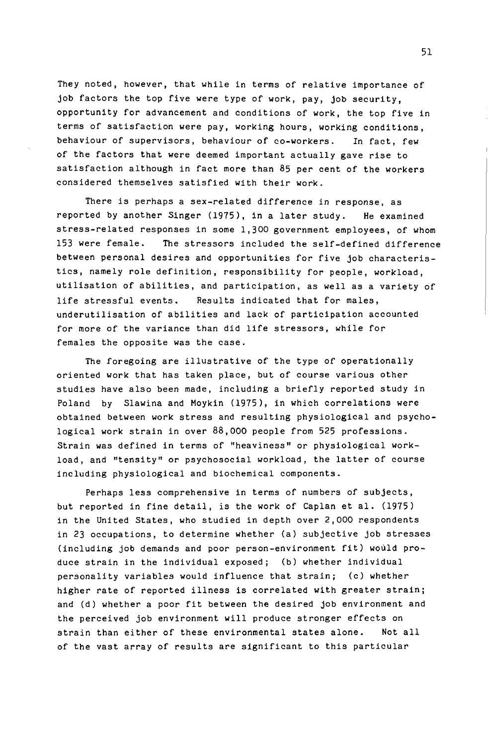They noted, however, that while in terms of relative importance of job factors the top five were type of work, pay, job security, opportunity for advancement and conditions of work, the top five in terms of satisfaction were pay, working hours, working conditions, behaviour of supervisors, behaviour of co-workers. In fact, few of the factors that were deemed important actually gave rise to satisfaction although in fact more than 85 per cent of the workers considered themselves satisfied with their work.

There is perhaps a sex-related difference in response, as reported by another Singer (1975), in a later study. He examined stress-related responses in some 1,300 government employees, of whom 153 were female. The stressors included the self-defined difference between personal desires and opportunities for five job characteristics, namely role definition, responsibility for people, workload, utilisation of abilities, and participation, as well as a variety of life stressful events. Results indicated that for males, underutilisation of abilities and lack of participation accounted for more of the variance than did life stressors, while for females the opposite was the case.

The foregoing are illustrative of the type of operationally oriented work that has taken place, but of course various other studies have also been made, including a briefly reported study in Poland by Slawina and Moykin (1975), in which correlations were obtained between work stress and resulting physiological and psychological work strain in over 88,000 people from 525 professions. Strain was defined in terms of "heaviness" or physiological workload, and "tensity" or psychosocial workload, the latter of course including physiological and biochemical components.

Perhaps less comprehensive in terms of numbers of subjects, but reported in fine detail, is the work of Caplan et al. (1975) in the United States, who studied in depth over 2,000 respondents in 23 occupations, to determine whether (a) subjective job stresses (including job demands and poor person-environment fit) would produce strain in the individual exposed; (b) whether individual personality variables would influence that strain; (c) whether higher rate of reported illness is correlated with greater strain; and (d) whether a poor fit between the desired job environment and the perceived job environment will produce stronger effects on strain than either of these environmental states alone. Not all of the vast array of results are significant to this particular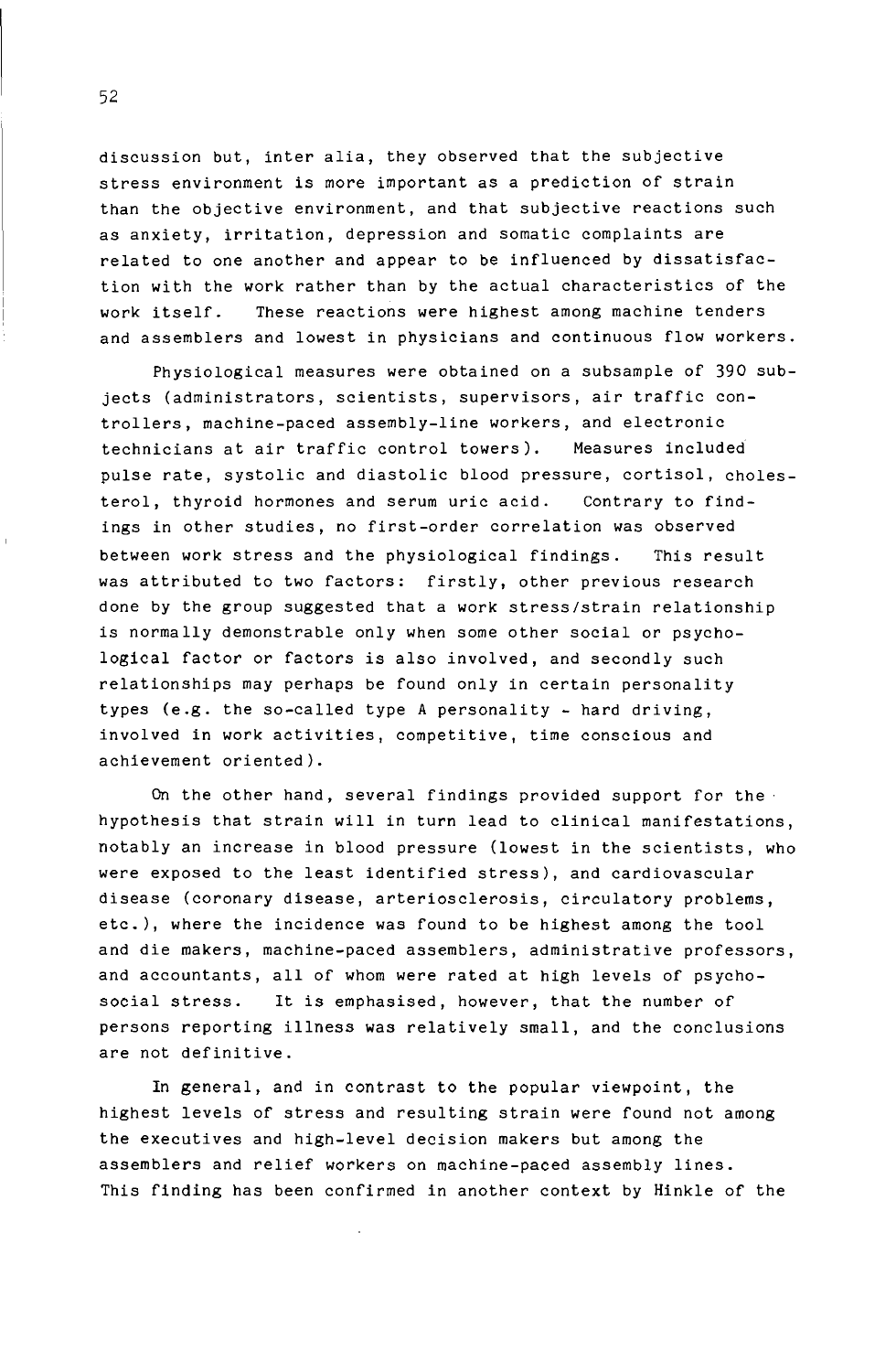discussion but, inter alia, they observed that the subjective stress environment is more important as a prediction of strain than the objective environment, and that subjective reactions such as anxiety, irritation, depression and somatic complaints are related to one another and appear to be influenced by dissatisfaction with the work rather than by the actual characteristics of the work itself. These reactions were highest among machine tenders and assemblers and lowest in physicians and continuous flow workers.

Physiological measures were obtained on a subsample of 390 subjects (administrators, scientists, supervisors, air traffic controllers, machine-paced assembly-line workers, and electronic technicians at air traffic control towers). Measures included pulse rate, systolic and diastolic blood pressure, cortisol, cholesterol, thyroid hormones and serum uric acid. Contrary to findings in other studies, no first-order correlation was observed between work stress and the physiological findings. This result was attributed to two factors: firstly, other previous research done by the group suggested that a work stress/strain relationship is normally demonstrable only when some other social or psychological factor or factors is also involved, and secondly such relationships may perhaps be found only in certain personality types (e.g. the so-called type A personality - hard driving, involved in work activities, competitive, time conscious and achievement oriented).

On the other hand, several findings provided support for the hypothesis that strain will in turn lead to clinical manifestations, notably an increase in blood pressure (lowest in the scientists, who were exposed to the least identified stress), and cardiovascular disease (coronary disease, arteriosclerosis, circulatory problems, etc.), where the incidence was found to be highest among the tool and die makers, machine-paced assemblers, administrative professors, and accountants, all of whom were rated at high levels of psychosocial stress. It is emphasised, however, that the number of persons reporting illness was relatively small, and the conclusions are not definitive.

In general, and in contrast to the popular viewpoint, the highest levels of stress and resulting strain were found not among the executives and high-level decision makers but among the assemblers and relief workers on machine-paced assembly lines. This finding has been confirmed in another context by Hinkle of the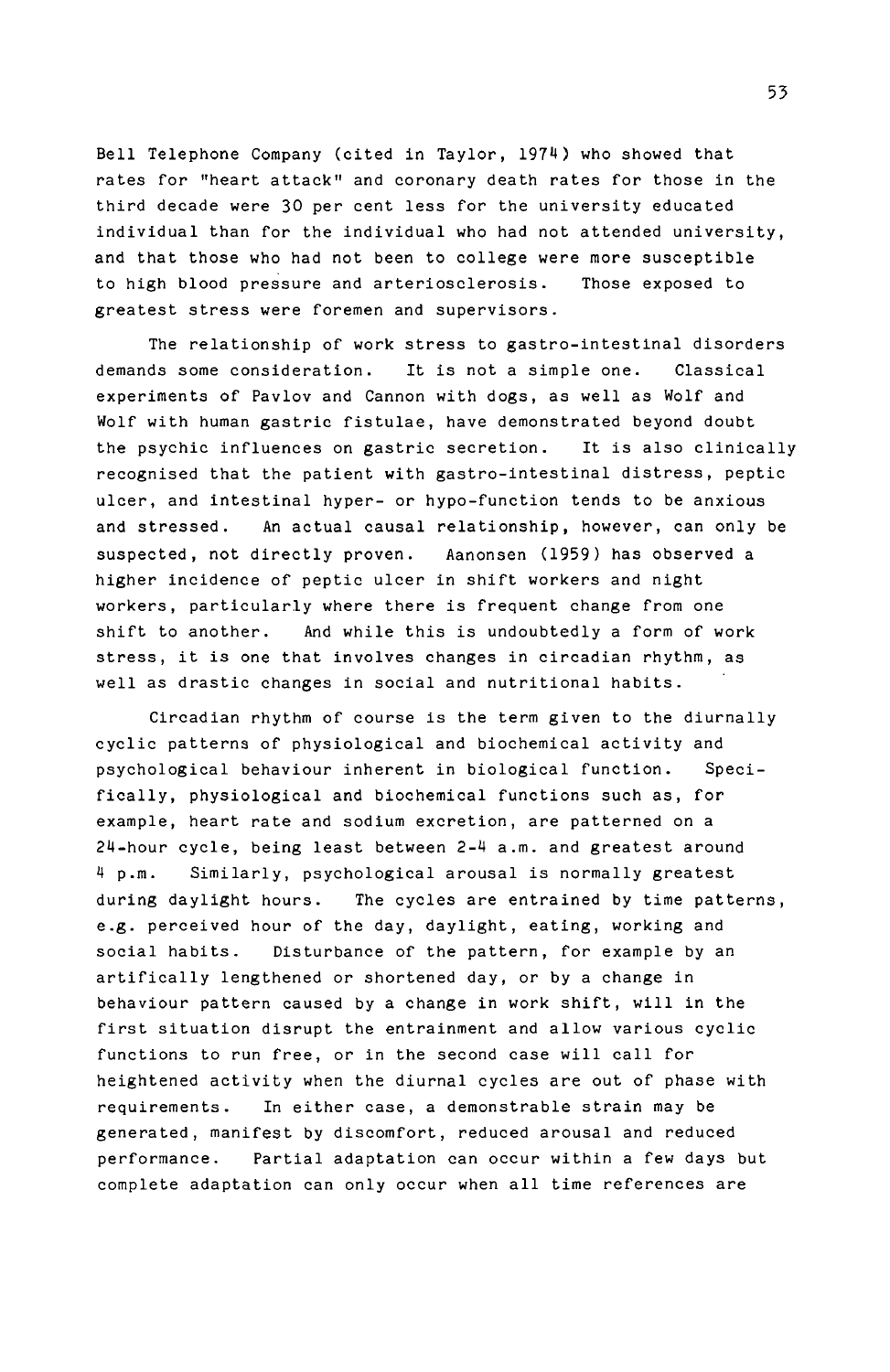Bell Telephone Company (cited in Taylor, 1974) who showed that rates for "heart attack" and coronary death rates for those in the third decade were 30 per cent less for the university educated individual than for the individual who had not attended university, and that those who had not been to college were more susceptible to high blood pressure and arteriosclerosis. Those exposed to greatest stress were foremen and supervisors.

The relationship of work stress to gastro-intestinal disorders demands some consideration. It is not a simple one. Classical experiments of Pavlov and Cannon with dogs, as well as Wolf and Wolf with human gastric fistulae, have demonstrated beyond doubt the psychic influences on gastric secretion. It is also clinically recognised that the patient with gastro-intestinal distress, peptic ulcer, and intestinal hyper- or hypo-function tends to be anxious and stressed. An actual causal relationship, however, can only be suspected, not directly proven. Aanonsen (1959) has observed a higher incidence of peptic ulcer in shift workers and night workers, particularly where there is frequent change from one shift to another. And while this is undoubtedly a form of work stress, it is one that involves changes in circadian rhythm, as well as drastic changes in social and nutritional habits.

Circadian rhythm of course is the term given to the diurnally cyclic patterns of physiological and biochemical activity and psychological behaviour inherent in biological function. Specifically, physiological and biochemical functions such as, for example, heart rate and sodium excretion, are patterned on a 24-hour cycle, being least between 2-4 a.m. and greatest around 4 p.m. Similarly, psychological arousal is normally greatest during daylight hours. The cycles are entrained by time patterns, e.g. perceived hour of the day, daylight, eating, working and social habits. Disturbance of the pattern, for example by an artifically lengthened or shortened day, or by a change in behaviour pattern caused by a change in work shift, will in the first situation disrupt the entrainment and allow various cyclic functions to run free, or in the second case will call for heightened activity when the diurnal cycles are out of phase with requirements. In either case, a demonstrable strain may be generated, manifest by discomfort, reduced arousal and reduced performance. Partial adaptation can occur within a few days but complete adaptation can only occur when all time references are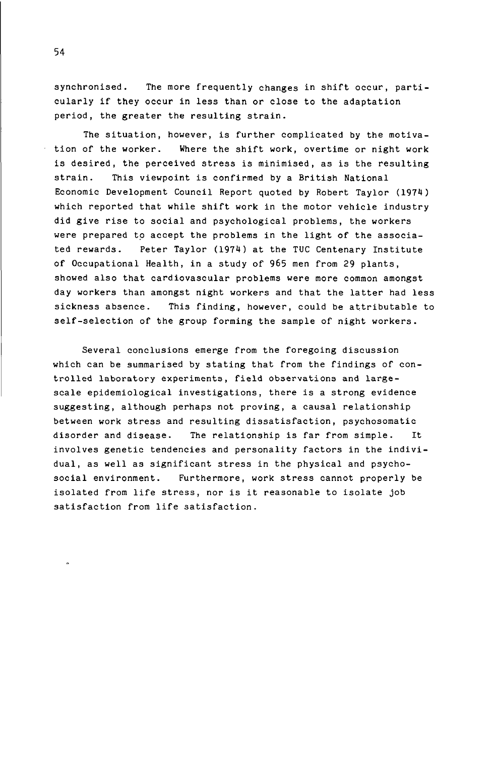synchronised. The more frequently changes in shift occur, particularly if they occur in less than or close to the adaptation period, the greater the resulting strain.

The situation, however, is further complicated by the motivation of the worker. Where the shift work, overtime or night work is desired, the perceived stress is minimised, as is the resulting strain. This viewpoint is confirmed by a British National Economic Development Council Report quoted by Robert Taylor (1974) which reported that while shift work in the motor vehicle industry did give rise to social and psychological problems, the workers were prepared to accept the problems in the light of the associated rewards. Peter Taylor (1974) at the TUC Centenary Institute of Occupational Health, in a study of 965 men from 29 plants, showed also that cardiovascular problems were more common amongst day workers than amongst night workers and that the latter had less sickness absence. This finding, however, could be attributable to self-selection of the group forming the sample of night workers.

Several conclusions emerge from the foregoing discussion which can be summarised by stating that from the findings of controlled laboratory experiments, field observations and large-scale epidemiological investigations, there is a strong evidence suggesting, although perhaps not proving, a causal relationship between work stress and resulting dissatisfaction, psychosomatic disorder and disease. The relationship is far from simple. It involves genetic tendencies and personality factors in the individual, as well as significant stress in the physical and psychosocial environment. Furthermore, work stress cannot properly be isolated from life stress, nor is it reasonable to isolate job satisfaction from life satisfaction.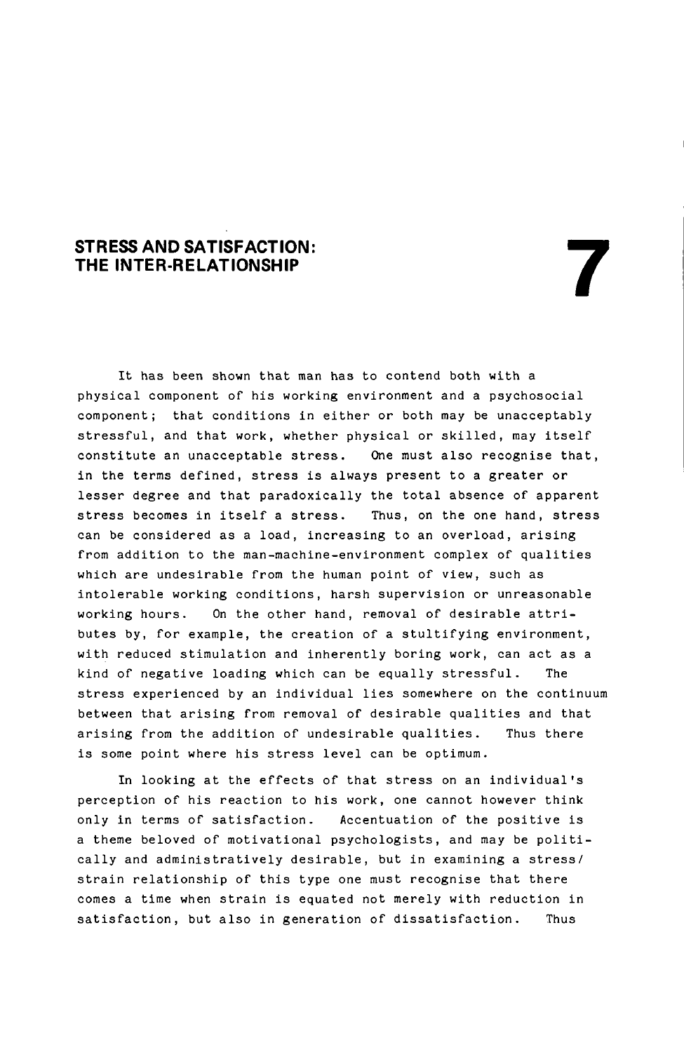# STRESS AND SATISFACTION: THE INTER-RELATIONSHIP

# 7

It has been shown that man has to contend both with a physical component of his working environment and a psychosocial component; that conditions in either or both may be unacceptably stressful, and that work, whether physical or skilled, may itself constitute an unacceptable stress. One must also recognise that, in the terms defined, stress is always present to a greater or lesser degree and that paradoxically the total absence of apparent stress becomes in itself a stress. Thus, on the one hand, stress can be considered as a load, increasing to an overload, arising from addition to the man-machine-environment complex of qualities which are undesirable from the human point of view, such as intolerable working conditions, harsh supervision or unreasonable working hours. On the other hand, removal of desirable attributes by, for example, the creation of a stultifying environment, with reduced stimulation and inherently boring work, can act as a kind of negative loading which can be equally stressful. The stress experienced by an individual lies somewhere on the continuum between that arising from removal of desirable qualities and that arising from the addition of undesirable qualities. Thus there is some point where his stress level can be optimum.

In looking at the effects of that stress on an individual's perception of his reaction to his work, one cannot however think only in terms of satisfaction. Accentuation of the positive is a theme beloved of motivational psychologists, and may be politically and administratively desirable, but in examining a stress/strain relationship of this type one must recognise that there comes a time when strain is equated not merely with reduction in satisfaction, but also in generation of dissatisfaction. Thus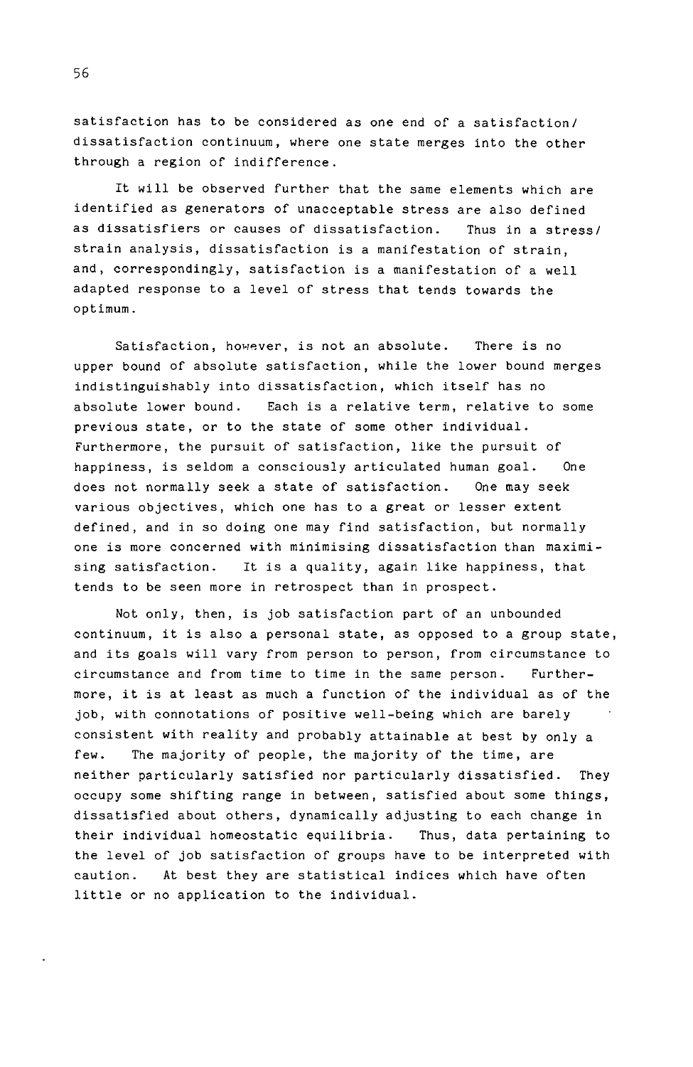satisfaction has to be considered as one end of a satisfaction/dissatisfaction continuum, where one state merges into the other through a region of indifference.

It will be observed further that the same elements which are identified as generators of unacceptable stress are also defined as dissatisfiers or causes of dissatisfaction. Thus in a stress/strain analysis, dissatisfaction is a manifestation of strain, and, correspondingly, satisfaction is a manifestation of a well adapted response to a level of stress that tends towards the optimum.

Satisfaction, however, is not an absolute. There is no upper bound of absolute satisfaction, while the lower bound merges indistinguishably into dissatisfaction, which itself has no absolute lower bound. Each is a relative term, relative to some previous state, or to the state of some other individual. Furthermore, the pursuit of satisfaction, like the pursuit of happiness, is seldom a consciously articulated human goal. One does not normally seek a state of satisfaction. One may seek various objectives, which one has to a great or lesser extent defined, and in so doing one may find satisfaction, but normally one is more concerned with minimising dissatisfaction than maximising satisfaction. It is a quality, again like happiness, that tends to be seen more in retrospect than in prospect.

Not only, then, is job satisfaction part of an unbounded continuum, it is also a personal state, as opposed to a group state, and its goals will vary from person to person, from circumstance to circumstance and from time to time in the same person. Furthermore, it is at least as much a function of the individual as of the job, with connotations of positive well-being which are barely consistent with reality and probably attainable at best by only a few. The majority of people, the majority of the time, are neither particularly satisfied nor particularly dissatisfied. They occupy some shifting range in between, satisfied about some things, dissatisfied about others, dynamically adjusting to each change in their individual homeostatic equilibria. Thus, data pertaining to the level of job satisfaction of groups have to be interpreted with caution. At best they are statistical indices which have often little or no application to the individual.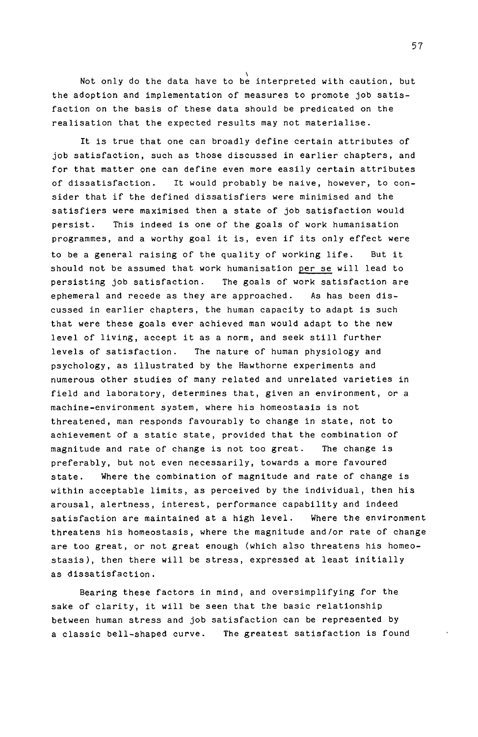Not only do the data have to be interpreted with caution, but the adoption and implementation of measures to promote job satisfaction on the basis of these data should be predicated on the realisation that the expected results may not materialise.

It is true that one can broadly define certain attributes of job satisfaction, such as those discussed in earlier chapters, and for that matter one can define even more easily certain attributes of dissatisfaction. It would probably be naive, however, to consider that if the defined dissatisfiers were minimised and the satisfiers were maximised then a state of job satisfaction would persist. This indeed is one of the goals of work humanisation programmes, and a worthy goal it is, even if its only effect were to be a general raising of the quality of working life. But it should not be assumed that work humanisation <u>per se</u> will lead to persisting job satisfaction. The goals of work satisfaction are ephemeral and recede as they are approached. As has been discussed in earlier chapters, the human capacity to adapt is such that were these goals ever achieved man would adapt to the new level of living, accept it as a norm, and seek still further levels of satisfaction. The nature of human physiology and psychology, as illustrated by the Hawthorne experiments and numerous other studies of many related and unrelated varieties in field and laboratory, determines that, given an environment, or a machine-environment system, where his homeostasis is not threatened, man responds favourably to change in state, not to achievement of a static state, provided that the combination of magnitude and rate of change is not too great. The change is preferably, but not even necessarily, towards a more favoured state. Where the combination of magnitude and rate of change is within acceptable limits, as perceived by the individual, then his arousal, alertness, interest, performance capability and indeed satisfaction are maintained at a high level. Where the environment threatens his homeostasis, where the magnitude and/or rate of change are too great, or not great enough (which also threatens his homeostasis), then there will be stress, expressed at least initially as dissatisfaction.

Bearing these factors in mind, and oversimplifying for the sake of clarity, it will be seen that the basic relationship between human stress and job satisfaction can be represented by a classic bell-shaped curve. The greatest satisfaction is found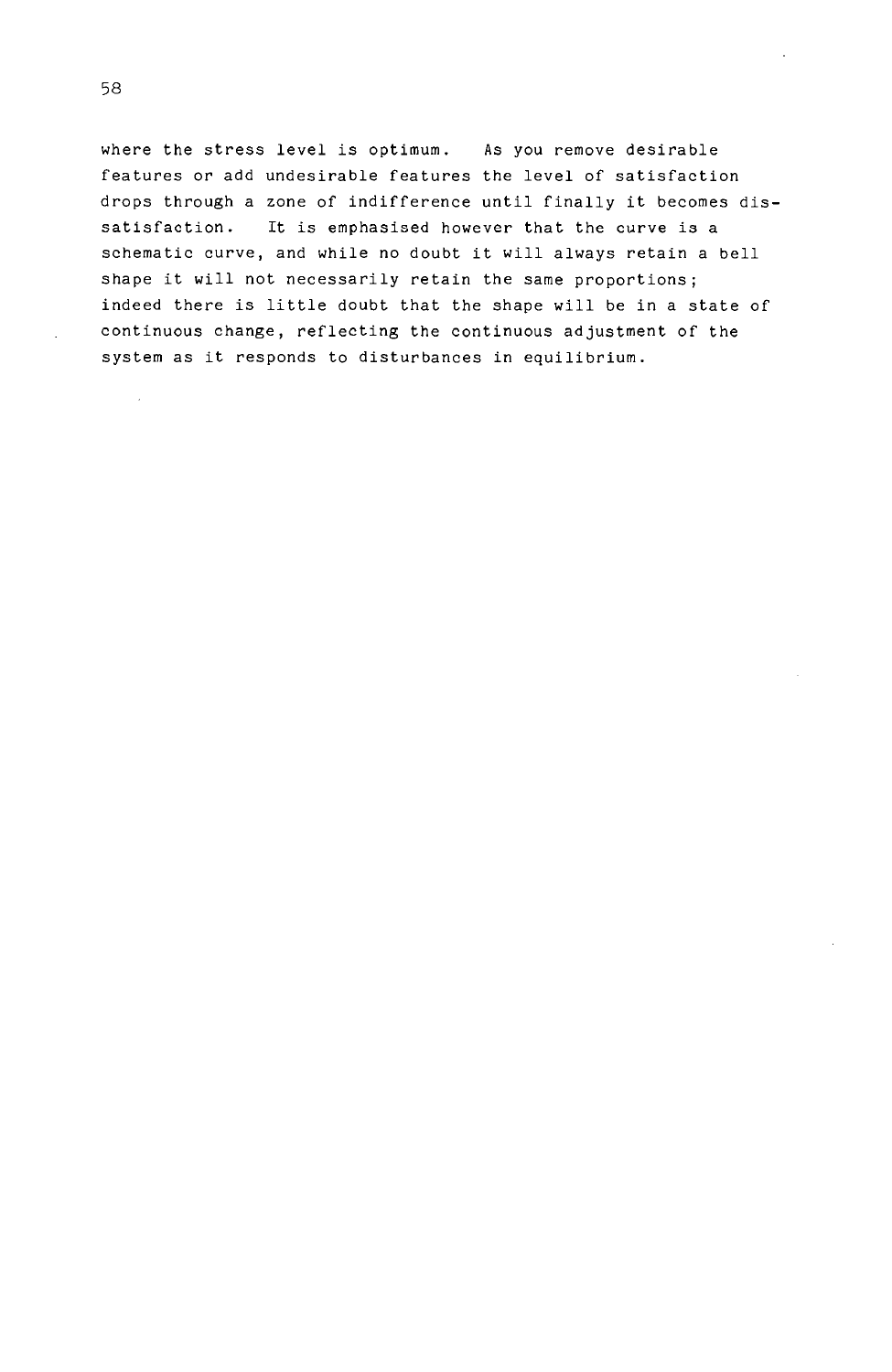where the stress level is optimum. As you remove desirable features or add undesirable features the level of satisfaction drops through a zone of indifference until finally it becomes dissatisfaction. It is emphasised however that the curve is a schematic curve, and while no doubt it will always retain a bell shape it will not necessarily retain the same proportions; indeed there is little doubt that the shape will be in a state of continuous change, reflecting the continuous adjustment of the system as it responds to disturbances in equilibrium.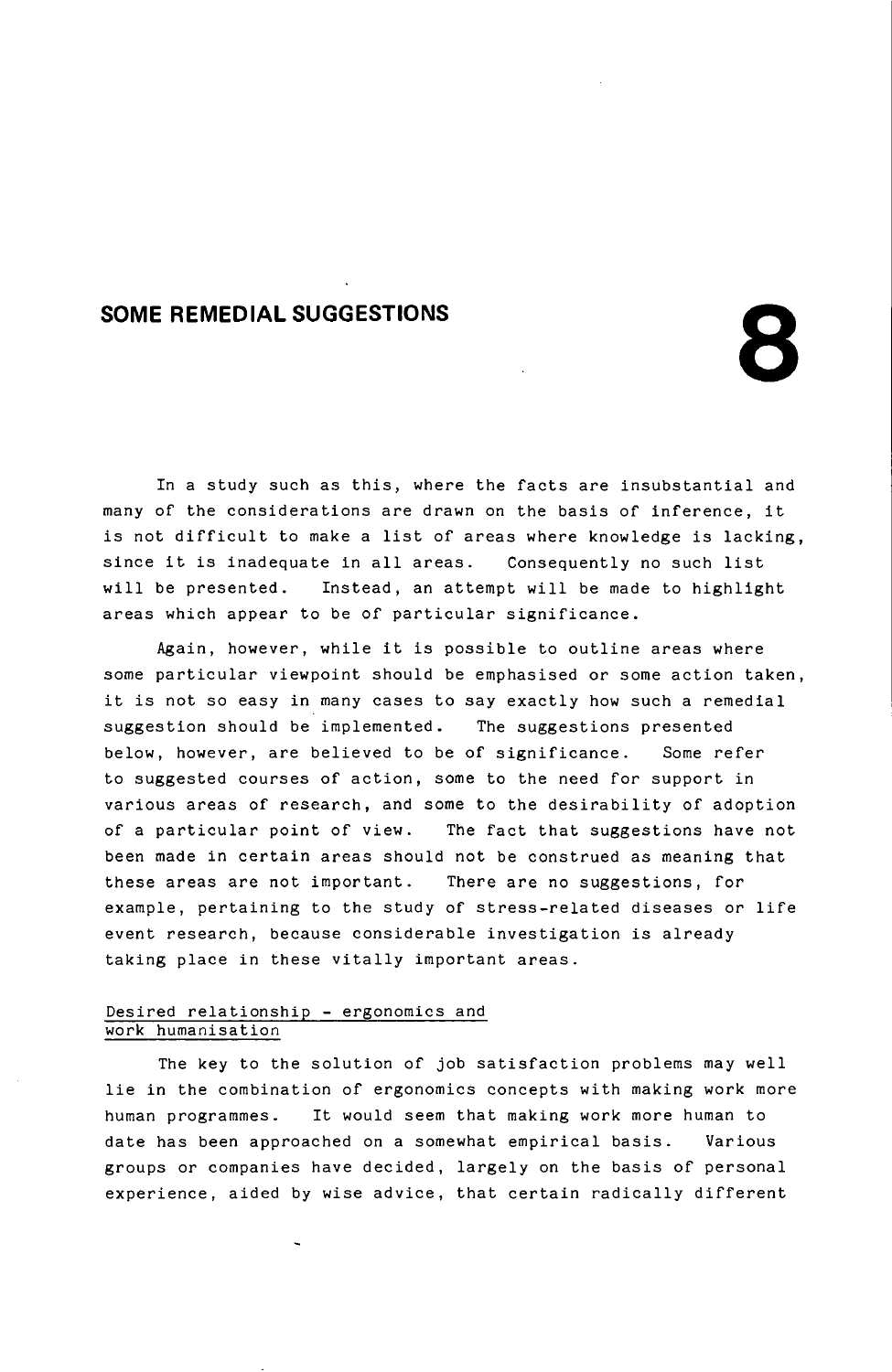# 8 SOME REMEDIAL SUGGESTIONS

In a study such as this, where the facts are insubstantial and many of the considerations are drawn on the basis of inference, it is not difficult to make a list of areas where knowledge is lacking, since it is inadequate in all areas. Consequently no such list will be presented. Instead, an attempt will be made to highlight areas which appear to be of particular significance.

Again, however, while it is possible to outline areas where some particular viewpoint should be emphasised or some action taken, it is not so easy in many cases to say exactly how such a remedial suggestion should be implemented. The suggestions presented below, however, are believed to be of significance. Some refer to suggested courses of action, some to the need for support in various areas of research, and some to the desirability of adoption of a particular point of view. The fact that suggestions have not been made in certain areas should not be construed as meaning that these areas are not important. There are no suggestions, for example, pertaining to the study of stress-related diseases or life event research, because considerable investigation is already taking place in these vitally important areas.

## Desired relationship - ergonomics and work humanisation

The key to the solution of job satisfaction problems may well lie in the combination of ergonomics concepts with making work more human programmes. It would seem that making work more human to date has been approached on a somewhat empirical basis. Various groups or companies have decided, largely on the basis of personal experience, aided by wise advice, that certain radically different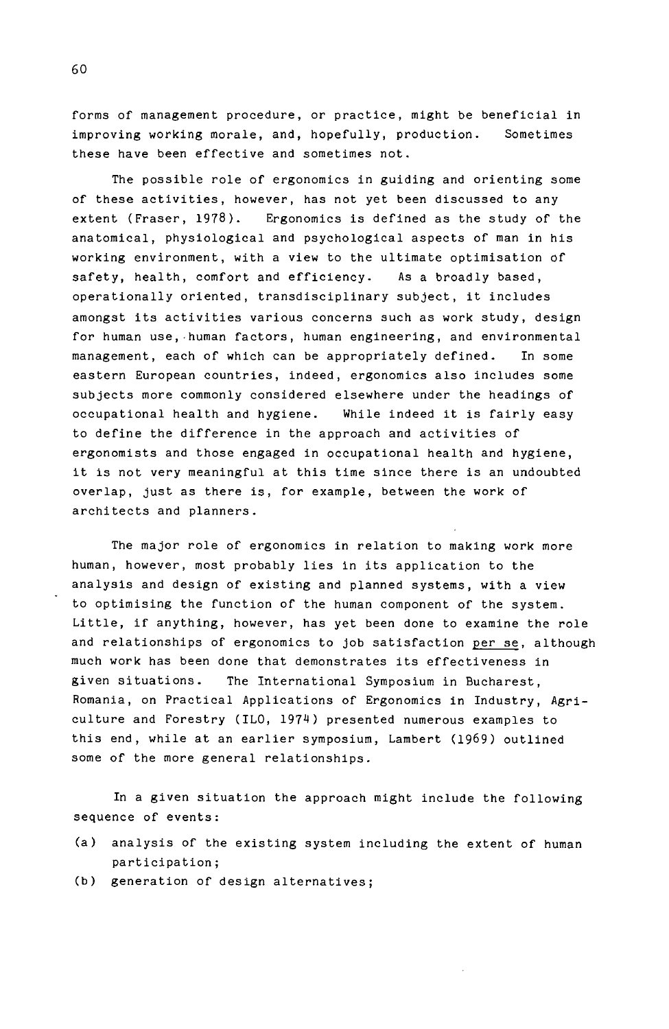forms of management procedure, or practice, might be beneficial in improving working morale, and, hopefully, production. Sometimes these have been effective and sometimes not.

The possible role of ergonomics in guiding and orienting some of these activities, however, has not yet been discussed to any extent (Fraser, 1978). Ergonomics is defined as the study of the anatomical, physiological and psychological aspects of man in his working environment, with a view to the ultimate optimisation of safety, health, comfort and efficiency. As a broadly based, operationally oriented, transdisciplinary subject, it includes amongst its activities various concerns such as work study, design for human use, human factors, human engineering, and environmental management, each of which can be appropriately defined. In some eastern European countries, indeed, ergonomics also includes some subjects more commonly considered elsewhere under the headings of occupational health and hygiene. While indeed it is fairly easy to define the difference in the approach and activities of ergonomists and those engaged in occupational health and hygiene, it is not very meaningful at this time since there is an undoubted overlap, just as there is, for example, between the work of architects and planners.

The major role of ergonomics in relation to making work more human, however, most probably lies in its application to the analysis and design of existing and planned systems, with a view to optimising the function of the human component of the system. Little, if anything, however, has yet been done to examine the role and relationships of ergonomics to job satisfaction per se, although much work has been done that demonstrates its effectiveness in given situations. The International Symposium in Bucharest, Romania, on Practical Applications of Ergonomics in Industry, Agriculture and Forestry (ILO, 1974) presented numerous examples to this end, while at an earlier symposium, Lambert (1969) outlined some of the more general relationships.

In a given situation the approach might include the following sequence of events:

(a) analysis of the existing system including the extent of human participation;

(b) generation of design alternatives;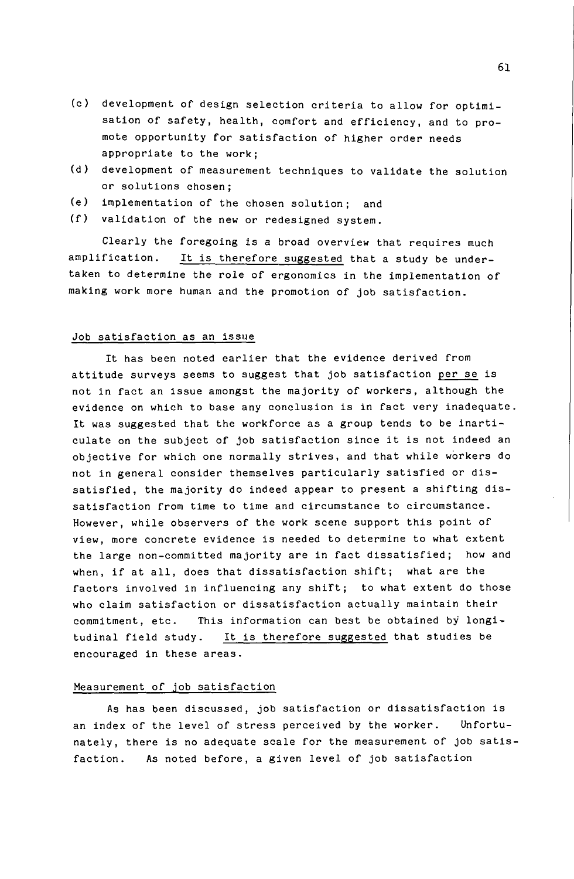(c) development of design selection criteria to allow for optimisation of safety, health, comfort and efficiency, and to promote opportunity for satisfaction of higher order needs appropriate to the work;

(d) development of measurement techniques to validate the solution or solutions chosen;

(e) implementation of the chosen solution; and

(f) validation of the new or redesigned system.

Clearly the foregoing is a broad overview that requires much amplification. It is therefore suggested that a study be undertaken to determine the role of ergonomics in the implementation of making work more human and the promotion of job satisfaction.

## Job satisfaction as an issue

It has been noted earlier that the evidence derived from attitude surveys seems to suggest that job satisfaction *per se* is not in fact an issue amongst the majority of workers, although the evidence on which to base any conclusion is in fact very inadequate. It was suggested that the workforce as a group tends to be inarticulate on the subject of job satisfaction since it is not indeed an objective for which one normally strives, and that while workers do not in general consider themselves particularly satisfied or dissatisfied, the majority do indeed appear to present a shifting dissatisfaction from time to time and circumstance to circumstance. However, while observers of the work scene support this point of view, more concrete evidence is needed to determine to what extent the large non-committed majority are in fact dissatisfied; how and when, if at all, does that dissatisfaction shift; what are the factors involved in influencing any shift; to what extent do those who claim satisfaction or dissatisfaction actually maintain their commitment, etc. This information can best be obtained by longitudinal field study. It is therefore suggested that studies be encouraged in these areas.

## Measurement of job satisfaction

As has been discussed, job satisfaction or dissatisfaction is an index of the level of stress perceived by the worker. Unfortunately, there is no adequate scale for the measurement of job satisfaction. As noted before, a given level of job satisfaction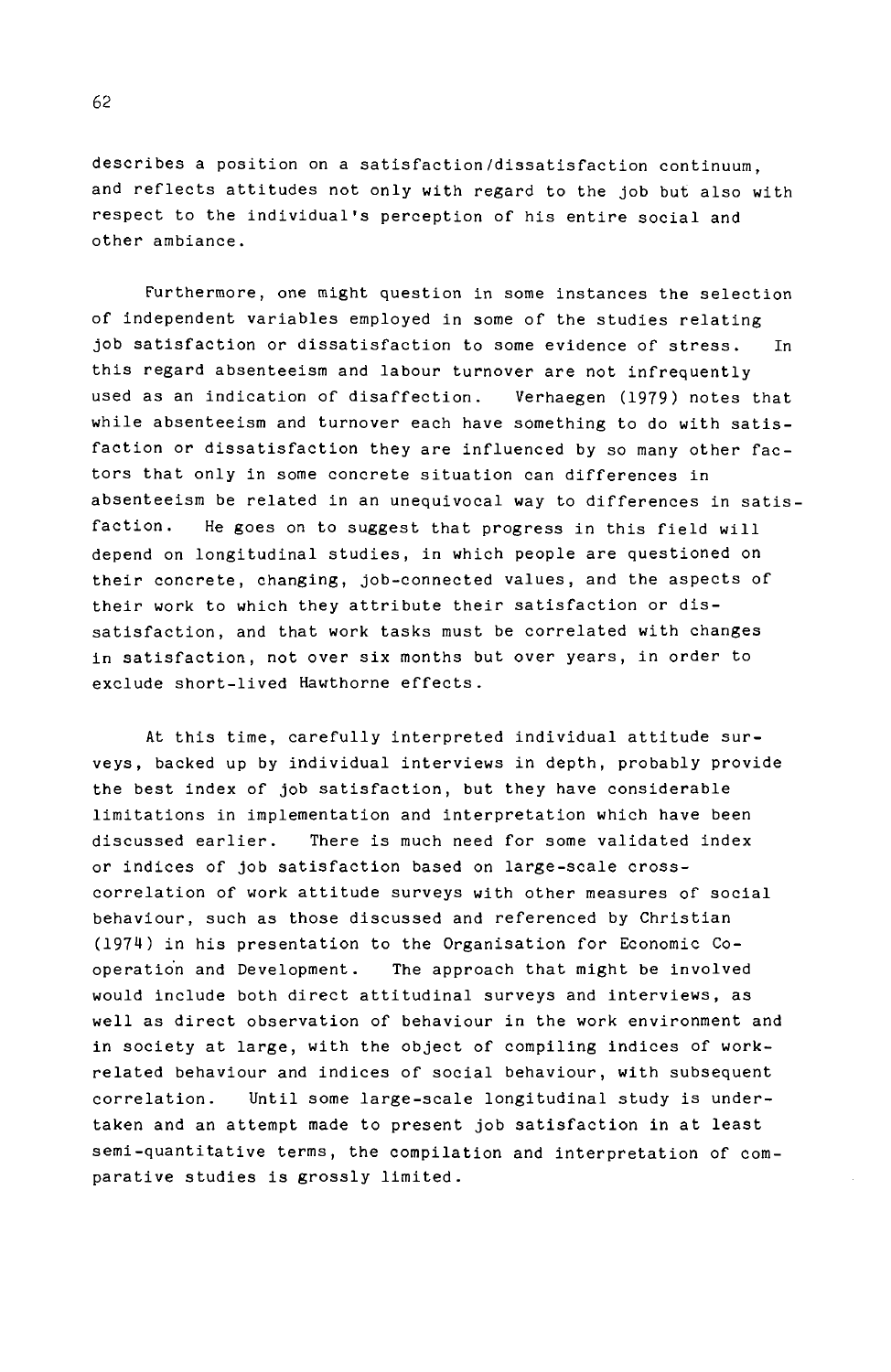describes a position on a satisfaction/dissatisfaction continuum, and reflects attitudes not only with regard to the job but also with respect to the individual's perception of his entire social and other ambiance.

Furthermore, one might question in some instances the selection of independent variables employed in some of the studies relating job satisfaction or dissatisfaction to some evidence of stress. In this regard absenteeism and labour turnover are not infrequently used as an indication of disaffection. Verhaegen (1979) notes that while absenteeism and turnover each have something to do with satisfaction or dissatisfaction they are influenced by so many other factors that only in some concrete situation can differences in absenteeism be related in an unequivocal way to differences in satisfaction. He goes on to suggest that progress in this field will depend on longitudinal studies, in which people are questioned on their concrete, changing, job-connected values, and the aspects of their work to which they attribute their satisfaction or dissatisfaction, and that work tasks must be correlated with changes in satisfaction, not over six months but over years, in order to exclude short-lived Hawthorne effects.

At this time, carefully interpreted individual attitude surveys, backed up by individual interviews in depth, probably provide the best index of job satisfaction, but they have considerable limitations in implementation and interpretation which have been discussed earlier. There is much need for some validated index or indices of job satisfaction based on large-scale cross-correlation of work attitude surveys with other measures of social behaviour, such as those discussed and referenced by Christian (1974) in his presentation to the Organisation for Economic Co-operation and Development. The approach that might be involved would include both direct attitudinal surveys and interviews, as well as direct observation of behaviour in the work environment and in society at large, with the object of compiling indices of work-related behaviour and indices of social behaviour, with subsequent correlation. Until some large-scale longitudinal study is undertaken and an attempt made to present job satisfaction in at least semi-quantitative terms, the compilation and interpretation of comparative studies is grossly limited.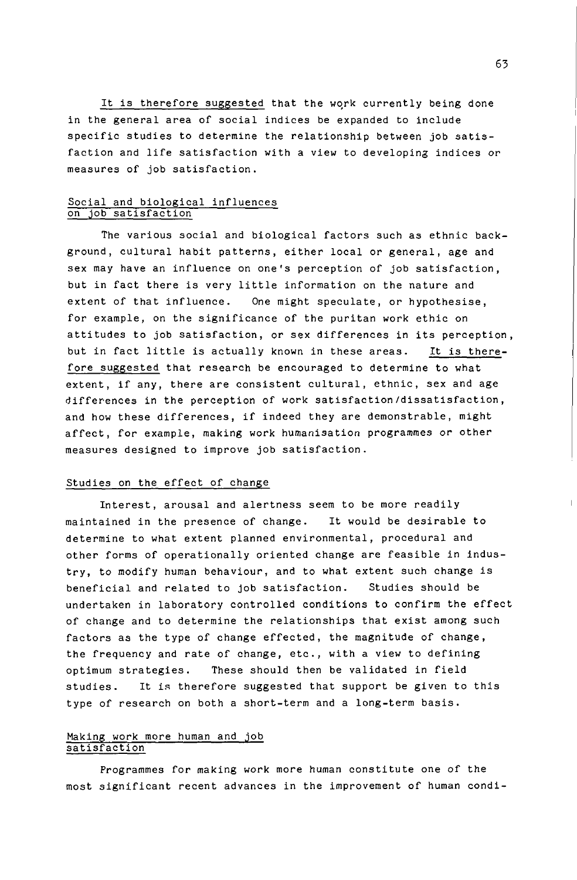It is therefore suggested that the work currently being done in the general area of social indices be expanded to include specific studies to determine the relationship between job satisfaction and life satisfaction with a view to developing indices or measures of job satisfaction.

## Social and biological influences on job satisfaction

The various social and biological factors such as ethnic background, cultural habit patterns, either local or general, age and sex may have an influence on one's perception of job satisfaction, but in fact there is very little information on the nature and extent of that influence. One might speculate, or hypothesise, for example, on the significance of the puritan work ethic on attitudes to job satisfaction, or sex differences in its perception, but in fact little is actually known in these areas. It is therefore suggested that research be encouraged to determine to what extent, if any, there are consistent cultural, ethnic, sex and age differences in the perception of work satisfaction/dissatisfaction, and how these differences, if indeed they are demonstrable, might affect, for example, making work humanisation programmes or other measures designed to improve job satisfaction.

## Studies on the effect of change

Interest, arousal and alertness seem to be more readily maintained in the presence of change. It would be desirable to determine to what extent planned environmental, procedural and other forms of operationally oriented change are feasible in industry, to modify human behaviour, and to what extent such change is beneficial and related to job satisfaction. Studies should be undertaken in laboratory controlled conditions to confirm the effect of change and to determine the relationships that exist among such factors as the type of change effected, the magnitude of change, the frequency and rate of change, etc., with a view to defining optimum strategies. These should then be validated in field studies. It is therefore suggested that support be given to this type of research on both a short-term and a long-term basis.

## Making work more human and job satisfaction

Programmes for making work more human constitute one of the most significant recent advances in the improvement of human condi-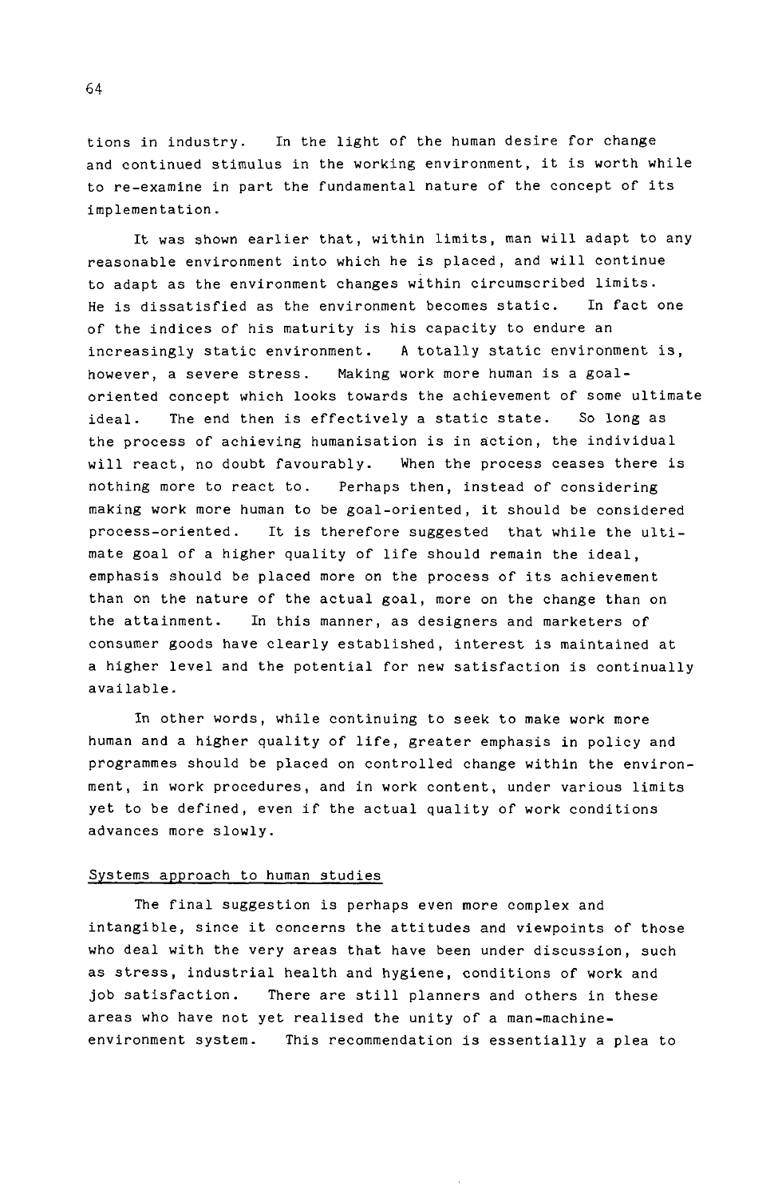tions in industry. In the light of the human desire for change and continued stimulus in the working environment, it is worth while to re-examine in part the fundamental nature of the concept of its implementation.

It was shown earlier that, within limits, man will adapt to any reasonable environment into which he is placed, and will continue to adapt as the environment changes within circumscribed limits. He is dissatisfied as the environment becomes static. In fact one of the indices of his maturity is his capacity to endure an increasingly static environment. A totally static environment is, however, a severe stress. Making work more human is a goal-oriented concept which looks towards the achievement of some ultimate ideal. The end then is effectively a static state. So long as the process of achieving humanisation is in action, the individual will react, no doubt favourably. When the process ceases there is nothing more to react to. Perhaps then, instead of considering making work more human to be goal-oriented, it should be considered process-oriented. It is therefore suggested that while the ultimate goal of a higher quality of life should remain the ideal, emphasis should be placed more on the process of its achievement than on the nature of the actual goal, more on the change than on the attainment. In this manner, as designers and marketers of consumer goods have clearly established, interest is maintained at a higher level and the potential for new satisfaction is continually available.

In other words, while continuing to seek to make work more human and a higher quality of life, greater emphasis in policy and programmes should be placed on controlled change within the environment, in work procedures, and in work content, under various limits yet to be defined, even if the actual quality of work conditions advances more slowly.

## Systems approach to human studies

The final suggestion is perhaps even more complex and intangible, since it concerns the attitudes and viewpoints of those who deal with the very areas that have been under discussion, such as stress, industrial health and hygiene, conditions of work and job satisfaction. There are still planners and others in these areas who have not yet realised the unity of a man-machine-environment system. This recommendation is essentially a plea to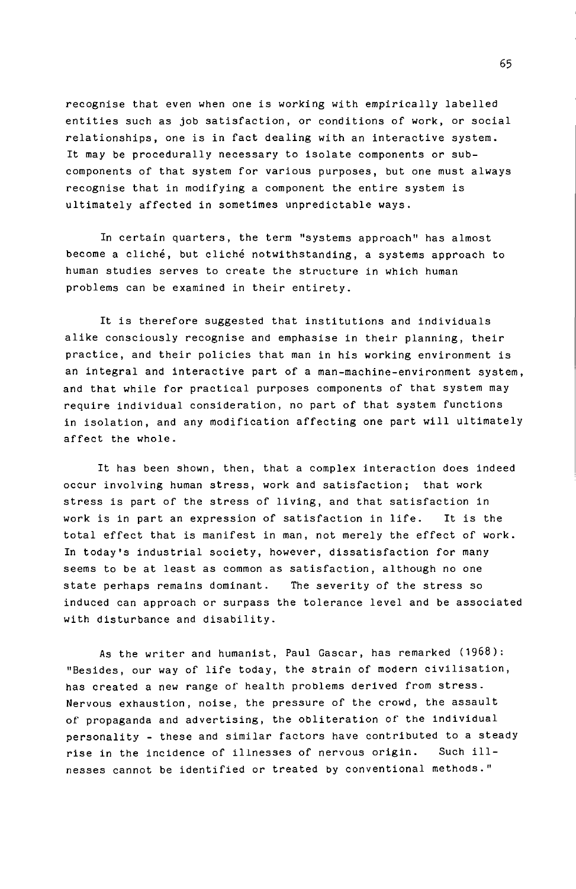recognise that even when one is working with empirically labelled entities such as job satisfaction, or conditions of work, or social relationships, one is in fact dealing with an interactive system. It may be procedurally necessary to isolate components or sub-components of that system for various purposes, but one must always recognise that in modifying a component the entire system is ultimately affected in sometimes unpredictable ways.

In certain quarters, the term "systems approach" has almost become a cliché, but cliché notwithstanding, a systems approach to human studies serves to create the structure in which human problems can be examined in their entirety.

It is therefore suggested that institutions and individuals alike consciously recognise and emphasise in their planning, their practice, and their policies that man in his working environment is an integral and interactive part of a man-machine-environment system, and that while for practical purposes components of that system may require individual consideration, no part of that system functions in isolation, and any modification affecting one part will ultimately affect the whole.

It has been shown, then, that a complex interaction does indeed occur involving human stress, work and satisfaction; that work stress is part of the stress of living, and that satisfaction in work is in part an expression of satisfaction in life. It is the total effect that is manifest in man, not merely the effect of work. In today's industrial society, however, dissatisfaction for many seems to be at least as common as satisfaction, although no one state perhaps remains dominant. The severity of the stress so induced can approach or surpass the tolerance level and be associated with disturbance and disability.

As the writer and humanist, Paul Gascar, has remarked (1968): "Besides, our way of life today, the strain of modern civilisation, has created a new range of health problems derived from stress. Nervous exhaustion, noise, the pressure of the crowd, the assault of propaganda and advertising, the obliteration of the individual personality - these and similar factors have contributed to a steady rise in the incidence of illnesses of nervous origin. Such illnesses cannot be identified or treated by conventional methods."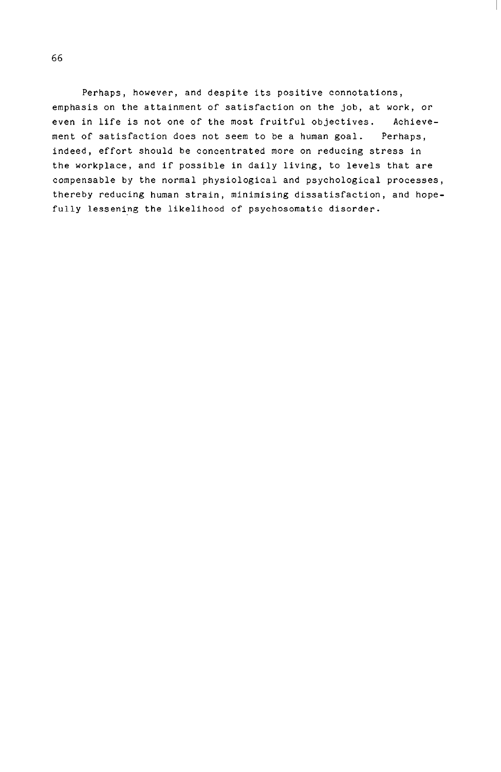Perhaps, however, and despite its positive connotations, emphasis on the attainment of satisfaction on the job, at work, or even in life is not one of the most fruitful objectives. Achievement of satisfaction does not seem to be a human goal. Perhaps, indeed, effort should be concentrated more on reducing stress in the workplace, and if possible in daily living, to levels that are compensable by the normal physiological and psychological processes, thereby reducing human strain, minimising dissatisfaction, and hopefully lessening the likelihood of psychosomatic disorder.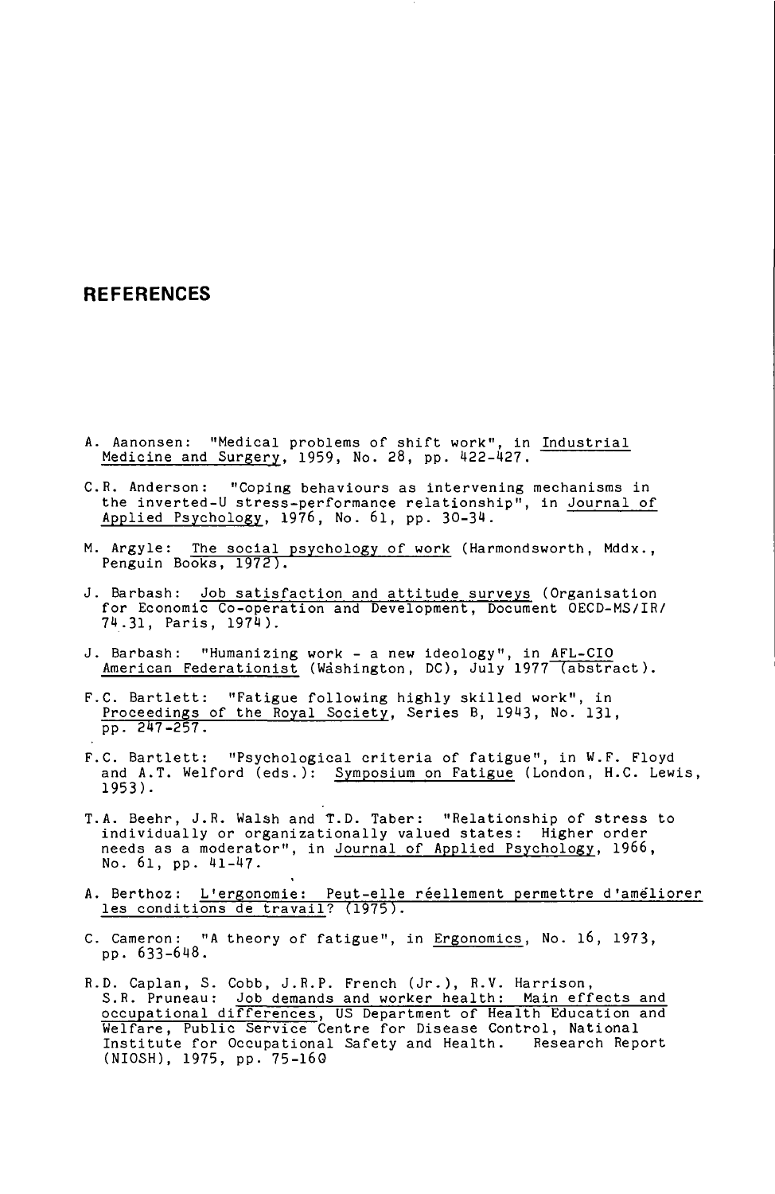# REFERENCES

A. Aanonsen: "Medical problems of shift work", in Industrial Medicine and Surgery, 1959, No. 28, pp. 422-427.

C.R. Anderson: "Coping behaviours as intervening mechanisms in the inverted-U stress-performance relationship", in Journal of Applied Psychology, 1976, No. 61, pp. 30-34.

M. Argyle: The social psychology of work (Harmondsworth, Mddx., Penguin Books, 1972).

J. Barbash: Job satisfaction and attitude surveys (Organisation for Economic Co-operation and Development, Document OECD-MS/IR/74.31, Paris, 1974).

J. Barbash: "Humanizing work - a new ideology", in AFL-CIO American Federationist (Washington, DC), July 1977 (abstract).

F.C. Bartlett: "Fatigue following highly skilled work", in Proceedings of the Royal Society, Series B, 1943, No. 131, pp. 247-257.

F.C. Bartlett: "Psychological criteria of fatigue", in W.F. Floyd and A.T. Welford (eds.): Symposium on Fatigue (London, H.C. Lewis, 1953).

T.A. Beehr, J.R. Walsh and T.D. Taber: "Relationship of stress to individually or organizationally valued states: Higher order needs as a moderator", in Journal of Applied Psychology, 1966, No. 61, pp. 41-47.

A. Berthoz: L'ergonomie: Peut-elle réellement permettre d'améliorer les conditions de travail? (1975).

C. Cameron: "A theory of fatigue", in Ergonomics, No. 16, 1973, pp. 633-648.

R.D. Caplan, S. Cobb, J.R.P. French (Jr.), R.V. Harrison, S.R. Pruneau: Job demands and worker health: Main effects and occupational differences, US Department of Health Education and Welfare, Public Service Centre for Disease Control, National Institute for Occupational Safety and Health. Research Report (NIOSH), 1975, pp. 75-160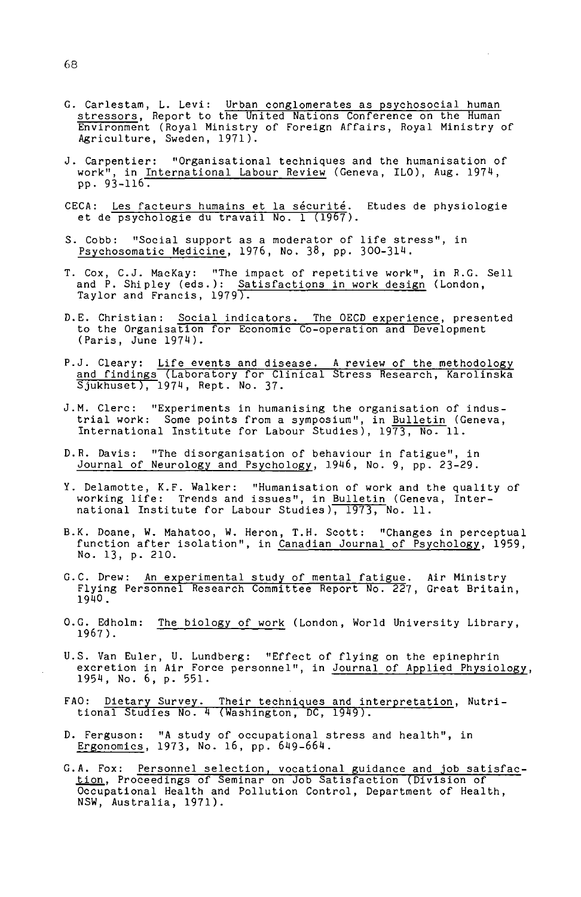G. Carlestam, L. Levi: Urban conglomerates as psychosocial human stressors, Report to the United Nations Conference on the Human Environment (Royal Ministry of Foreign Affairs, Royal Ministry of Agriculture, Sweden, 1971).

J. Carpentier: "Organisational techniques and the humanisation of work", in International Labour Review (Geneva, ILO), Aug. 1974, pp. 93-116.

CECA: Les facteurs humains et la sécurité. Etudes de physiologie et de psychologie du travail No. 1 (1967).

S. Cobb: "Social support as a moderator of life stress", in Psychosomatic Medicine, 1976, No. 38, pp. 300-314.

T. Cox, C.J. MacKay: "The impact of repetitive work", in R.G. Sell and P. Shipley (eds.): Satisfactions in work design (London, Taylor and Francis, 1979).

D.E. Christian: Social indicators. The OECD experience, presented to the Organisation for Economic Co-operation and Development (Paris, June 1974).

P.J. Cleary: Life events and disease. A review of the methodology and findings (Laboratory for Clinical Stress Research, Karolinska Sjukhuset), 1974, Rept. No. 37.

J.M. Clerc: "Experiments in humanising the organisation of industrial work: Some points from a symposium", in Bulletin (Geneva, International Institute for Labour Studies), 1973, No. 11.

D.R. Davis: "The disorganisation of behaviour in fatigue", in Journal of Neurology and Psychology, 1946, No. 9, pp. 23-29.

Y. Delamotte, K.F. Walker: "Humanisation of work and the quality of working life: Trends and issues", in Bulletin (Geneva, International Institute for Labour Studies), 1973, No. 11.

B.K. Doane, W. Mahatoo, W. Heron, T.H. Scott: "Changes in perceptual function after isolation", in Canadian Journal of Psychology, 1959, No. 13, p. 210.

G.C. Drew: An experimental study of mental fatigue. Air Ministry Flying Personnel Research Committee Report No. 227, Great Britain, 1940.

O.G. Edholm: The biology of work (London, World University Library, 1967).

U.S. Van Euler, U. Lundberg: "Effect of flying on the epinephrin excretion in Air Force personnel", in Journal of Applied Physiology, 1954, No. 6, p. 551.

FAO: Dietary Survey. Their techniques and interpretation, Nutritional Studies No. 4 (Washington, DC, 1949).

D. Ferguson: "A study of occupational stress and health", in Ergonomics, 1973, No. 16, pp. 649-664.

G.A. Fox: Personnel selection, vocational guidance and job satisfaction, Proceedings of Seminar on Job Satisfaction (Division of Occupational Health and Pollution Control, Department of Health, NSW, Australia, 1971).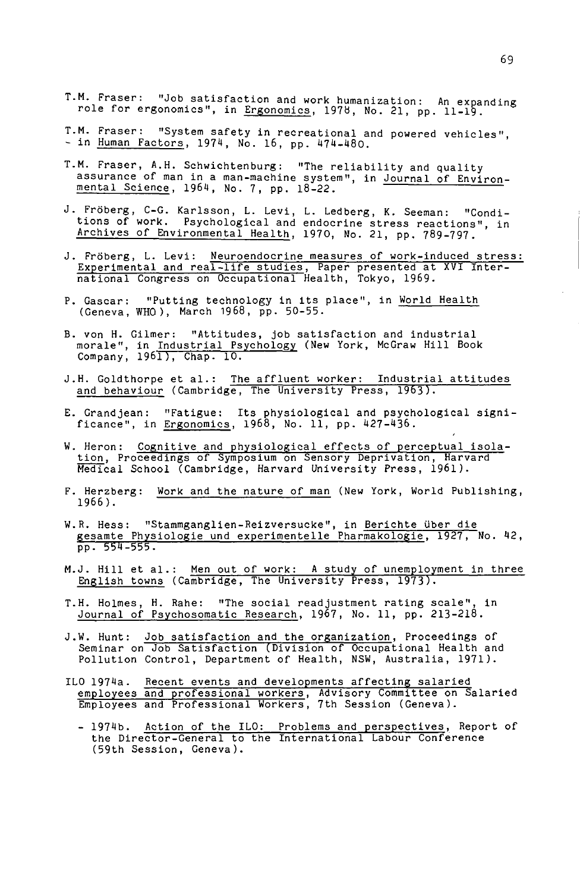T.M. Fraser: "Job satisfaction and work humanization: An expanding role for ergonomics", in Ergonomics, 1978, No. 21, pp. 11-19.

T.M. Fraser: "System safety in recreational and powered vehicles", - in Human Factors, 1974, No. 16, pp. 474-480.

T.M. Fraser, A.H. Schwichtenburg: "The reliability and quality assurance of man in a man-machine system", in Journal of Environmental Science, 1964, No. 7, pp. 18-22.

J. Fröberg, C-G. Karlsson, L. Levi, L. Ledberg, K. Seeman: "Conditions of work. Psychological and endocrine stress reactions", in Archives of Environmental Health, 1970, No. 21, pp. 789-797.

J. Fröberg, L. Levi: Neuroendocrine measures of work-induced stress: Experimental and real-life studies, Paper presented at XVI International Congress on Occupational Health, Tokyo, 1969.

P. Gascar: "Putting technology in its place", in World Health (Geneva, WHO), March 1968, pp. 50-55.

B. von H. Gilmer: "Attitudes, job satisfaction and industrial morale", in Industrial Psychology (New York, McGraw Hill Book Company, 1961), Chap. 10.

J.H. Goldthorpe et al.: The affluent worker: Industrial attitudes and behaviour (Cambridge, The University Press, 1963).

E. Grandjean: "Fatigue: Its physiological and psychological significance", in Ergonomics, 1968, No. 11, pp. 427-436.

W. Heron: Cognitive and physiological effects of perceptual isolation, Proceedings of Symposium on Sensory Deprivation, Harvard Medical School (Cambridge, Harvard University Press, 1961).

F. Herzberg: Work and the nature of man (New York, World Publishing, 1966).

W.R. Hess: "Stammganglien-Reizversucke", in Berichte über die gesamte Physiologie und experimentelle Pharmakologie, 1927, No. 42, pp. 554-555.

M.J. Hill et al.: Men out of work: A study of unemployment in three English towns (Cambridge, The University Press, 1973).

T.H. Holmes, H. Rahe: "The social readjustment rating scale", in Journal of Psychosomatic Research, 1967, No. 11, pp. 213-218.

J.W. Hunt: Job satisfaction and the organization, Proceedings of Seminar on Job Satisfaction (Division of Occupational Health and Pollution Control, Department of Health, NSW, Australia, 1971).

ILO 1974a. Recent events and developments affecting salaried employees and professional workers, Advisory Committee on Salaried Employees and Professional Workers, 7th Session (Geneva).

- 1974b. Action of the ILO: Problems and perspectives, Report of the Director-General to the International Labour Conference (59th Session, Geneva).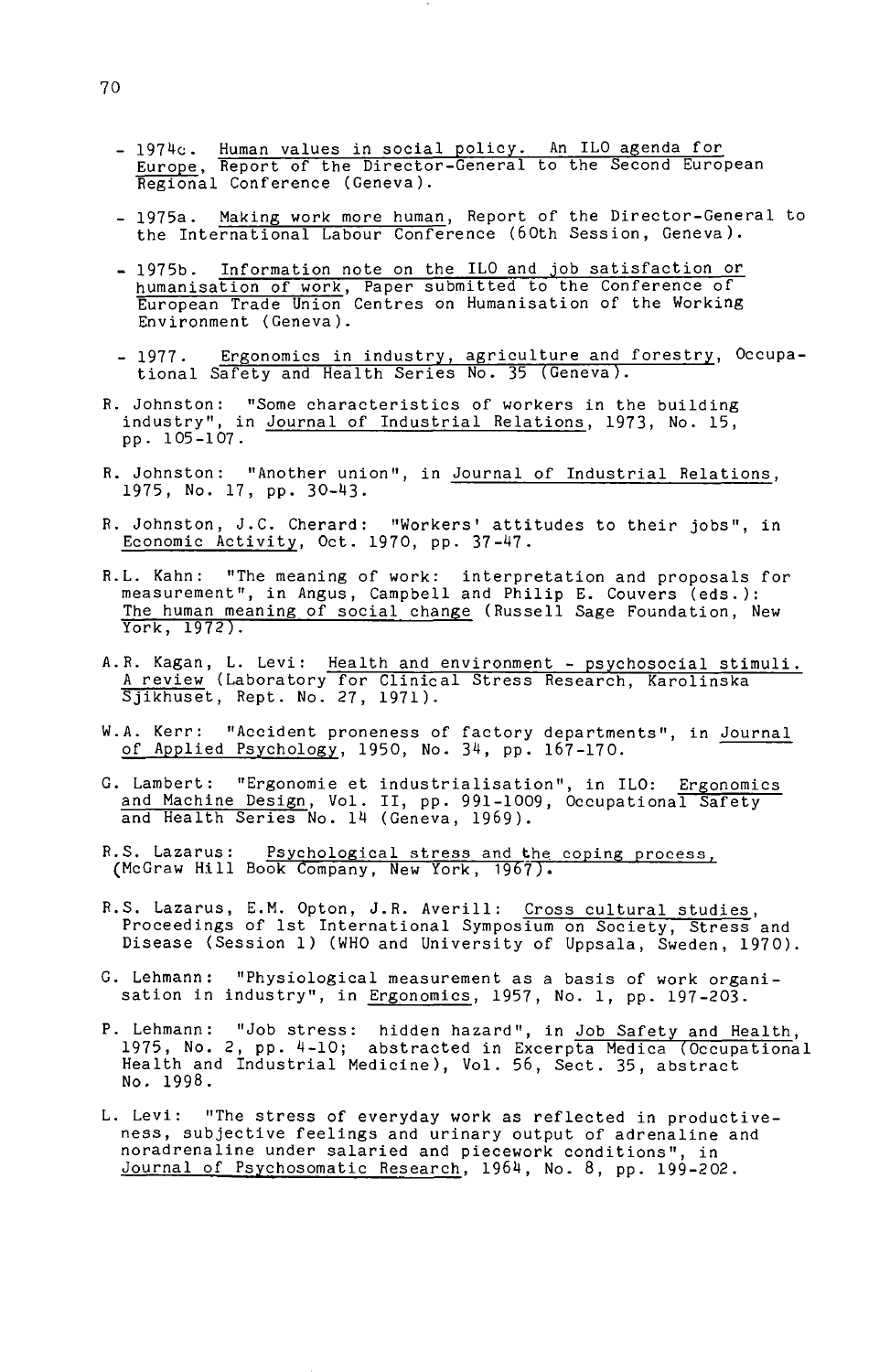- 1974c. Human values in social policy. An ILO agenda for Europe, Report of the Director-General to the Second European Regional Conference (Geneva).

- 1975a. Making work more human, Report of the Director-General to the International Labour Conference (60th Session, Geneva).

- 1975b. Information note on the ILO and job satisfaction or humanisation of work, Paper submitted to the Conference of European Trade Union Centres on Humanisation of the Working Environment (Geneva).

- 1977. Ergonomics in industry, agriculture and forestry, Occupational Safety and Health Series No. 35 (Geneva).

R. Johnston: "Some characteristics of workers in the building industry", in Journal of Industrial Relations, 1973, No. 15, pp. 105-107.

R. Johnston: "Another union", in Journal of Industrial Relations, 1975, No. 17, pp. 30-43.

R. Johnston, J.C. Cherard: "Workers' attitudes to their jobs", in Economic Activity, Oct. 1970, pp. 37-47.

R.L. Kahn: "The meaning of work: interpretation and proposals for measurement", in Angus, Campbell and Philip E. Couvers (eds.): The human meaning of social change (Russell Sage Foundation, New York, 1972).

A.R. Kagan, L. Levi: Health and environment - psychosocial stimuli. A review (Laboratory for Clinical Stress Research, Karolinska Sjikhuset, Rept. No. 27, 1971).

W.A. Kerr: "Accident proneness of factory departments", in Journal of Applied Psychology, 1950, No. 34, pp. 167-170.

G. Lambert: "Ergonomie et industrialisation", in ILO: Ergonomics and Machine Design, Vol. II, pp. 991-1009, Occupational Safety and Health Series No. 14 (Geneva, 1969).

R.S. Lazarus: Psychological stress and the coping process, (McGraw Hill Book Company, New York, 1967).

R.S. Lazarus, E.M. Opton, J.R. Averill: Cross cultural studies, Proceedings of 1st International Symposium on Society, Stress and Disease (Session 1) (WHO and University of Uppsala, Sweden, 1970).

G. Lehmann: "Physiological measurement as a basis of work organisation in industry", in Ergonomics, 1957, No. 1, pp. 197-203.

P. Lehmann: "Job stress: hidden hazard", in Job Safety and Health, 1975, No. 2, pp. 4-10; abstracted in Excerpta Medica (Occupational Health and Industrial Medicine), Vol. 56, Sect. 35, abstract No. 1998.

L. Levi: "The stress of everyday work as reflected in productiveness, subjective feelings and urinary output of adrenaline and noradrenaline under salaried and piecework conditions", in Journal of Psychosomatic Research, 1964, No. 8, pp. 199-202.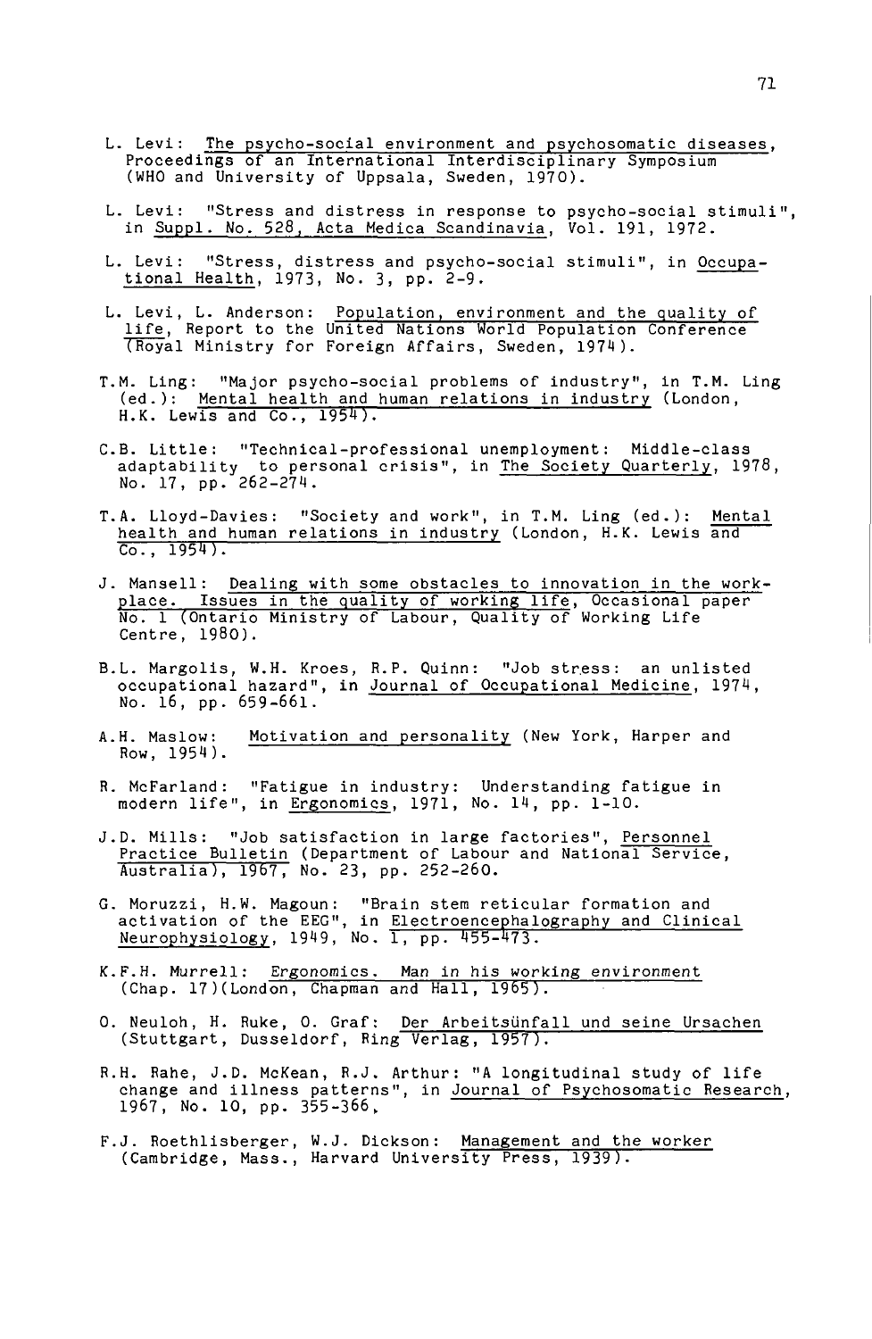L. Levi: The psycho-social environment and psychosomatic diseases, Proceedings of an International Interdisciplinary Symposium (WHO and University of Uppsala, Sweden, 1970).

L. Levi: "Stress and distress in response to psycho-social stimuli", in Suppl. No. 528, Acta Medica Scandinavia, Vol. 191, 1972.

L. Levi: "Stress, distress and psycho-social stimuli", in Occupational Health, 1973, No. 3, pp. 2-9.

L. Levi, L. Anderson: Population, environment and the quality of life, Report to the United Nations World Population Conference (Royal Ministry for Foreign Affairs, Sweden, 1974).

T.M. Ling: "Major psycho-social problems of industry", in T.M. Ling (ed.): Mental health and human relations in industry (London, H.K. Lewis and Co., 1954).

C.B. Little: "Technical-professional unemployment: Middle-class adaptability to personal crisis", in The Society Quarterly, 1978, No. 17, pp. 262-274.

T.A. Lloyd-Davies: "Society and work", in T.M. Ling (ed.): Mental health and human relations in industry (London, H.K. Lewis and Co., 1954).

J. Mansell: Dealing with some obstacles to innovation in the workplace. Issues in the quality of working life, Occasional paper No. 1 (Ontario Ministry of Labour, Quality of Working Life Centre, 1980).

B.L. Margolis, W.H. Kroes, R.P. Quinn: "Job stress: an unlisted occupational hazard", in Journal of Occupational Medicine, 1974, No. 16, pp. 659-661.

A.H. Maslow: Motivation and personality (New York, Harper and Row, 1954).

R. McFarland: "Fatigue in industry: Understanding fatigue in modern life", in Ergonomics, 1971, No. 14, pp. 1-10.

J.D. Mills: "Job satisfaction in large factories", Personnel Practice Bulletin (Department of Labour and National Service, Australia), 1967, No. 23, pp. 252-260.

G. Moruzzi, H.W. Magoun: "Brain stem reticular formation and activation of the EEG", in Electroencephalography and Clinical Neurophysiology, 1949, No. 1, pp. 455-473.

K.F.H. Murrell: Ergonomics. Man in his working environment (Chap. 17)(London, Chapman and Hall, 1965).

O. Neuloh, H. Ruke, O. Graf: Der Arbeitsünfall und seine Ursachen (Stuttgart, Dusseldorf, Ring Verlag, 1957).

R.H. Rahe, J.D. McKean, R.J. Arthur: "A longitudinal study of life change and illness patterns", in Journal of Psychosomatic Research, 1967, No. 10, pp. 355-366.

F.J. Roethlisberger, W.J. Dickson: Management and the worker (Cambridge, Mass., Harvard University Press, 1939).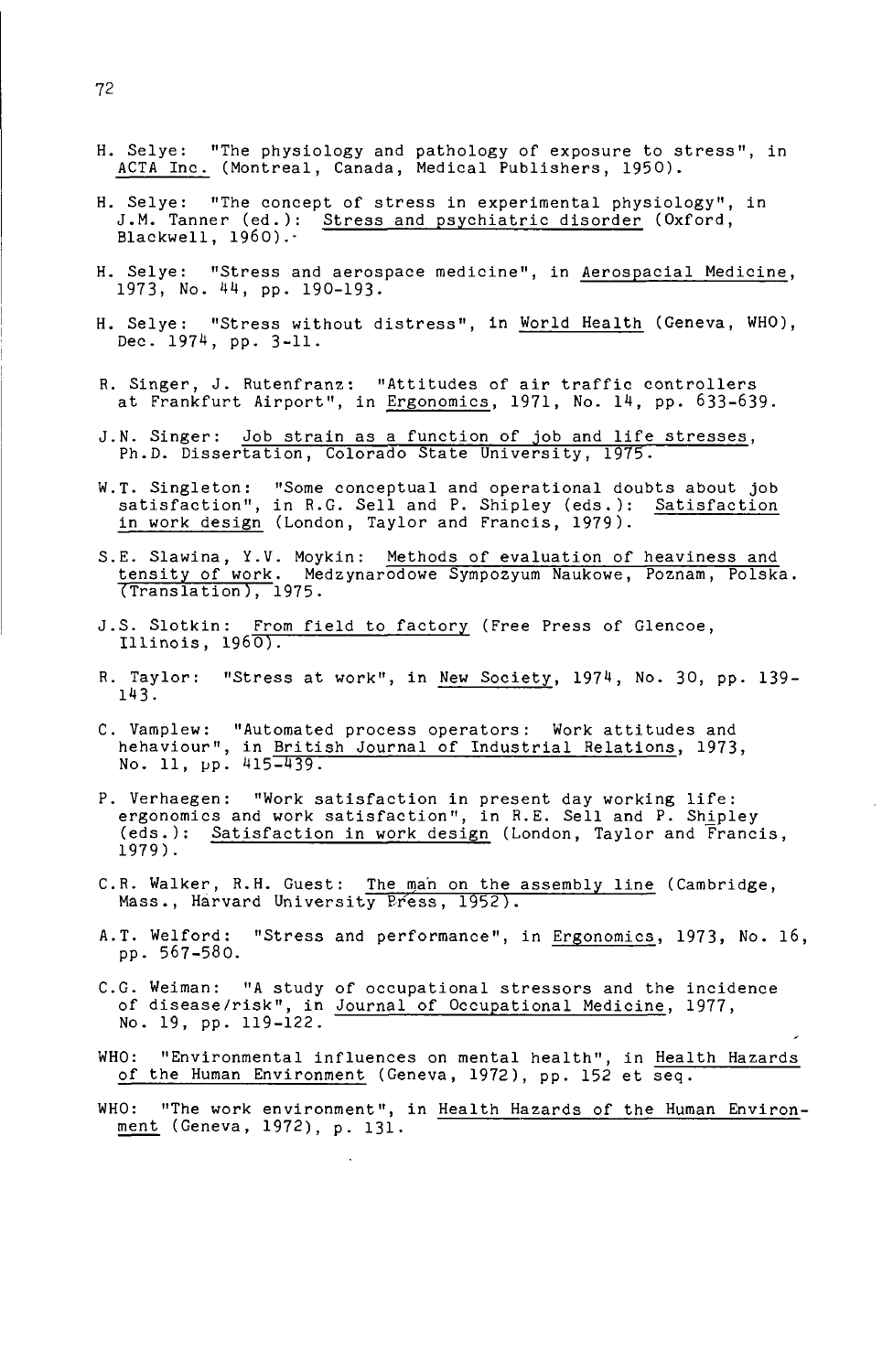H. Selye: "The physiology and pathology of exposure to stress", in ACTA Inc. (Montreal, Canada, Medical Publishers, 1950).

H. Selye: "The concept of stress in experimental physiology", in J.M. Tanner (ed.): Stress and psychiatric disorder (Oxford, Blackwell, 1960).

H. Selye: "Stress and aerospace medicine", in Aerospacial Medicine, 1973, No. 44, pp. 190-193.

H. Selye: "Stress without distress", in World Health (Geneva, WHO), Dec. 1974, pp. 3-11.

R. Singer, J. Rutenfranz: "Attitudes of air traffic controllers at Frankfurt Airport", in Ergonomics, 1971, No. 14, pp. 633-639.

J.N. Singer: Job strain as a function of job and life stresses, Ph.D. Dissertation, Colorado State University, 1975.

W.T. Singleton: "Some conceptual and operational doubts about job satisfaction", in R.G. Sell and P. Shipley (eds.): Satisfaction in work design (London, Taylor and Francis, 1979).

S.E. Slawina, Y.V. Moykin: Methods of evaluation of heaviness and tensity of work. Medzynarodowe Sympozyum Naukowe, Poznam, Polska. (Translation), 1975.

J.S. Slotkin: From field to factory (Free Press of Glencoe, Illinois, 1960).

R. Taylor: "Stress at work", in New Society, 1974, No. 30, pp. 139-143.

C. Vamplew: "Automated process operators: Work attitudes and hehaviour", in British Journal of Industrial Relations, 1973, No. 11, pp. 415-439.

P. Verhaegen: "Work satisfaction in present day working life: ergonomics and work satisfaction", in R.E. Sell and P. Shipley (eds.): Satisfaction in work design (London, Taylor and Francis, 1979).

C.R. Walker, R.H. Guest: The man on the assembly line (Cambridge, Mass., Harvard University Press, 1952).

A.T. Welford: "Stress and performance", in Ergonomics, 1973, No. 16, pp. 567-580.

C.G. Weiman: "A study of occupational stressors and the incidence of disease/risk", in Journal of Occupational Medicine, 1977, No. 19, pp. 119-122.

WHO: "Environmental influences on mental health", in Health Hazards of the Human Environment (Geneva, 1972), pp. 152 et seq.

WHO: "The work environment", in Health Hazards of the Human Environment (Geneva, 1972), p. 131.